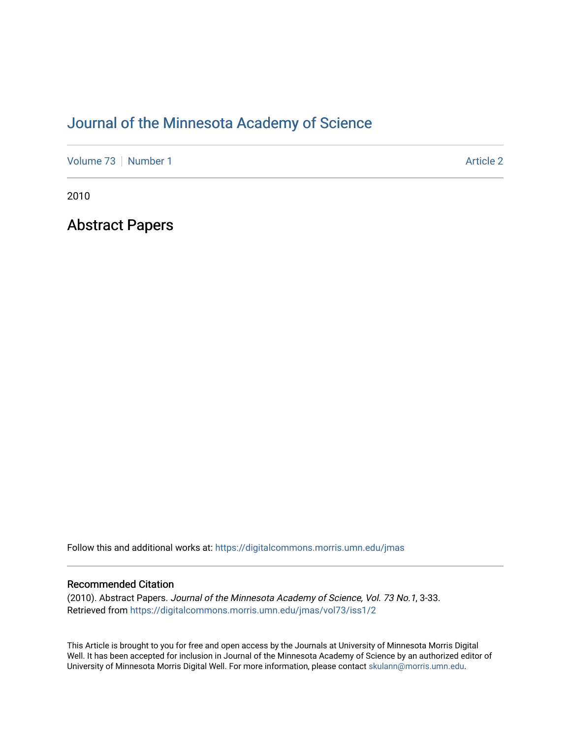# Journal of the Minnesota Academy of Science

Volume 73 | Number 1 | Article 2

2010

## Abstract Papers

Follow this and additional works at: https://digitalcommons.morris.umn.edu/jmas

### Recommended Citation

(2010). Abstract Papers. *Journal of the Minnesota Academy of Science, Vol. 73 No.1*, 3-33.
Retrieved from https://digitalcommons.morris.umn.edu/jmas/vol73/iss1/2

This Article is brought to you for free and open access by the Journals at University of Minnesota Morris Digital Well. It has been accepted for inclusion in Journal of the Minnesota Academy of Science by an authorized editor of University of Minnesota Morris Digital Well. For more information, please contact skulann@morris.umn.edu.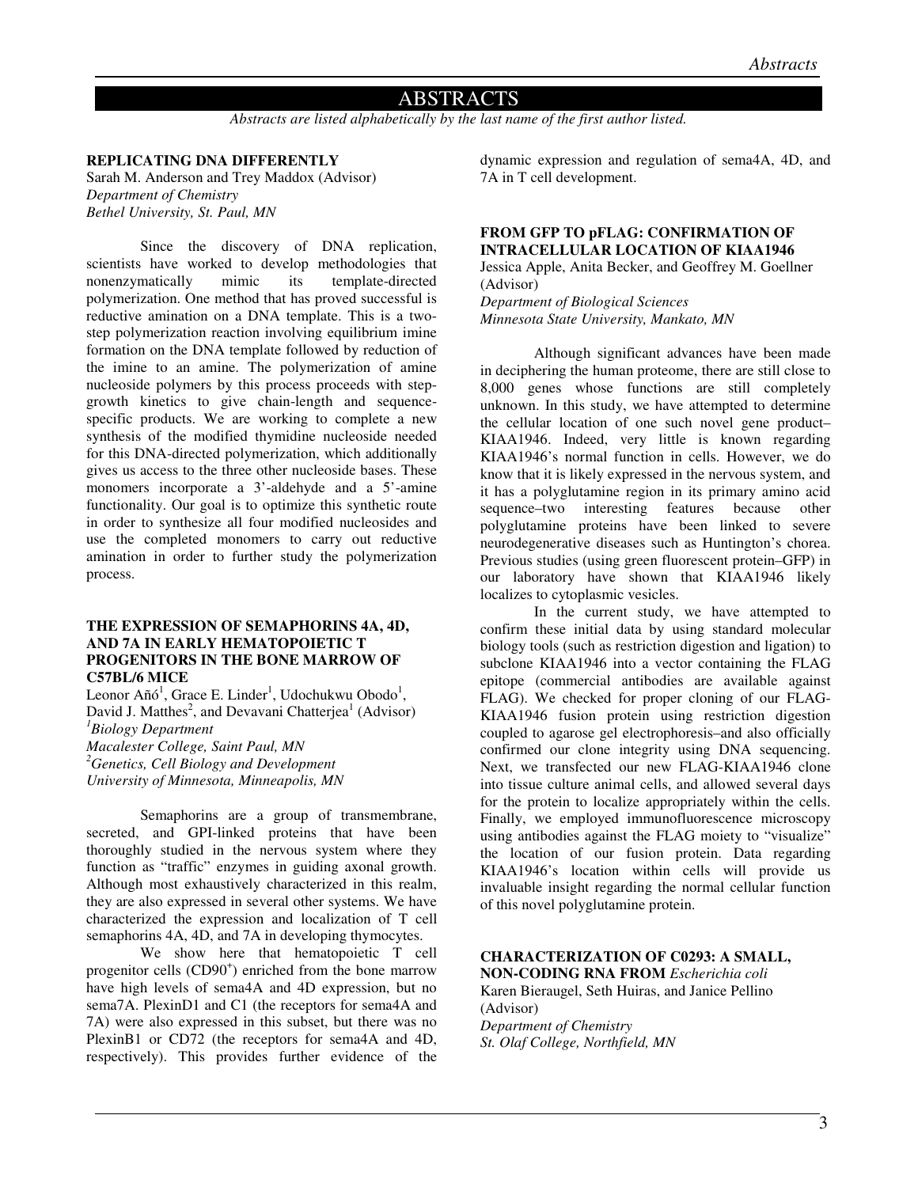# ABSTRACTS

*Abstracts are listed alphabetically by the last name of the first author listed.*

### REPLICATING DNA DIFFERENTLY

Sarah M. Anderson and Trey Maddox (Advisor)
*Department of Chemistry*
*Bethel University, St. Paul, MN*

Since the discovery of DNA replication, scientists have worked to develop methodologies that nonenzymatically mimic its template-directed polymerization. One method that has proved successful is reductive amination on a DNA template. This is a two-step polymerization reaction involving equilibrium imine formation on the DNA template followed by reduction of the imine to an amine. The polymerization of amine nucleoside polymers by this process proceeds with step-growth kinetics to give chain-length and sequence-specific products. We are working to complete a new synthesis of the modified thymidine nucleoside needed for this DNA-directed polymerization, which additionally gives us access to the three other nucleoside bases. These monomers incorporate a 3'-aldehyde and a 5'-amine functionality. Our goal is to optimize this synthetic route in order to synthesize all four modified nucleosides and use the completed monomers to carry out reductive amination in order to further study the polymerization process.

### THE EXPRESSION OF SEMAPHORINS 4A, 4D, AND 7A IN EARLY HEMATOPOIETIC T PROGENITORS IN THE BONE MARROW OF C57BL/6 MICE

Leonor Añó[1], Grace E. Linder[1], Udochukwu Obodo[1], David J. Matthes[2], and Devavani Chatterjea[1] (Advisor)
[1]*Biology Department*
*Macalester College, Saint Paul, MN*
[2]*Genetics, Cell Biology and Development*
*University of Minnesota, Minneapolis, MN*

Semaphorins are a group of transmembrane, secreted, and GPI-linked proteins that have been thoroughly studied in the nervous system where they function as "traffic" enzymes in guiding axonal growth. Although most exhaustively characterized in this realm, they are also expressed in several other systems. We have characterized the expression and localization of T cell semaphorins 4A, 4D, and 7A in developing thymocytes.

We show here that hematopoietic T cell progenitor cells ($CD90^+$) enriched from the bone marrow have high levels of sema4A and 4D expression, but no sema7A. PlexinD1 and C1 (the receptors for sema4A and 7A) were also expressed in this subset, but there was no PlexinB1 or CD72 (the receptors for sema4A and 4D, respectively). This provides further evidence of the dynamic expression and regulation of sema4A, 4D, and 7A in T cell development.

### FROM GFP TO pFLAG: CONFIRMATION OF INTRACELLULAR LOCATION OF KIAA1946

Jessica Apple, Anita Becker, and Geoffrey M. Goellner (Advisor)
*Department of Biological Sciences*
*Minnesota State University, Mankato, MN*

Although significant advances have been made in deciphering the human proteome, there are still close to 8,000 genes whose functions are still completely unknown. In this study, we have attempted to determine the cellular location of one such novel gene product–KIAA1946. Indeed, very little is known regarding KIAA1946's normal function in cells. However, we do know that it is likely expressed in the nervous system, and it has a polyglutamine region in its primary amino acid sequence–two interesting features because other polyglutamine proteins have been linked to severe neurodegenerative diseases such as Huntington's chorea. Previous studies (using green fluorescent protein–GFP) in our laboratory have shown that KIAA1946 likely localizes to cytoplasmic vesicles.

In the current study, we have attempted to confirm these initial data by using standard molecular biology tools (such as restriction digestion and ligation) to subclone KIAA1946 into a vector containing the FLAG epitope (commercial antibodies are available against FLAG). We checked for proper cloning of our FLAG-KIAA1946 fusion protein using restriction digestion coupled to agarose gel electrophoresis–and also officially confirmed our clone integrity using DNA sequencing. Next, we transfected our new FLAG-KIAA1946 clone into tissue culture animal cells, and allowed several days for the protein to localize appropriately within the cells. Finally, we employed immunofluorescence microscopy using antibodies against the FLAG moiety to "visualize" the location of our fusion protein. Data regarding KIAA1946's location within cells will provide us invaluable insight regarding the normal cellular function of this novel polyglutamine protein.

### CHARACTERIZATION OF C0293: A SMALL, NON-CODING RNA FROM *Escherichia coli*

Karen Bieraugel, Seth Huiras, and Janice Pellino (Advisor)
*Department of Chemistry*
*St. Olaf College, Northfield, MN*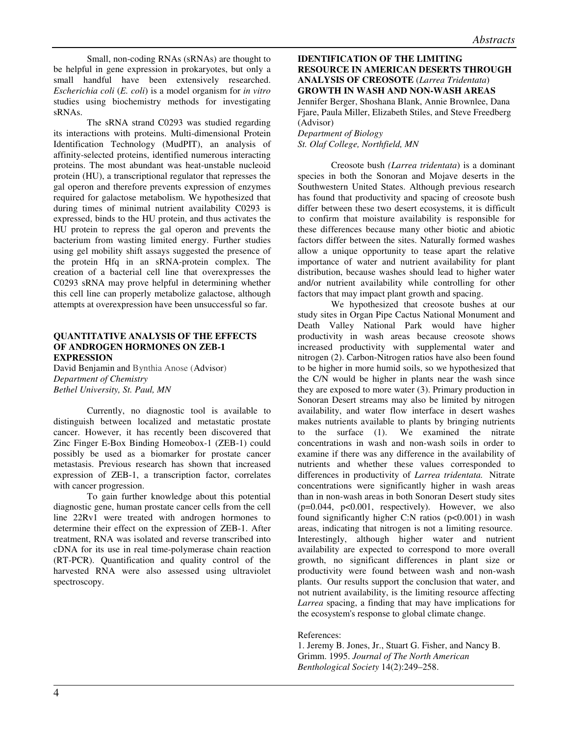Small, non-coding RNAs (sRNAs) are thought to be helpful in gene expression in prokaryotes, but only a small handful have been extensively researched. *Escherichia coli* (*E. coli*) is a model organism for *in vitro* studies using biochemistry methods for investigating sRNAs.

The sRNA strand C0293 was studied regarding its interactions with proteins. Multi-dimensional Protein Identification Technology (MudPIT), an analysis of affinity-selected proteins, identified numerous interacting proteins. The most abundant was heat-unstable nucleoid protein (HU), a transcriptional regulator that represses the gal operon and therefore prevents expression of enzymes required for galactose metabolism. We hypothesized that during times of minimal nutrient availability C0293 is expressed, binds to the HU protein, and thus activates the HU protein to repress the gal operon and prevents the bacterium from wasting limited energy. Further studies using gel mobility shift assays suggested the presence of the protein Hfq in an sRNA-protein complex. The creation of a bacterial cell line that overexpresses the C0293 sRNA may prove helpful in determining whether this cell line can properly metabolize galactose, although attempts at overexpression have been unsuccessful so far.

### QUANTITATIVE ANALYSIS OF THE EFFECTS OF ANDROGEN HORMONES ON ZEB-1 EXPRESSION

David Benjamin and Bynthia Anose (Advisor)
*Department of Chemistry*
*Bethel University, St. Paul, MN*

Currently, no diagnostic tool is available to distinguish between localized and metastatic prostate cancer. However, it has recently been discovered that Zinc Finger E-Box Binding Homeobox-1 (ZEB-1) could possibly be used as a biomarker for prostate cancer metastasis. Previous research has shown that increased expression of ZEB-1, a transcription factor, correlates with cancer progression.

To gain further knowledge about this potential diagnostic gene, human prostate cancer cells from the cell line 22Rv1 were treated with androgen hormones to determine their effect on the expression of ZEB-1. After treatment, RNA was isolated and reverse transcribed into cDNA for its use in real time-polymerase chain reaction (RT-PCR). Quantification and quality control of the harvested RNA were also assessed using ultraviolet spectroscopy.

### IDENTIFICATION OF THE LIMITING RESOURCE IN AMERICAN DESERTS THROUGH ANALYSIS OF CREOSOTE (*Larrea Tridentata*) GROWTH IN WASH AND NON-WASH AREAS

Jennifer Berger, Shoshana Blank, Annie Brownlee, Dana Fjare, Paula Miller, Elizabeth Stiles, and Steve Freedberg (Advisor)
*Department of Biology*
*St. Olaf College, Northfield, MN*

Creosote bush *(Larrea tridentata*) is a dominant species in both the Sonoran and Mojave deserts in the Southwestern United States. Although previous research has found that productivity and spacing of creosote bush differ between these two desert ecosystems, it is difficult to confirm that moisture availability is responsible for these differences because many other biotic and abiotic factors differ between the sites. Naturally formed washes allow a unique opportunity to tease apart the relative importance of water and nutrient availability for plant distribution, because washes should lead to higher water and/or nutrient availability while controlling for other factors that may impact plant growth and spacing.

We hypothesized that creosote bushes at our study sites in Organ Pipe Cactus National Monument and Death Valley National Park would have higher productivity in wash areas because creosote shows increased productivity with supplemental water and nitrogen (2). Carbon-Nitrogen ratios have also been found to be higher in more humid soils, so we hypothesized that the C/N would be higher in plants near the wash since they are exposed to more water (3). Primary production in Sonoran Desert streams may also be limited by nitrogen availability, and water flow interface in desert washes makes nutrients available to plants by bringing nutrients to the surface (1). We examined the nitrate concentrations in wash and non-wash soils in order to examine if there was any difference in the availability of nutrients and whether these values corresponded to differences in productivity of *Larrea tridentata.* Nitrate concentrations were significantly higher in wash areas than in non-wash areas in both Sonoran Desert study sites ($p=0.044$, $p<0.001$, respectively). However, we also found significantly higher C:N ratios ($p<0.001$) in wash areas, indicating that nitrogen is not a limiting resource. Interestingly, although higher water and nutrient availability are expected to correspond to more overall growth, no significant differences in plant size or productivity were found between wash and non-wash plants. Our results support the conclusion that water, and not nutrient availability, is the limiting resource affecting *Larrea* spacing, a finding that may have implications for the ecosystem's response to global climate change.

References:

1. Jeremy B. Jones, Jr., Stuart G. Fisher, and Nancy B. Grimm. 1995. *Journal of The North American Benthological Society* 14(2):249–258.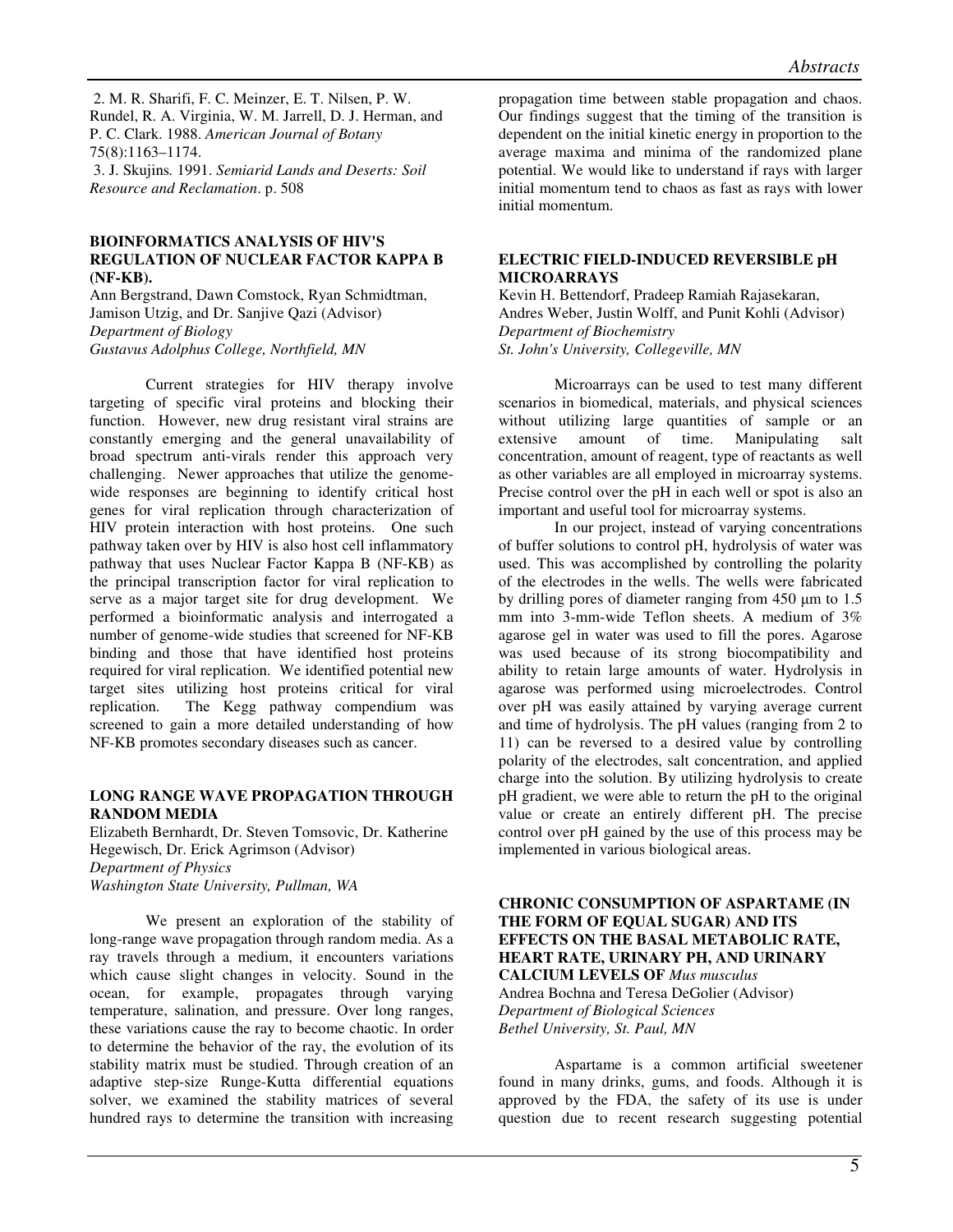2. M. R. Sharifi, F. C. Meinzer, E. T. Nilsen, P. W. Rundel, R. A. Virginia, W. M. Jarrell, D. J. Herman, and P. C. Clark. 1988. *American Journal of Botany* 75(8):1163–1174.

3. J. Skujins. 1991. *Semiarid Lands and Deserts: Soil Resource and Reclamation*. p. 508

### BIOINFORMATICS ANALYSIS OF HIV'S REGULATION OF NUCLEAR FACTOR KAPPA B (NF-KB).

Ann Bergstrand, Dawn Comstock, Ryan Schmidtman, Jamison Utzig, and Dr. Sanjive Qazi (Advisor)
*Department of Biology*
*Gustavus Adolphus College, Northfield, MN*

Current strategies for HIV therapy involve targeting of specific viral proteins and blocking their function. However, new drug resistant viral strains are constantly emerging and the general unavailability of broad spectrum anti-virals render this approach very challenging. Newer approaches that utilize the genome-wide responses are beginning to identify critical host genes for viral replication through characterization of HIV protein interaction with host proteins. One such pathway taken over by HIV is also host cell inflammatory pathway that uses Nuclear Factor Kappa B (NF-KB) as the principal transcription factor for viral replication to serve as a major target site for drug development. We performed a bioinformatic analysis and interrogated a number of genome-wide studies that screened for NF-KB binding and those that have identified host proteins required for viral replication. We identified potential new target sites utilizing host proteins critical for viral replication. The Kegg pathway compendium was screened to gain a more detailed understanding of how NF-KB promotes secondary diseases such as cancer.

### LONG RANGE WAVE PROPAGATION THROUGH RANDOM MEDIA

Elizabeth Bernhardt, Dr. Steven Tomsovic, Dr. Katherine Hegewisch, Dr. Erick Agrimson (Advisor)
*Department of Physics*
*Washington State University, Pullman, WA*

We present an exploration of the stability of long-range wave propagation through random media. As a ray travels through a medium, it encounters variations which cause slight changes in velocity. Sound in the ocean, for example, propagates through varying temperature, salination, and pressure. Over long ranges, these variations cause the ray to become chaotic. In order to determine the behavior of the ray, the evolution of its stability matrix must be studied. Through creation of an adaptive step-size Runge-Kutta differential equations solver, we examined the stability matrices of several hundred rays to determine the transition with increasing propagation time between stable propagation and chaos. Our findings suggest that the timing of the transition is dependent on the initial kinetic energy in proportion to the average maxima and minima of the randomized plane potential. We would like to understand if rays with larger initial momentum tend to chaos as fast as rays with lower initial momentum.

### ELECTRIC FIELD-INDUCED REVERSIBLE pH MICROARRAYS

Kevin H. Bettendorf, Pradeep Ramiah Rajasekaran, Andres Weber, Justin Wolff, and Punit Kohli (Advisor)
*Department of Biochemistry*
*St. John's University, Collegeville, MN*

Microarrays can be used to test many different scenarios in biomedical, materials, and physical sciences without utilizing large quantities of sample or an extensive amount of time. Manipulating salt concentration, amount of reagent, type of reactants as well as other variables are all employed in microarray systems. Precise control over the pH in each well or spot is also an important and useful tool for microarray systems.

In our project, instead of varying concentrations of buffer solutions to control pH, hydrolysis of water was used. This was accomplished by controlling the polarity of the electrodes in the wells. The wells were fabricated by drilling pores of diameter ranging from 450 μm to 1.5 mm into 3-mm-wide Teflon sheets. A medium of 3% agarose gel in water was used to fill the pores. Agarose was used because of its strong biocompatibility and ability to retain large amounts of water. Hydrolysis in agarose was performed using microelectrodes. Control over pH was easily attained by varying average current and time of hydrolysis. The pH values (ranging from 2 to 11) can be reversed to a desired value by controlling polarity of the electrodes, salt concentration, and applied charge into the solution. By utilizing hydrolysis to create pH gradient, we were able to return the pH to the original value or create an entirely different pH. The precise control over pH gained by the use of this process may be implemented in various biological areas.

### CHRONIC CONSUMPTION OF ASPARTAME (IN THE FORM OF EQUAL SUGAR) AND ITS EFFECTS ON THE BASAL METABOLIC RATE, HEART RATE, URINARY PH, AND URINARY CALCIUM LEVELS OF *Mus musculus*

Andrea Bochna and Teresa DeGolier (Advisor)
*Department of Biological Sciences*
*Bethel University, St. Paul, MN*

Aspartame is a common artificial sweetener found in many drinks, gums, and foods. Although it is approved by the FDA, the safety of its use is under question due to recent research suggesting potential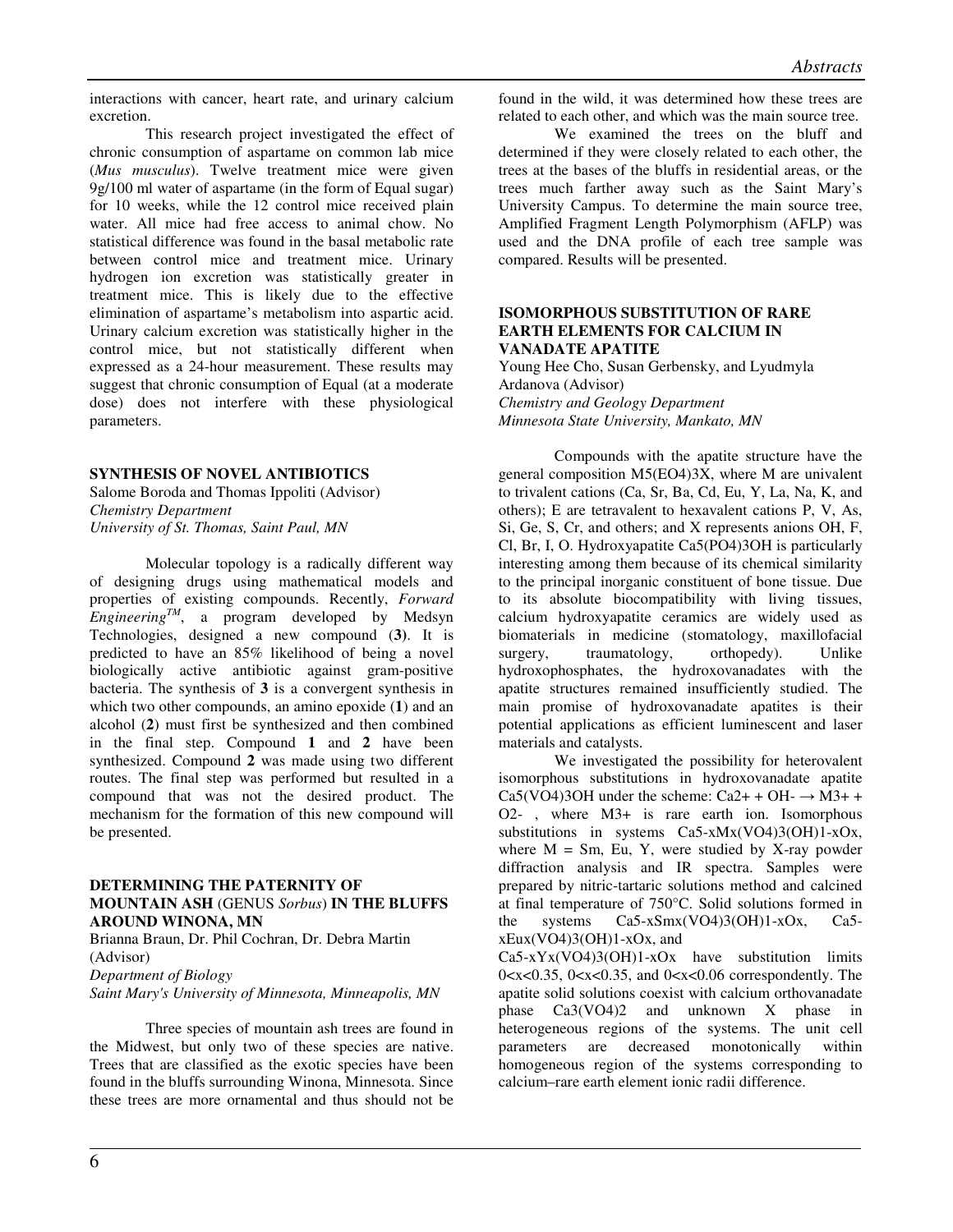interactions with cancer, heart rate, and urinary calcium excretion.

This research project investigated the effect of chronic consumption of aspartame on common lab mice (*Mus musculus*). Twelve treatment mice were given 9g/100 ml water of aspartame (in the form of Equal sugar) for 10 weeks, while the 12 control mice received plain water. All mice had free access to animal chow. No statistical difference was found in the basal metabolic rate between control mice and treatment mice. Urinary hydrogen ion excretion was statistically greater in treatment mice. This is likely due to the effective elimination of aspartame's metabolism into aspartic acid. Urinary calcium excretion was statistically higher in the control mice, but not statistically different when expressed as a 24-hour measurement. These results may suggest that chronic consumption of Equal (at a moderate dose) does not interfere with these physiological parameters.

### SYNTHESIS OF NOVEL ANTIBIOTICS

Salome Boroda and Thomas Ippoliti (Advisor)
*Chemistry Department*
*University of St. Thomas, Saint Paul, MN*

Molecular topology is a radically different way of designing drugs using mathematical models and properties of existing compounds. Recently, *Forward Engineering™*, a program developed by Medsyn Technologies, designed a new compound (**3**). It is predicted to have an 85% likelihood of being a novel biologically active antibiotic against gram-positive bacteria. The synthesis of **3** is a convergent synthesis in which two other compounds, an amino epoxide (**1**) and an alcohol (**2**) must first be synthesized and then combined in the final step. Compound **1** and **2** have been synthesized. Compound **2** was made using two different routes. The final step was performed but resulted in a compound that was not the desired product. The mechanism for the formation of this new compound will be presented.

### DETERMINING THE PATERNITY OF MOUNTAIN ASH (GENUS *Sorbus*) IN THE BLUFFS AROUND WINONA, MN

Brianna Braun, Dr. Phil Cochran, Dr. Debra Martin (Advisor)
*Department of Biology*
*Saint Mary's University of Minnesota, Minneapolis, MN*

Three species of mountain ash trees are found in the Midwest, but only two of these species are native. Trees that are classified as the exotic species have been found in the bluffs surrounding Winona, Minnesota. Since these trees are more ornamental and thus should not be found in the wild, it was determined how these trees are related to each other, and which was the main source tree.

We examined the trees on the bluff and determined if they were closely related to each other, the trees at the bases of the bluffs in residential areas, or the trees much farther away such as the Saint Mary's University Campus. To determine the main source tree, Amplified Fragment Length Polymorphism (AFLP) was used and the DNA profile of each tree sample was compared. Results will be presented.

### ISOMORPHOUS SUBSTITUTION OF RARE EARTH ELEMENTS FOR CALCIUM IN VANADATE APATITE

Young Hee Cho, Susan Gerbensky, and Lyudmyla Ardanova (Advisor)
*Chemistry and Geology Department*
*Minnesota State University, Mankato, MN*

Compounds with the apatite structure have the general composition $M_5(EO_4)_3X$, where M are univalent to trivalent cations (Ca, Sr, Ba, Cd, Eu, Y, La, Na, K, and others); E are tetravalent to hexavalent cations P, V, As, Si, Ge, S, Cr, and others; and X represents anions OH, F, Cl, Br, I, O. Hydroxyapatite $Ca_5(PO_4)_3OH$ is particularly interesting among them because of its chemical similarity to the principal inorganic constituent of bone tissue. Due to its absolute biocompatibility with living tissues, calcium hydroxyapatite ceramics are widely used as biomaterials in medicine (stomatology, maxillofacial surgery, traumatology, orthopedy). Unlike hydroxophosphates, the hydroxovanadates with the apatite structures remained insufficiently studied. The main promise of hydroxovanadate apatites is their potential applications as efficient luminescent and laser materials and catalysts.

We investigated the possibility for heterovalent isomorphous substitutions in hydroxovanadate apatite $Ca_5(VO_4)_3OH$ under the scheme: $Ca^{2+} + OH^- \rightarrow M^{3+} + O^{2-}$, where $M^{3+}$ is rare earth ion. Isomorphous substitutions in systems $Ca_{5-x}M_x(VO_4)_3(OH)_{1-x}O_x$, where M = Sm, Eu, Y, were studied by X-ray powder diffraction analysis and IR spectra. Samples were prepared by nitric-tartaric solutions method and calcined at final temperature of 750°C. Solid solutions formed in the systems $Ca_{5-x}Sm_x(VO_4)_3(OH)_{1-x}O_x$, $Ca_{5-x}Eu_x(VO_4)_3(OH)_{1-x}O_x$, and $Ca_{5-x}Y_x(VO_4)_3(OH)_{1-x}O_x$ have substitution limits $0<x<0.35$, $0<x<0.35$, and $0<x<0.06$ correspondently. The apatite solid solutions coexist with calcium orthovanadate phase $Ca_3(VO_4)_2$ and unknown X phase in heterogeneous regions of the systems. The unit cell parameters are decreased monotonically within homogeneous region of the systems corresponding to calcium–rare earth element ionic radii difference.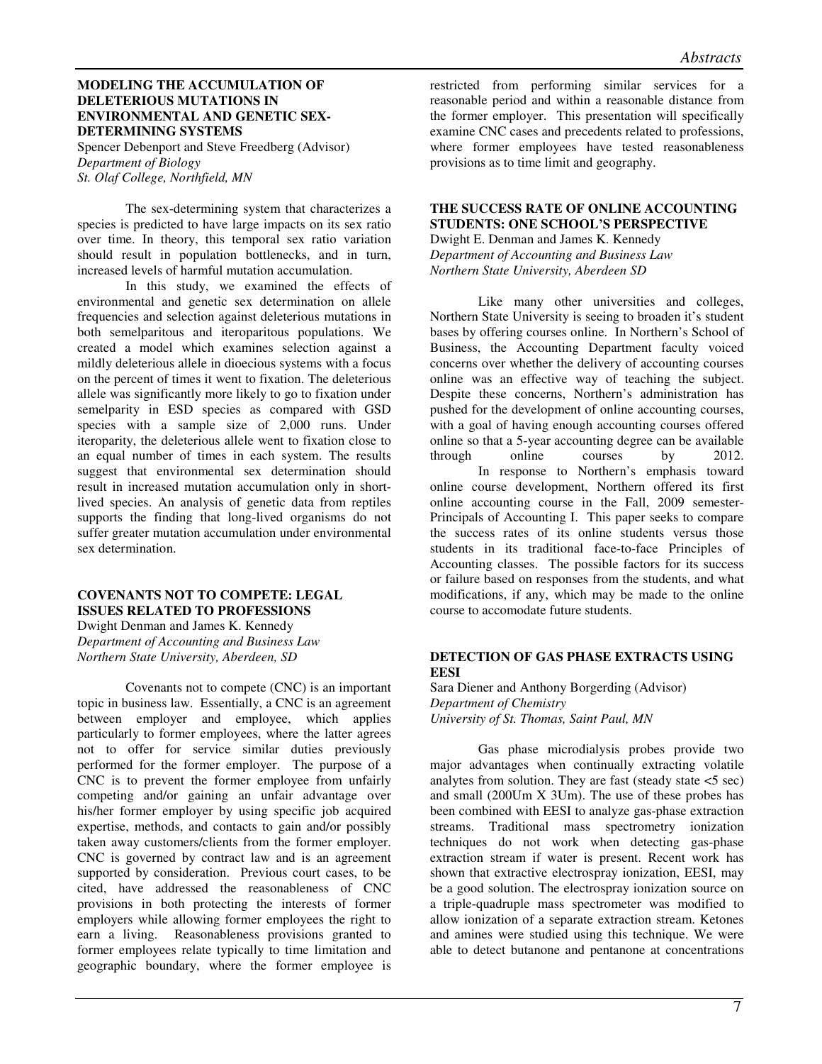### MODELING THE ACCUMULATION OF DELETERIOUS MUTATIONS IN ENVIRONMENTAL AND GENETIC SEX-DETERMINING SYSTEMS

Spencer Debenport and Steve Freedberg (Advisor)
*Department of Biology*
*St. Olaf College, Northfield, MN*

The sex-determining system that characterizes a species is predicted to have large impacts on its sex ratio over time. In theory, this temporal sex ratio variation should result in population bottlenecks, and in turn, increased levels of harmful mutation accumulation.

In this study, we examined the effects of environmental and genetic sex determination on allele frequencies and selection against deleterious mutations in both semelparitous and iteroparitous populations. We created a model which examines selection against a mildly deleterious allele in dioecious systems with a focus on the percent of times it went to fixation. The deleterious allele was significantly more likely to go to fixation under semelparity in ESD species as compared with GSD species with a sample size of 2,000 runs. Under iteroparity, the deleterious allele went to fixation close to an equal number of times in each system. The results suggest that environmental sex determination should result in increased mutation accumulation only in short-lived species. An analysis of genetic data from reptiles supports the finding that long-lived organisms do not suffer greater mutation accumulation under environmental sex determination.

### COVENANTS NOT TO COMPETE: LEGAL ISSUES RELATED TO PROFESSIONS

Dwight Denman and James K. Kennedy
*Department of Accounting and Business Law*
*Northern State University, Aberdeen, SD*

Covenants not to compete (CNC) is an important topic in business law. Essentially, a CNC is an agreement between employer and employee, which applies particularly to former employees, where the latter agrees not to offer for service similar duties previously performed for the former employer. The purpose of a CNC is to prevent the former employee from unfairly competing and/or gaining an unfair advantage over his/her former employer by using specific job acquired expertise, methods, and contacts to gain and/or possibly taken away customers/clients from the former employer. CNC is governed by contract law and is an agreement supported by consideration. Previous court cases, to be cited, have addressed the reasonableness of CNC provisions in both protecting the interests of former employers while allowing former employees the right to earn a living. Reasonableness provisions granted to former employees relate typically to time limitation and geographic boundary, where the former employee is restricted from performing similar services for a reasonable period and within a reasonable distance from the former employer. This presentation will specifically examine CNC cases and precedents related to professions, where former employees have tested reasonableness provisions as to time limit and geography.

### THE SUCCESS RATE OF ONLINE ACCOUNTING STUDENTS: ONE SCHOOL'S PERSPECTIVE

Dwight E. Denman and James K. Kennedy
*Department of Accounting and Business Law*
*Northern State University, Aberdeen SD*

Like many other universities and colleges, Northern State University is seeing to broaden it's student bases by offering courses online. In Northern's School of Business, the Accounting Department faculty voiced concerns over whether the delivery of accounting courses online was an effective way of teaching the subject. Despite these concerns, Northern's administration has pushed for the development of online accounting courses, with a goal of having enough accounting courses offered online so that a 5-year accounting degree can be available through online courses by 2012.

In response to Northern's emphasis toward online course development, Northern offered its first online accounting course in the Fall, 2009 semester-Principals of Accounting I. This paper seeks to compare the success rates of its online students versus those students in its traditional face-to-face Principles of Accounting classes. The possible factors for its success or failure based on responses from the students, and what modifications, if any, which may be made to the online course to accomodate future students.

### DETECTION OF GAS PHASE EXTRACTS USING EESI

Sara Diener and Anthony Borgerding (Advisor)
*Department of Chemistry*
*University of St. Thomas, Saint Paul, MN*

Gas phase microdialysis probes provide two major advantages when continually extracting volatile analytes from solution. They are fast (steady state <5 sec) and small (200Um X 3Um). The use of these probes has been combined with EESI to analyze gas-phase extraction streams. Traditional mass spectrometry ionization techniques do not work when detecting gas-phase extraction stream if water is present. Recent work has shown that extractive electrospray ionization, EESI, may be a good solution. The electrospray ionization source on a triple-quadruple mass spectrometer was modified to allow ionization of a separate extraction stream. Ketones and amines were studied using this technique. We were able to detect butanone and pentanone at concentrations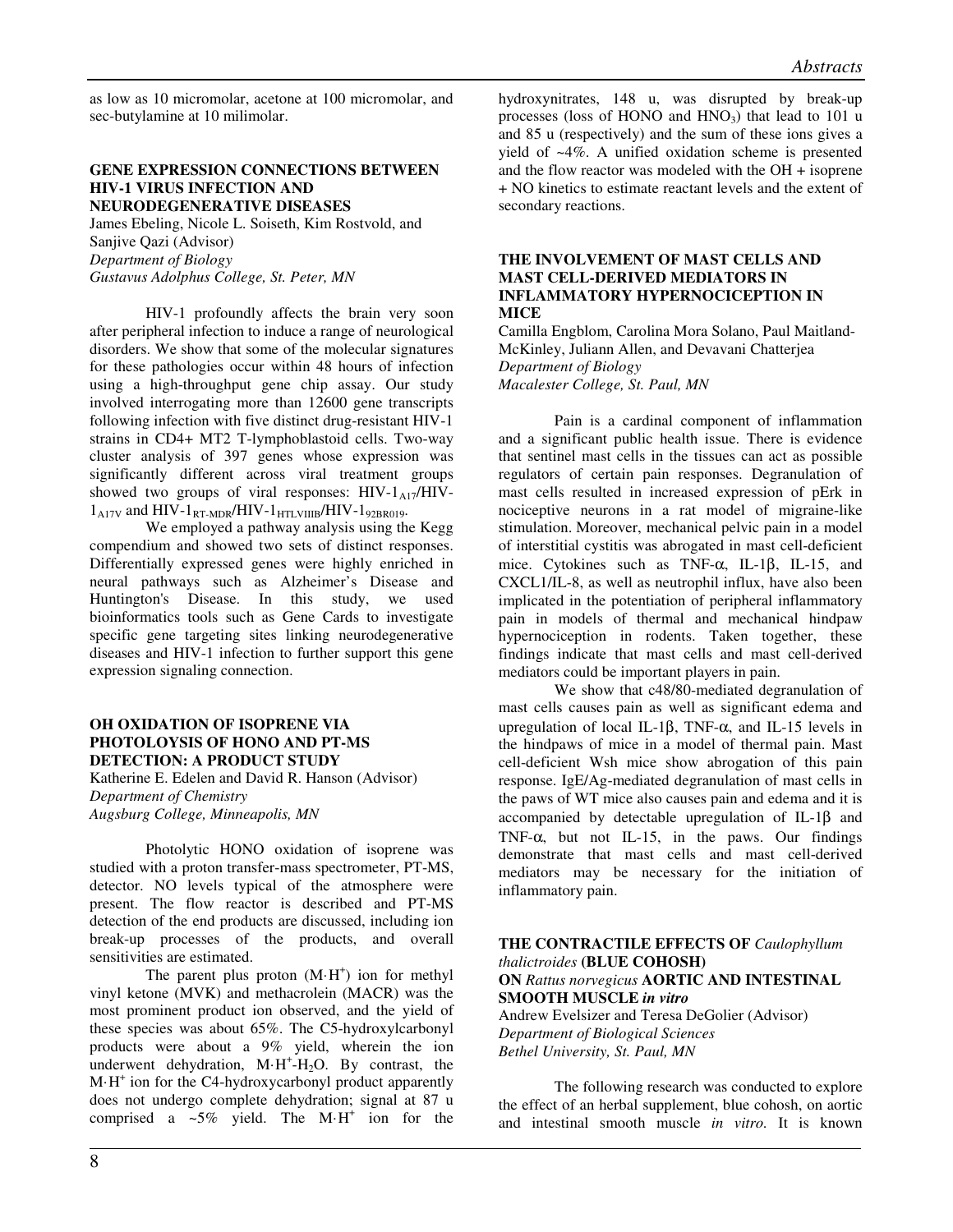as low as 10 micromolar, acetone at 100 micromolar, and sec-butylamine at 10 milimolar.

### GENE EXPRESSION CONNECTIONS BETWEEN HIV-1 VIRUS INFECTION AND NEURODEGENERATIVE DISEASES

James Ebeling, Nicole L. Soiseth, Kim Rostvold, and Sanjive Qazi (Advisor)
*Department of Biology*
*Gustavus Adolphus College, St. Peter, MN*

HIV-1 profoundly affects the brain very soon after peripheral infection to induce a range of neurological disorders. We show that some of the molecular signatures for these pathologies occur within 48 hours of infection using a high-throughput gene chip assay. Our study involved interrogating more than 12600 gene transcripts following infection with five distinct drug-resistant HIV-1 strains in CD4+ MT2 T-lymphoblastoid cells. Two-way cluster analysis of 397 genes whose expression was significantly different across viral treatment groups showed two groups of viral responses: HIV-$1_{A17}$/HIV-$1_{A17V}$ and HIV-$1_{RT\text{-}MDR}$/HIV-$1_{HTLVIIIB}$/HIV-$1_{92BR019}$.

We employed a pathway analysis using the Kegg compendium and showed two sets of distinct responses. Differentially expressed genes were highly enriched in neural pathways such as Alzheimer's Disease and Huntington's Disease. In this study, we used bioinformatics tools such as Gene Cards to investigate specific gene targeting sites linking neurodegenerative diseases and HIV-1 infection to further support this gene expression signaling connection.

### OH OXIDATION OF ISOPRENE VIA PHOTOLOYSIS OF HONO AND PT-MS DETECTION: A PRODUCT STUDY

Katherine E. Edelen and David R. Hanson (Advisor)
*Department of Chemistry*
*Augsburg College, Minneapolis, MN*

Photolytic HONO oxidation of isoprene was studied with a proton transfer-mass spectrometer, PT-MS, detector. NO levels typical of the atmosphere were present. The flow reactor is described and PT-MS detection of the end products are discussed, including ion break-up processes of the products, and overall sensitivities are estimated.

The parent plus proton ($M{\cdot}H^+$) ion for methyl vinyl ketone (MVK) and methacrolein (MACR) was the most prominent product ion observed, and the yield of these species was about 65%. The C5-hydroxylcarbonyl products were about a 9% yield, wherein the ion underwent dehydration, $M{\cdot}H^+$-$H_2O$. By contrast, the $M{\cdot}H^+$ ion for the C4-hydroxycarbonyl product apparently does not undergo complete dehydration; signal at 87 u comprised a ~5% yield. The $M{\cdot}H^+$ ion for the hydroxynitrates, 148 u, was disrupted by break-up processes (loss of HONO and $HNO_3$) that lead to 101 u and 85 u (respectively) and the sum of these ions gives a yield of ~4%. A unified oxidation scheme is presented and the flow reactor was modeled with the OH + isoprene + NO kinetics to estimate reactant levels and the extent of secondary reactions.

### THE INVOLVEMENT OF MAST CELLS AND MAST CELL-DERIVED MEDIATORS IN INFLAMMATORY HYPERNOCICEPTION IN MICE

Camilla Engblom, Carolina Mora Solano, Paul Maitland-McKinley, Juliann Allen, and Devavani Chatterjea
*Department of Biology*
*Macalester College, St. Paul, MN*

Pain is a cardinal component of inflammation and a significant public health issue. There is evidence that sentinel mast cells in the tissues can act as possible regulators of certain pain responses. Degranulation of mast cells resulted in increased expression of pErk in nociceptive neurons in a rat model of migraine-like stimulation. Moreover, mechanical pelvic pain in a model of interstitial cystitis was abrogated in mast cell-deficient mice. Cytokines such as TNF-α, IL-1β, IL-15, and CXCL1/IL-8, as well as neutrophil influx, have also been implicated in the potentiation of peripheral inflammatory pain in models of thermal and mechanical hindpaw hypernociception in rodents. Taken together, these findings indicate that mast cells and mast cell-derived mediators could be important players in pain.

We show that c48/80-mediated degranulation of mast cells causes pain as well as significant edema and upregulation of local IL-1β, TNF-α, and IL-15 levels in the hindpaws of mice in a model of thermal pain. Mast cell-deficient Wsh mice show abrogation of this pain response. IgE/Ag-mediated degranulation of mast cells in the paws of WT mice also causes pain and edema and it is accompanied by detectable upregulation of IL-1β and TNF-α, but not IL-15, in the paws. Our findings demonstrate that mast cells and mast cell-derived mediators may be necessary for the initiation of inflammatory pain.

### THE CONTRACTILE EFFECTS OF *Caulophyllum thalictroides* (BLUE COHOSH) ON *Rattus norvegicus* AORTIC AND INTESTINAL SMOOTH MUSCLE *in vitro*

Andrew Evelsizer and Teresa DeGolier (Advisor)
*Department of Biological Sciences*
*Bethel University, St. Paul, MN*

The following research was conducted to explore the effect of an herbal supplement, blue cohosh, on aortic and intestinal smooth muscle *in vitro*. It is known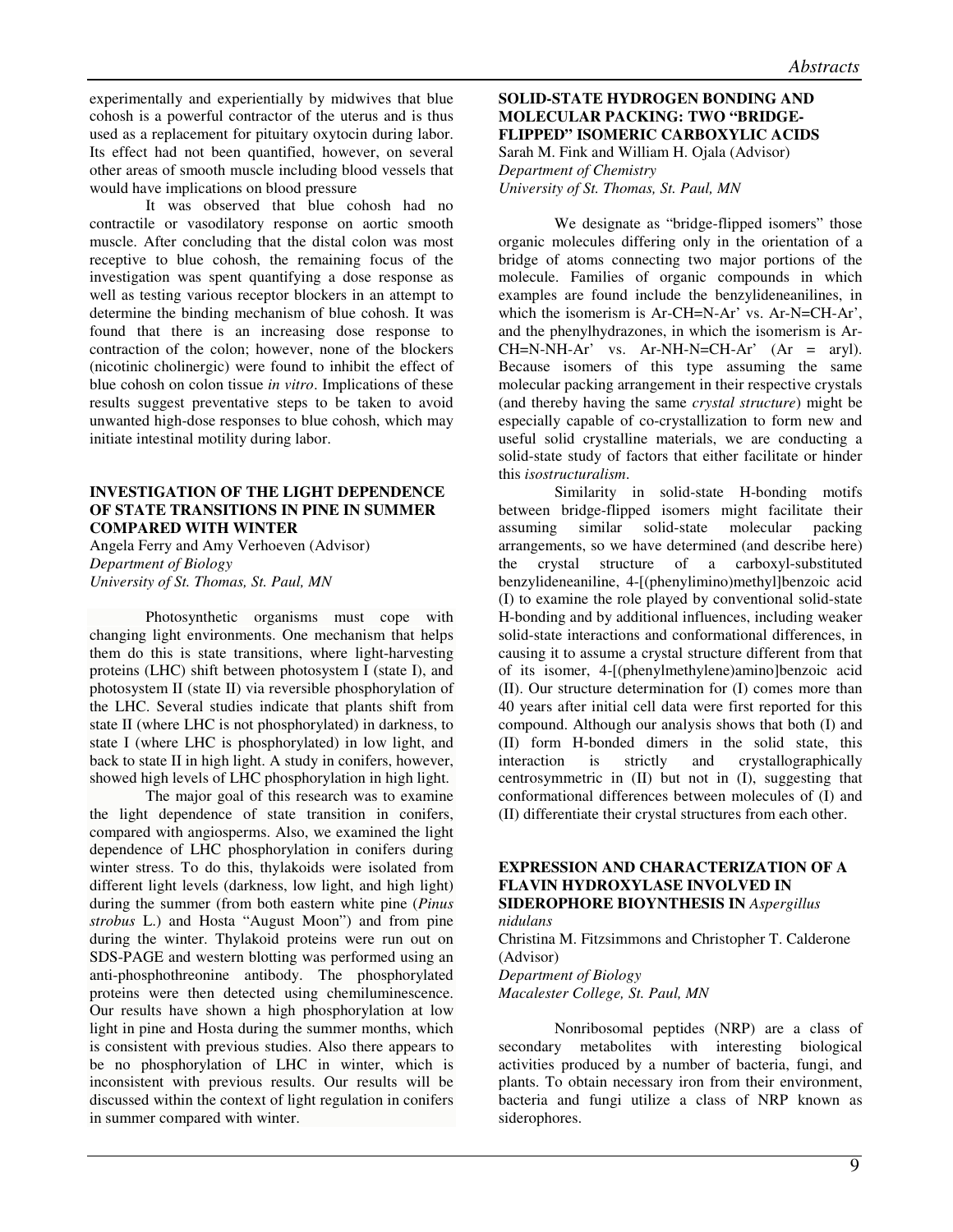experimentally and experientially by midwives that blue cohosh is a powerful contractor of the uterus and is thus used as a replacement for pituitary oxytocin during labor. Its effect had not been quantified, however, on several other areas of smooth muscle including blood vessels that would have implications on blood pressure

It was observed that blue cohosh had no contractile or vasodilatory response on aortic smooth muscle. After concluding that the distal colon was most receptive to blue cohosh, the remaining focus of the investigation was spent quantifying a dose response as well as testing various receptor blockers in an attempt to determine the binding mechanism of blue cohosh. It was found that there is an increasing dose response to contraction of the colon; however, none of the blockers (nicotinic cholinergic) were found to inhibit the effect of blue cohosh on colon tissue *in vitro*. Implications of these results suggest preventative steps to be taken to avoid unwanted high-dose responses to blue cohosh, which may initiate intestinal motility during labor.

### INVESTIGATION OF THE LIGHT DEPENDENCE OF STATE TRANSITIONS IN PINE IN SUMMER COMPARED WITH WINTER

Angela Ferry and Amy Verhoeven (Advisor)
*Department of Biology*
*University of St. Thomas, St. Paul, MN*

Photosynthetic organisms must cope with changing light environments. One mechanism that helps them do this is state transitions, where light-harvesting proteins (LHC) shift between photosystem I (state I), and photosystem II (state II) via reversible phosphorylation of the LHC. Several studies indicate that plants shift from state II (where LHC is not phosphorylated) in darkness, to state I (where LHC is phosphorylated) in low light, and back to state II in high light. A study in conifers, however, showed high levels of LHC phosphorylation in high light.

The major goal of this research was to examine the light dependence of state transition in conifers, compared with angiosperms. Also, we examined the light dependence of LHC phosphorylation in conifers during winter stress. To do this, thylakoids were isolated from different light levels (darkness, low light, and high light) during the summer (from both eastern white pine (*Pinus strobus* L.) and Hosta "August Moon") and from pine during the winter. Thylakoid proteins were run out on SDS-PAGE and western blotting was performed using an anti-phosphothreonine antibody. The phosphorylated proteins were then detected using chemiluminescence. Our results have shown a high phosphorylation at low light in pine and Hosta during the summer months, which is consistent with previous studies. Also there appears to be no phosphorylation of LHC in winter, which is inconsistent with previous results. Our results will be discussed within the context of light regulation in conifers in summer compared with winter.

### SOLID-STATE HYDROGEN BONDING AND MOLECULAR PACKING: TWO "BRIDGE-FLIPPED" ISOMERIC CARBOXYLIC ACIDS

Sarah M. Fink and William H. Ojala (Advisor)
*Department of Chemistry*
*University of St. Thomas, St. Paul, MN*

We designate as "bridge-flipped isomers" those organic molecules differing only in the orientation of a bridge of atoms connecting two major portions of the molecule. Families of organic compounds in which examples are found include the benzylideneanilines, in which the isomerism is Ar-CH=N-Ar' vs. Ar-N=CH-Ar', and the phenylhydrazones, in which the isomerism is Ar-CH=N-NH-Ar' vs. Ar-NH-N=CH-Ar' (Ar = aryl). Because isomers of this type assuming the same molecular packing arrangement in their respective crystals (and thereby having the same *crystal structure*) might be especially capable of co-crystallization to form new and useful solid crystalline materials, we are conducting a solid-state study of factors that either facilitate or hinder this *isostructuralism*.

Similarity in solid-state H-bonding motifs between bridge-flipped isomers might facilitate their assuming similar solid-state molecular packing arrangements, so we have determined (and describe here) the crystal structure of a carboxyl-substituted benzylideneaniline, 4-[(phenylimino)methyl]benzoic acid (I) to examine the role played by conventional solid-state H-bonding and by additional influences, including weaker solid-state interactions and conformational differences, in causing it to assume a crystal structure different from that of its isomer, 4-[(phenylmethylene)amino]benzoic acid (II). Our structure determination for (I) comes more than 40 years after initial cell data were first reported for this compound. Although our analysis shows that both (I) and (II) form H-bonded dimers in the solid state, this interaction is strictly and crystallographically centrosymmetric in (II) but not in (I), suggesting that conformational differences between molecules of (I) and (II) differentiate their crystal structures from each other.

### EXPRESSION AND CHARACTERIZATION OF A FLAVIN HYDROXYLASE INVOLVED IN SIDEROPHORE BIOYNTHESIS IN *Aspergillus nidulans*

Christina M. Fitzsimmons and Christopher T. Calderone (Advisor)
*Department of Biology*
*Macalester College, St. Paul, MN*

Nonribosomal peptides (NRP) are a class of secondary metabolites with interesting biological activities produced by a number of bacteria, fungi, and plants. To obtain necessary iron from their environment, bacteria and fungi utilize a class of NRP known as siderophores.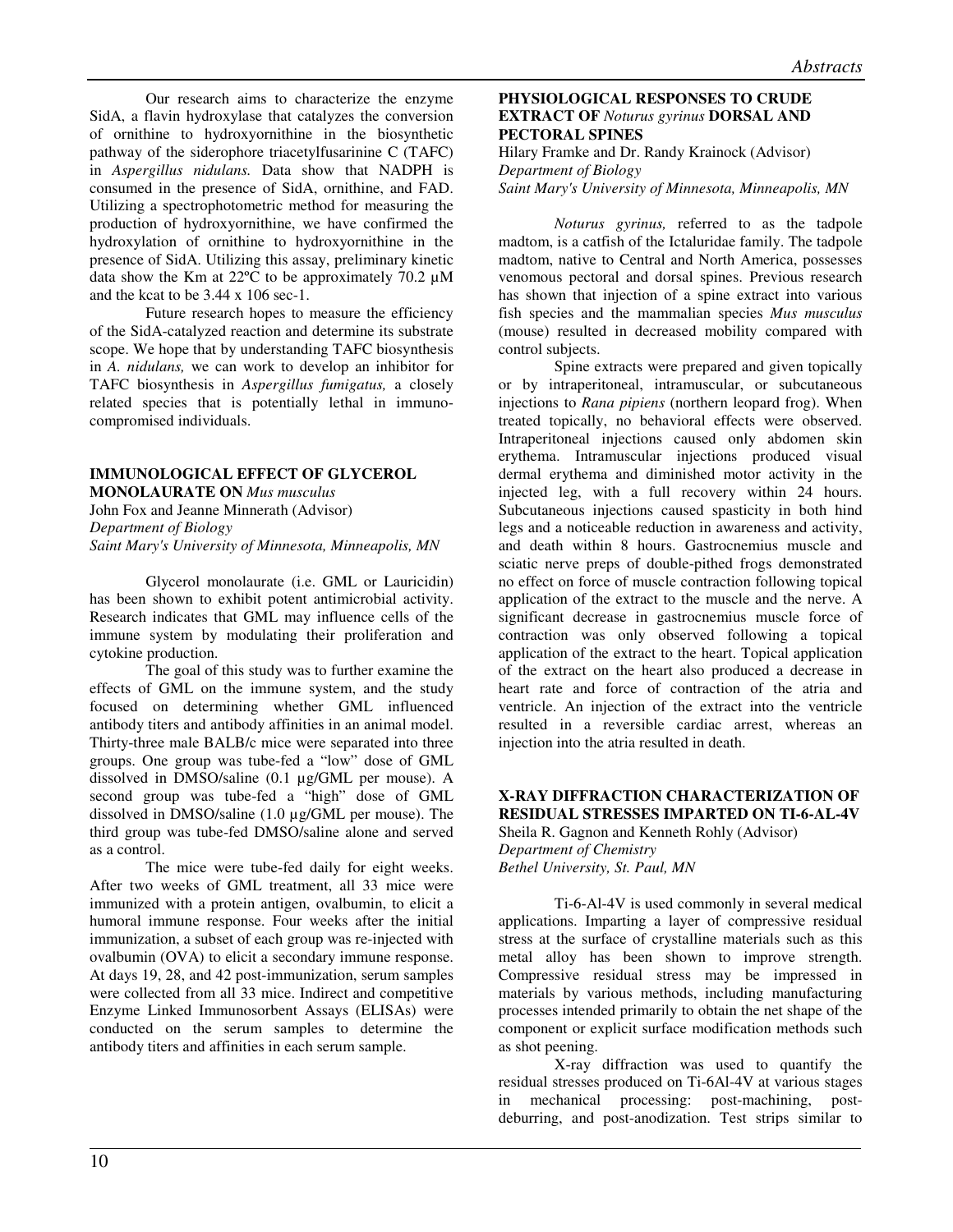Our research aims to characterize the enzyme SidA, a flavin hydroxylase that catalyzes the conversion of ornithine to hydroxyornithine in the biosynthetic pathway of the siderophore triacetylfusarinine C (TAFC) in *Aspergillus nidulans.* Data show that NADPH is consumed in the presence of SidA, ornithine, and FAD. Utilizing a spectrophotometric method for measuring the production of hydroxyornithine, we have confirmed the hydroxylation of ornithine to hydroxyornithine in the presence of SidA. Utilizing this assay, preliminary kinetic data show the Km at 22ºC to be approximately 70.2 µM and the kcat to be 3.44 x 106 sec-1.

Future research hopes to measure the efficiency of the SidA-catalyzed reaction and determine its substrate scope. We hope that by understanding TAFC biosynthesis in *A. nidulans,* we can work to develop an inhibitor for TAFC biosynthesis in *Aspergillus fumigatus,* a closely related species that is potentially lethal in immuno-compromised individuals.

### IMMUNOLOGICAL EFFECT OF GLYCEROL MONOLAURATE ON *Mus musculus*

John Fox and Jeanne Minnerath (Advisor)
*Department of Biology*
*Saint Mary's University of Minnesota, Minneapolis, MN*

Glycerol monolaurate (i.e. GML or Lauricidin) has been shown to exhibit potent antimicrobial activity. Research indicates that GML may influence cells of the immune system by modulating their proliferation and cytokine production.

The goal of this study was to further examine the effects of GML on the immune system, and the study focused on determining whether GML influenced antibody titers and antibody affinities in an animal model. Thirty-three male BALB/c mice were separated into three groups. One group was tube-fed a "low" dose of GML dissolved in DMSO/saline (0.1 µg/GML per mouse). A second group was tube-fed a "high" dose of GML dissolved in DMSO/saline (1.0 µg/GML per mouse). The third group was tube-fed DMSO/saline alone and served as a control.

The mice were tube-fed daily for eight weeks. After two weeks of GML treatment, all 33 mice were immunized with a protein antigen, ovalbumin, to elicit a humoral immune response. Four weeks after the initial immunization, a subset of each group was re-injected with ovalbumin (OVA) to elicit a secondary immune response. At days 19, 28, and 42 post-immunization, serum samples were collected from all 33 mice. Indirect and competitive Enzyme Linked Immunosorbent Assays (ELISAs) were conducted on the serum samples to determine the antibody titers and affinities in each serum sample.

### PHYSIOLOGICAL RESPONSES TO CRUDE EXTRACT OF *Noturus gyrinus* DORSAL AND PECTORAL SPINES

Hilary Framke and Dr. Randy Krainock (Advisor)
*Department of Biology*
*Saint Mary's University of Minnesota, Minneapolis, MN*

*Noturus gyrinus,* referred to as the tadpole madtom, is a catfish of the Ictaluridae family. The tadpole madtom, native to Central and North America, possesses venomous pectoral and dorsal spines. Previous research has shown that injection of a spine extract into various fish species and the mammalian species *Mus musculus* (mouse) resulted in decreased mobility compared with control subjects.

Spine extracts were prepared and given topically or by intraperitoneal, intramuscular, or subcutaneous injections to *Rana pipiens* (northern leopard frog). When treated topically, no behavioral effects were observed. Intraperitoneal injections caused only abdomen skin erythema. Intramuscular injections produced visual dermal erythema and diminished motor activity in the injected leg, with a full recovery within 24 hours. Subcutaneous injections caused spasticity in both hind legs and a noticeable reduction in awareness and activity, and death within 8 hours. Gastrocnemius muscle and sciatic nerve preps of double-pithed frogs demonstrated no effect on force of muscle contraction following topical application of the extract to the muscle and the nerve. A significant decrease in gastrocnemius muscle force of contraction was only observed following a topical application of the extract to the heart. Topical application of the extract on the heart also produced a decrease in heart rate and force of contraction of the atria and ventricle. An injection of the extract into the ventricle resulted in a reversible cardiac arrest, whereas an injection into the atria resulted in death.

### X-RAY DIFFRACTION CHARACTERIZATION OF RESIDUAL STRESSES IMPARTED ON TI-6-AL-4V

Sheila R. Gagnon and Kenneth Rohly (Advisor)
*Department of Chemistry*
*Bethel University, St. Paul, MN*

Ti-6-Al-4V is used commonly in several medical applications. Imparting a layer of compressive residual stress at the surface of crystalline materials such as this metal alloy has been shown to improve strength. Compressive residual stress may be impressed in materials by various methods, including manufacturing processes intended primarily to obtain the net shape of the component or explicit surface modification methods such as shot peening.

X-ray diffraction was used to quantify the residual stresses produced on Ti-6Al-4V at various stages in mechanical processing: post-machining, post-deburring, and post-anodization. Test strips similar to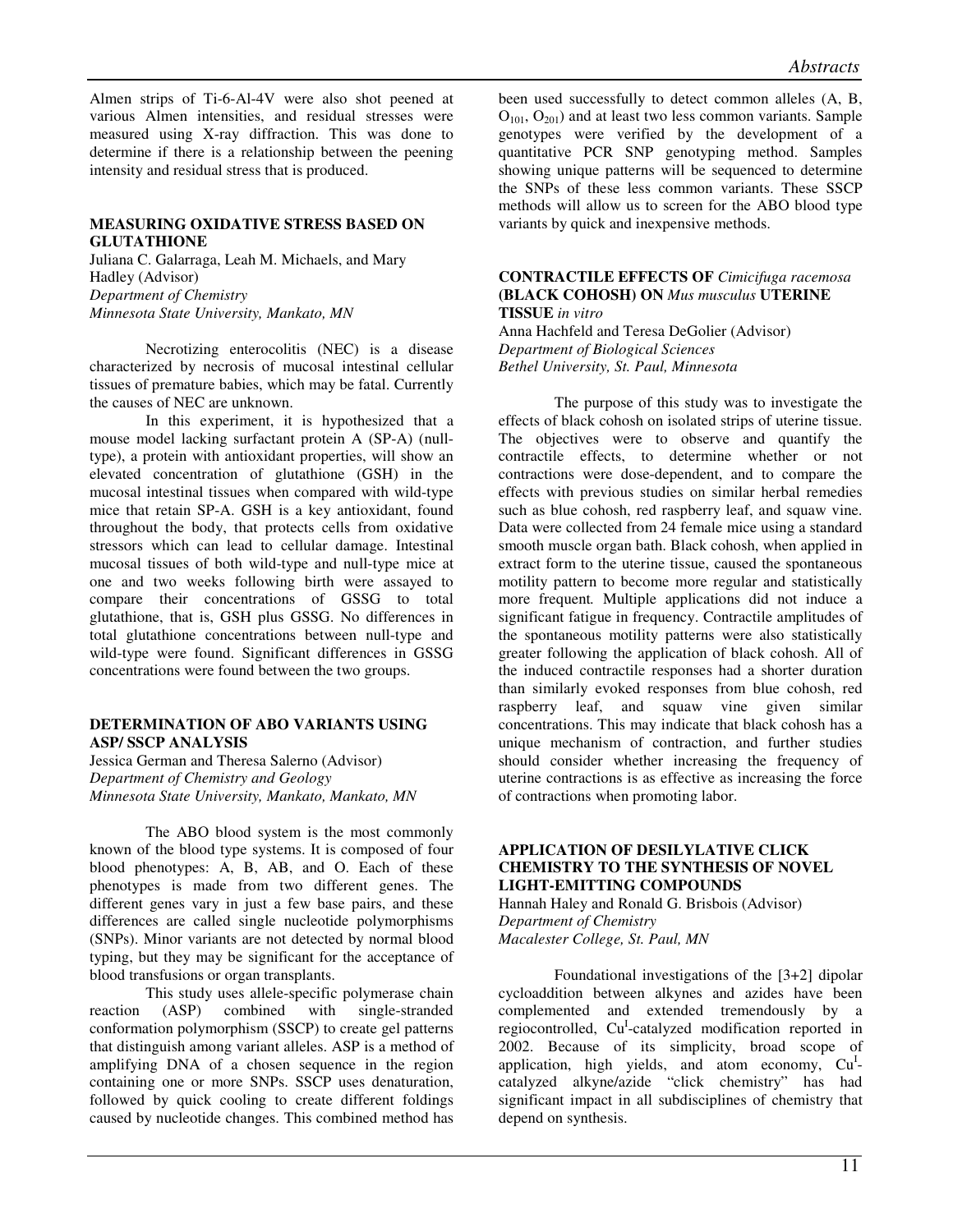Almen strips of Ti-6-Al-4V were also shot peened at various Almen intensities, and residual stresses were measured using X-ray diffraction. This was done to determine if there is a relationship between the peening intensity and residual stress that is produced.

### MEASURING OXIDATIVE STRESS BASED ON GLUTATHIONE

Juliana C. Galarraga, Leah M. Michaels, and Mary Hadley (Advisor)
*Department of Chemistry*
*Minnesota State University, Mankato, MN*

Necrotizing enterocolitis (NEC) is a disease characterized by necrosis of mucosal intestinal cellular tissues of premature babies, which may be fatal. Currently the causes of NEC are unknown.

In this experiment, it is hypothesized that a mouse model lacking surfactant protein A (SP-A) (null-type), a protein with antioxidant properties, will show an elevated concentration of glutathione (GSH) in the mucosal intestinal tissues when compared with wild-type mice that retain SP-A. GSH is a key antioxidant, found throughout the body, that protects cells from oxidative stressors which can lead to cellular damage. Intestinal mucosal tissues of both wild-type and null-type mice at one and two weeks following birth were assayed to compare their concentrations of GSSG to total glutathione, that is, GSH plus GSSG. No differences in total glutathione concentrations between null-type and wild-type were found. Significant differences in GSSG concentrations were found between the two groups.

### DETERMINATION OF ABO VARIANTS USING ASP/ SSCP ANALYSIS

Jessica German and Theresa Salerno (Advisor)
*Department of Chemistry and Geology*
*Minnesota State University, Mankato, Mankato, MN*

The ABO blood system is the most commonly known of the blood type systems. It is composed of four blood phenotypes: A, B, AB, and O. Each of these phenotypes is made from two different genes. The different genes vary in just a few base pairs, and these differences are called single nucleotide polymorphisms (SNPs). Minor variants are not detected by normal blood typing, but they may be significant for the acceptance of blood transfusions or organ transplants.

This study uses allele-specific polymerase chain reaction (ASP) combined with single-stranded conformation polymorphism (SSCP) to create gel patterns that distinguish among variant alleles. ASP is a method of amplifying DNA of a chosen sequence in the region containing one or more SNPs. SSCP uses denaturation, followed by quick cooling to create different foldings caused by nucleotide changes. This combined method has been used successfully to detect common alleles (A, B, $O_{101}$, $O_{201}$) and at least two less common variants. Sample genotypes were verified by the development of a quantitative PCR SNP genotyping method. Samples showing unique patterns will be sequenced to determine the SNPs of these less common variants. These SSCP methods will allow us to screen for the ABO blood type variants by quick and inexpensive methods.

### CONTRACTILE EFFECTS OF *Cimicifuga racemosa* (BLACK COHOSH) ON *Mus musculus* UTERINE TISSUE *in vitro*

Anna Hachfeld and Teresa DeGolier (Advisor)
*Department of Biological Sciences*
*Bethel University, St. Paul, Minnesota*

The purpose of this study was to investigate the effects of black cohosh on isolated strips of uterine tissue. The objectives were to observe and quantify the contractile effects, to determine whether or not contractions were dose-dependent, and to compare the effects with previous studies on similar herbal remedies such as blue cohosh, red raspberry leaf, and squaw vine. Data were collected from 24 female mice using a standard smooth muscle organ bath. Black cohosh, when applied in extract form to the uterine tissue, caused the spontaneous motility pattern to become more regular and statistically more frequent. Multiple applications did not induce a significant fatigue in frequency. Contractile amplitudes of the spontaneous motility patterns were also statistically greater following the application of black cohosh. All of the induced contractile responses had a shorter duration than similarly evoked responses from blue cohosh, red raspberry leaf, and squaw vine given similar concentrations. This may indicate that black cohosh has a unique mechanism of contraction, and further studies should consider whether increasing the frequency of uterine contractions is as effective as increasing the force of contractions when promoting labor.

### APPLICATION OF DESILYLATIVE CLICK CHEMISTRY TO THE SYNTHESIS OF NOVEL LIGHT-EMITTING COMPOUNDS

Hannah Haley and Ronald G. Brisbois (Advisor)
*Department of Chemistry*
*Macalester College, St. Paul, MN*

Foundational investigations of the [3+2] dipolar cycloaddition between alkynes and azides have been complemented and extended tremendously by a regiocontrolled, $Cu^{I}$-catalyzed modification reported in 2002. Because of its simplicity, broad scope of application, high yields, and atom economy, $Cu^{I}$-catalyzed alkyne/azide "click chemistry" has had significant impact in all subdisciplines of chemistry that depend on synthesis.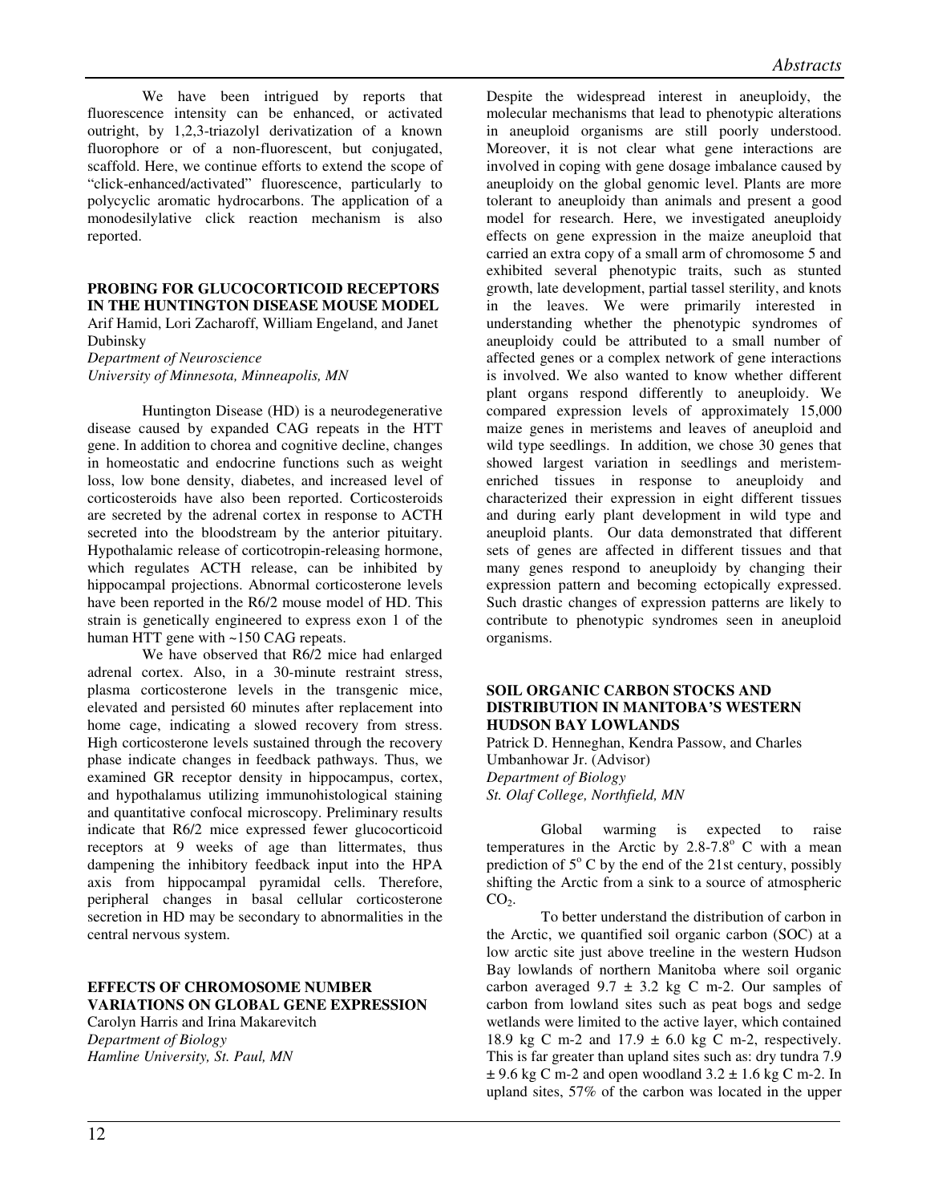We have been intrigued by reports that fluorescence intensity can be enhanced, or activated outright, by 1,2,3-triazolyl derivatization of a known fluorophore or of a non-fluorescent, but conjugated, scaffold. Here, we continue efforts to extend the scope of "click-enhanced/activated" fluorescence, particularly to polycyclic aromatic hydrocarbons. The application of a monodesilylative click reaction mechanism is also reported.

### PROBING FOR GLUCOCORTICOID RECEPTORS IN THE HUNTINGTON DISEASE MOUSE MODEL

Arif Hamid, Lori Zacharoff, William Engeland, and Janet Dubinsky
*Department of Neuroscience*
*University of Minnesota, Minneapolis, MN*

Huntington Disease (HD) is a neurodegenerative disease caused by expanded CAG repeats in the HTT gene. In addition to chorea and cognitive decline, changes in homeostatic and endocrine functions such as weight loss, low bone density, diabetes, and increased level of corticosteroids have also been reported. Corticosteroids are secreted by the adrenal cortex in response to ACTH secreted into the bloodstream by the anterior pituitary. Hypothalamic release of corticotropin-releasing hormone, which regulates ACTH release, can be inhibited by hippocampal projections. Abnormal corticosterone levels have been reported in the R6/2 mouse model of HD. This strain is genetically engineered to express exon 1 of the human HTT gene with ~150 CAG repeats.

We have observed that R6/2 mice had enlarged adrenal cortex. Also, in a 30-minute restraint stress, plasma corticosterone levels in the transgenic mice, elevated and persisted 60 minutes after replacement into home cage, indicating a slowed recovery from stress. High corticosterone levels sustained through the recovery phase indicate changes in feedback pathways. Thus, we examined GR receptor density in hippocampus, cortex, and hypothalamus utilizing immunohistological staining and quantitative confocal microscopy. Preliminary results indicate that R6/2 mice expressed fewer glucocorticoid receptors at 9 weeks of age than littermates, thus dampening the inhibitory feedback input into the HPA axis from hippocampal pyramidal cells. Therefore, peripheral changes in basal cellular corticosterone secretion in HD may be secondary to abnormalities in the central nervous system.

### EFFECTS OF CHROMOSOME NUMBER VARIATIONS ON GLOBAL GENE EXPRESSION

Carolyn Harris and Irina Makarevitch
*Department of Biology*
*Hamline University, St. Paul, MN*

Despite the widespread interest in aneuploidy, the molecular mechanisms that lead to phenotypic alterations in aneuploid organisms are still poorly understood. Moreover, it is not clear what gene interactions are involved in coping with gene dosage imbalance caused by aneuploidy on the global genomic level. Plants are more tolerant to aneuploidy than animals and present a good model for research. Here, we investigated aneuploidy effects on gene expression in the maize aneuploid that carried an extra copy of a small arm of chromosome 5 and exhibited several phenotypic traits, such as stunted growth, late development, partial tassel sterility, and knots in the leaves. We were primarily interested in understanding whether the phenotypic syndromes of aneuploidy could be attributed to a small number of affected genes or a complex network of gene interactions is involved. We also wanted to know whether different plant organs respond differently to aneuploidy. We compared expression levels of approximately 15,000 maize genes in meristems and leaves of aneuploid and wild type seedlings. In addition, we chose 30 genes that showed largest variation in seedlings and meristem-enriched tissues in response to aneuploidy and characterized their expression in eight different tissues and during early plant development in wild type and aneuploid plants. Our data demonstrated that different sets of genes are affected in different tissues and that many genes respond to aneuploidy by changing their expression pattern and becoming ectopically expressed. Such drastic changes of expression patterns are likely to contribute to phenotypic syndromes seen in aneuploid organisms.

### SOIL ORGANIC CARBON STOCKS AND DISTRIBUTION IN MANITOBA'S WESTERN HUDSON BAY LOWLANDS

Patrick D. Henneghan, Kendra Passow, and Charles Umbanhowar Jr. (Advisor)
*Department of Biology*
*St. Olaf College, Northfield, MN*

Global warming is expected to raise temperatures in the Arctic by 2.8-7.8$^{o}$ C with a mean prediction of 5$^{o}$ C by the end of the 21st century, possibly shifting the Arctic from a sink to a source of atmospheric $CO_2$.

To better understand the distribution of carbon in the Arctic, we quantified soil organic carbon (SOC) at a low arctic site just above treeline in the western Hudson Bay lowlands of northern Manitoba where soil organic carbon averaged 9.7 ± 3.2 kg C m-2. Our samples of carbon from lowland sites such as peat bogs and sedge wetlands were limited to the active layer, which contained 18.9 kg C m-2 and 17.9 ± 6.0 kg C m-2, respectively. This is far greater than upland sites such as: dry tundra 7.9 ± 9.6 kg C m-2 and open woodland 3.2 ± 1.6 kg C m-2. In upland sites, 57% of the carbon was located in the upper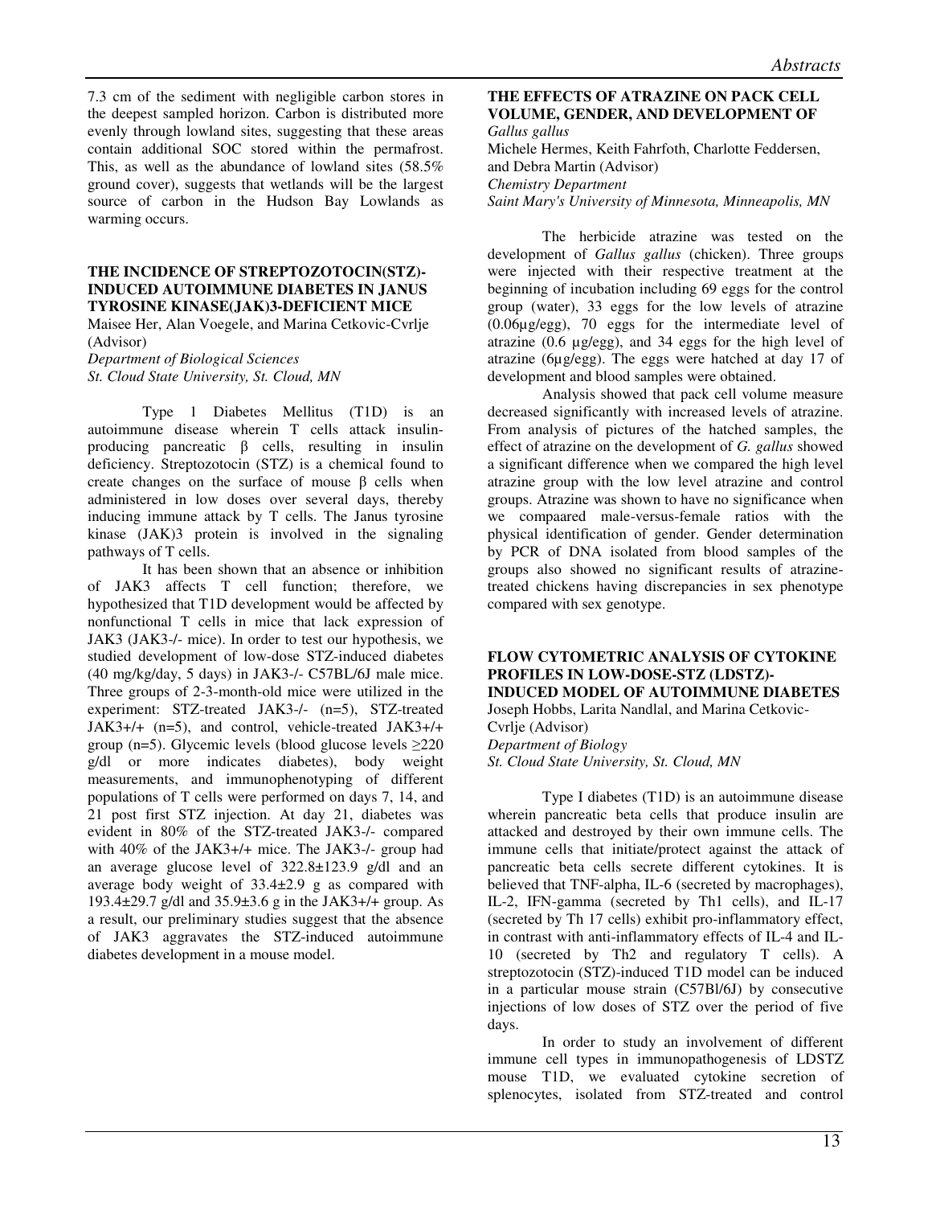7.3 cm of the sediment with negligible carbon stores in the deepest sampled horizon. Carbon is distributed more evenly through lowland sites, suggesting that these areas contain additional SOC stored within the permafrost. This, as well as the abundance of lowland sites (58.5% ground cover), suggests that wetlands will be the largest source of carbon in the Hudson Bay Lowlands as warming occurs.

### THE INCIDENCE OF STREPTOZOTOCIN(STZ)-INDUCED AUTOIMMUNE DIABETES IN JANUS TYROSINE KINASE(JAK)3-DEFICIENT MICE

Maisee Her, Alan Voegele, and Marina Cetkovic-Cvrlje (Advisor)
*Department of Biological Sciences*
*St. Cloud State University, St. Cloud, MN*

Type 1 Diabetes Mellitus (T1D) is an autoimmune disease wherein T cells attack insulin-producing pancreatic β cells, resulting in insulin deficiency. Streptozotocin (STZ) is a chemical found to create changes on the surface of mouse β cells when administered in low doses over several days, thereby inducing immune attack by T cells. The Janus tyrosine kinase (JAK)3 protein is involved in the signaling pathways of T cells.

It has been shown that an absence or inhibition of JAK3 affects T cell function; therefore, we hypothesized that T1D development would be affected by nonfunctional T cells in mice that lack expression of JAK3 (JAK3-/- mice). In order to test our hypothesis, we studied development of low-dose STZ-induced diabetes (40 mg/kg/day, 5 days) in JAK3-/- C57BL/6J male mice. Three groups of 2-3-month-old mice were utilized in the experiment: STZ-treated JAK3-/- (n=5), STZ-treated JAK3+/+ (n=5), and control, vehicle-treated JAK3+/+ group (n=5). Glycemic levels (blood glucose levels ≥220 g/dl or more indicates diabetes), body weight measurements, and immunophenotyping of different populations of T cells were performed on days 7, 14, and 21 post first STZ injection. At day 21, diabetes was evident in 80% of the STZ-treated JAK3-/- compared with 40% of the JAK3+/+ mice. The JAK3-/- group had an average glucose level of 322.8±123.9 g/dl and an average body weight of 33.4±2.9 g as compared with 193.4±29.7 g/dl and 35.9±3.6 g in the JAK3+/+ group. As a result, our preliminary studies suggest that the absence of JAK3 aggravates the STZ-induced autoimmune diabetes development in a mouse model.

### THE EFFECTS OF ATRAZINE ON PACK CELL VOLUME, GENDER, AND DEVELOPMENT OF *Gallus gallus*

Michele Hermes, Keith Fahrfoth, Charlotte Feddersen, and Debra Martin (Advisor)
*Chemistry Department*
*Saint Mary's University of Minnesota, Minneapolis, MN*

The herbicide atrazine was tested on the development of *Gallus gallus* (chicken). Three groups were injected with their respective treatment at the beginning of incubation including 69 eggs for the control group (water), 33 eggs for the low levels of atrazine (0.06µg/egg), 70 eggs for the intermediate level of atrazine (0.6 µg/egg), and 34 eggs for the high level of atrazine (6µg/egg). The eggs were hatched at day 17 of development and blood samples were obtained.

Analysis showed that pack cell volume measure decreased significantly with increased levels of atrazine. From analysis of pictures of the hatched samples, the effect of atrazine on the development of *G. gallus* showed a significant difference when we compared the high level atrazine group with the low level atrazine and control groups. Atrazine was shown to have no significance when we compaared male-versus-female ratios with the physical identification of gender. Gender determination by PCR of DNA isolated from blood samples of the groups also showed no significant results of atrazine-treated chickens having discrepancies in sex phenotype compared with sex genotype.

### FLOW CYTOMETRIC ANALYSIS OF CYTOKINE PROFILES IN LOW-DOSE-STZ (LDSTZ)-INDUCED MODEL OF AUTOIMMUNE DIABETES

Joseph Hobbs, Larita Nandlal, and Marina Cetkovic-Cvrlje (Advisor)
*Department of Biology*
*St. Cloud State University, St. Cloud, MN*

Type I diabetes (T1D) is an autoimmune disease wherein pancreatic beta cells that produce insulin are attacked and destroyed by their own immune cells. The immune cells that initiate/protect against the attack of pancreatic beta cells secrete different cytokines. It is believed that TNF-alpha, IL-6 (secreted by macrophages), IL-2, IFN-gamma (secreted by Th1 cells), and IL-17 (secreted by Th 17 cells) exhibit pro-inflammatory effect, in contrast with anti-inflammatory effects of IL-4 and IL-10 (secreted by Th2 and regulatory T cells). A streptozotocin (STZ)-induced T1D model can be induced in a particular mouse strain (C57Bl/6J) by consecutive injections of low doses of STZ over the period of five days.

In order to study an involvement of different immune cell types in immunopathogenesis of LDSTZ mouse T1D, we evaluated cytokine secretion of splenocytes, isolated from STZ-treated and control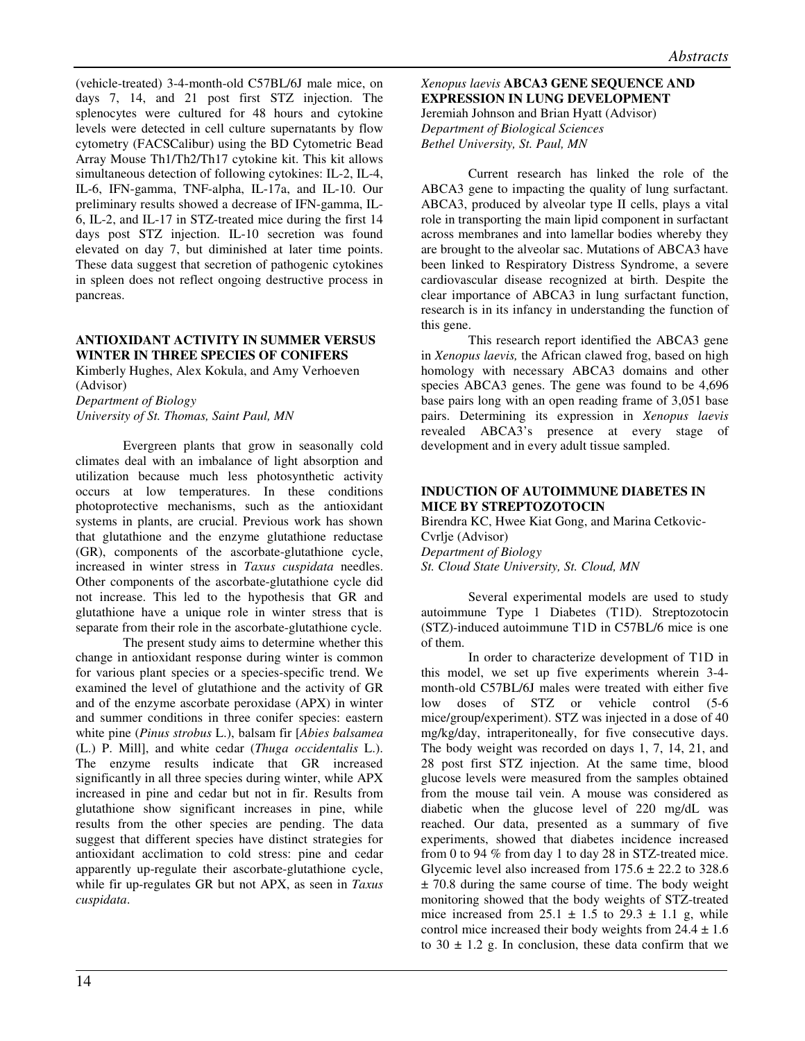(vehicle-treated) 3-4-month-old C57BL/6J male mice, on days 7, 14, and 21 post first STZ injection. The splenocytes were cultured for 48 hours and cytokine levels were detected in cell culture supernatants by flow cytometry (FACSCalibur) using the BD Cytometric Bead Array Mouse Th1/Th2/Th17 cytokine kit. This kit allows simultaneous detection of following cytokines: IL-2, IL-4, IL-6, IFN-gamma, TNF-alpha, IL-17a, and IL-10. Our preliminary results showed a decrease of IFN-gamma, IL-6, IL-2, and IL-17 in STZ-treated mice during the first 14 days post STZ injection. IL-10 secretion was found elevated on day 7, but diminished at later time points. These data suggest that secretion of pathogenic cytokines in spleen does not reflect ongoing destructive process in pancreas.

## ANTIOXIDANT ACTIVITY IN SUMMER VERSUS WINTER IN THREE SPECIES OF CONIFERS

Kimberly Hughes, Alex Kokula, and Amy Verhoeven (Advisor)
*Department of Biology*
*University of St. Thomas, Saint Paul, MN*

Evergreen plants that grow in seasonally cold climates deal with an imbalance of light absorption and utilization because much less photosynthetic activity occurs at low temperatures. In these conditions photoprotective mechanisms, such as the antioxidant systems in plants, are crucial. Previous work has shown that glutathione and the enzyme glutathione reductase (GR), components of the ascorbate-glutathione cycle, increased in winter stress in *Taxus cuspidata* needles. Other components of the ascorbate-glutathione cycle did not increase. This led to the hypothesis that GR and glutathione have a unique role in winter stress that is separate from their role in the ascorbate-glutathione cycle.

The present study aims to determine whether this change in antioxidant response during winter is common for various plant species or a species-specific trend. We examined the level of glutathione and the activity of GR and of the enzyme ascorbate peroxidase (APX) in winter and summer conditions in three conifer species: eastern white pine (*Pinus strobus* L.), balsam fir [*Abies balsamea* (L.) P. Mill], and white cedar (*Thuga occidentalis* L.). The enzyme results indicate that GR increased significantly in all three species during winter, while APX increased in pine and cedar but not in fir. Results from glutathione show significant increases in pine, while results from the other species are pending. The data suggest that different species have distinct strategies for antioxidant acclimation to cold stress: pine and cedar apparently up-regulate their ascorbate-glutathione cycle, while fir up-regulates GR but not APX, as seen in *Taxus cuspidata*.

## *Xenopus laevis* ABCA3 GENE SEQUENCE AND EXPRESSION IN LUNG DEVELOPMENT

Jeremiah Johnson and Brian Hyatt (Advisor)
*Department of Biological Sciences*
*Bethel University, St. Paul, MN*

Current research has linked the role of the ABCA3 gene to impacting the quality of lung surfactant. ABCA3, produced by alveolar type II cells, plays a vital role in transporting the main lipid component in surfactant across membranes and into lamellar bodies whereby they are brought to the alveolar sac. Mutations of ABCA3 have been linked to Respiratory Distress Syndrome, a severe cardiovascular disease recognized at birth. Despite the clear importance of ABCA3 in lung surfactant function, research is in its infancy in understanding the function of this gene.

This research report identified the ABCA3 gene in *Xenopus laevis,* the African clawed frog, based on high homology with necessary ABCA3 domains and other species ABCA3 genes. The gene was found to be 4,696 base pairs long with an open reading frame of 3,051 base pairs. Determining its expression in *Xenopus laevis* revealed ABCA3's presence at every stage of development and in every adult tissue sampled.

## INDUCTION OF AUTOIMMUNE DIABETES IN MICE BY STREPTOZOTOCIN

Birendra KC, Hwee Kiat Gong, and Marina Cetkovic-Cvrlje (Advisor)
*Department of Biology*
*St. Cloud State University, St. Cloud, MN*

Several experimental models are used to study autoimmune Type 1 Diabetes (T1D). Streptozotocin (STZ)-induced autoimmune T1D in C57BL/6 mice is one of them.

In order to characterize development of T1D in this model, we set up five experiments wherein 3-4-month-old C57BL/6J males were treated with either five low doses of STZ or vehicle control (5-6 mice/group/experiment). STZ was injected in a dose of 40 mg/kg/day, intraperitoneally, for five consecutive days. The body weight was recorded on days 1, 7, 14, 21, and 28 post first STZ injection. At the same time, blood glucose levels were measured from the samples obtained from the mouse tail vein. A mouse was considered as diabetic when the glucose level of 220 mg/dL was reached. Our data, presented as a summary of five experiments, showed that diabetes incidence increased from 0 to 94 % from day 1 to day 28 in STZ-treated mice. Glycemic level also increased from $175.6 \pm 22.2$ to $328.6 \pm 70.8$ during the same course of time. The body weight monitoring showed that the body weights of STZ-treated mice increased from $25.1 \pm 1.5$ to $29.3 \pm 1.1$ g, while control mice increased their body weights from $24.4 \pm 1.6$ to $30 \pm 1.2$ g. In conclusion, these data confirm that we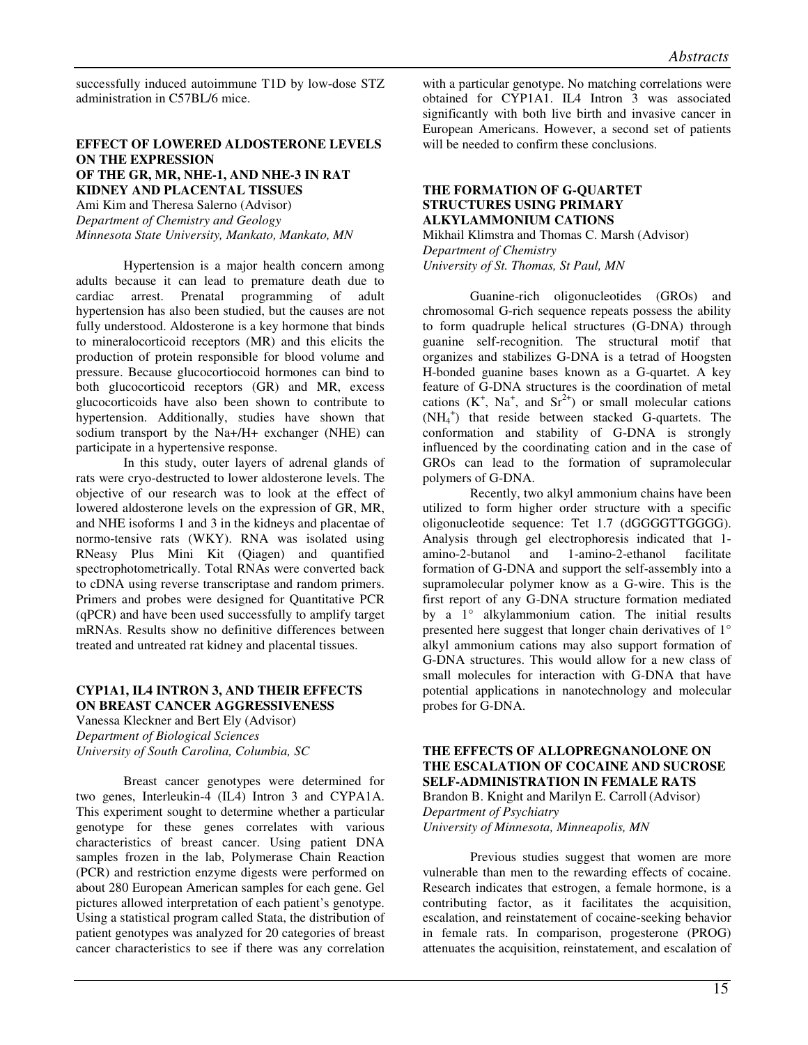successfully induced autoimmune T1D by low-dose STZ administration in C57BL/6 mice.

### EFFECT OF LOWERED ALDOSTERONE LEVELS ON THE EXPRESSION OF THE GR, MR, NHE-1, AND NHE-3 IN RAT KIDNEY AND PLACENTAL TISSUES

Ami Kim and Theresa Salerno (Advisor)
*Department of Chemistry and Geology*
*Minnesota State University, Mankato, Mankato, MN*

Hypertension is a major health concern among adults because it can lead to premature death due to cardiac arrest. Prenatal programming of adult hypertension has also been studied, but the causes are not fully understood. Aldosterone is a key hormone that binds to mineralocorticoid receptors (MR) and this elicits the production of protein responsible for blood volume and pressure. Because glucocortiocoid hormones can bind to both glucocorticoid receptors (GR) and MR, excess glucocorticoids have also been shown to contribute to hypertension. Additionally, studies have shown that sodium transport by the Na+/H+ exchanger (NHE) can participate in a hypertensive response.

In this study, outer layers of adrenal glands of rats were cryo-destructed to lower aldosterone levels. The objective of our research was to look at the effect of lowered aldosterone levels on the expression of GR, MR, and NHE isoforms 1 and 3 in the kidneys and placentae of normo-tensive rats (WKY). RNA was isolated using RNeasy Plus Mini Kit (Qiagen) and quantified spectrophotometrically. Total RNAs were converted back to cDNA using reverse transcriptase and random primers. Primers and probes were designed for Quantitative PCR (qPCR) and have been used successfully to amplify target mRNAs. Results show no definitive differences between treated and untreated rat kidney and placental tissues.

### CYP1A1, IL4 INTRON 3, AND THEIR EFFECTS ON BREAST CANCER AGGRESSIVENESS

Vanessa Kleckner and Bert Ely (Advisor)
*Department of Biological Sciences*
*University of South Carolina, Columbia, SC*

Breast cancer genotypes were determined for two genes, Interleukin-4 (IL4) Intron 3 and CYPA1A. This experiment sought to determine whether a particular genotype for these genes correlates with various characteristics of breast cancer. Using patient DNA samples frozen in the lab, Polymerase Chain Reaction (PCR) and restriction enzyme digests were performed on about 280 European American samples for each gene. Gel pictures allowed interpretation of each patient's genotype. Using a statistical program called Stata, the distribution of patient genotypes was analyzed for 20 categories of breast cancer characteristics to see if there was any correlation with a particular genotype. No matching correlations were obtained for CYP1A1. IL4 Intron 3 was associated significantly with both live birth and invasive cancer in European Americans. However, a second set of patients will be needed to confirm these conclusions.

### THE FORMATION OF G-QUARTET STRUCTURES USING PRIMARY ALKYLAMMONIUM CATIONS

Mikhail Klimstra and Thomas C. Marsh (Advisor)
*Department of Chemistry*
*University of St. Thomas, St Paul, MN*

Guanine-rich oligonucleotides (GROs) and chromosomal G-rich sequence repeats possess the ability to form quadruple helical structures (G-DNA) through guanine self-recognition. The structural motif that organizes and stabilizes G-DNA is a tetrad of Hoogsten H-bonded guanine bases known as a G-quartet. A key feature of G-DNA structures is the coordination of metal cations ($K^+$, $Na^+$, and $Sr^{2+}$) or small molecular cations ($NH_4^+$) that reside between stacked G-quartets. The conformation and stability of G-DNA is strongly influenced by the coordinating cation and in the case of GROs can lead to the formation of supramolecular polymers of G-DNA.

Recently, two alkyl ammonium chains have been utilized to form higher order structure with a specific oligonucleotide sequence: Tet 1.7 (dGGGGTTGGGG). Analysis through gel electrophoresis indicated that 1-amino-2-butanol and 1-amino-2-ethanol facilitate formation of G-DNA and support the self-assembly into a supramolecular polymer know as a G-wire. This is the first report of any G-DNA structure formation mediated by a 1° alkylammonium cation. The initial results presented here suggest that longer chain derivatives of 1° alkyl ammonium cations may also support formation of G-DNA structures. This would allow for a new class of small molecules for interaction with G-DNA that have potential applications in nanotechnology and molecular probes for G-DNA.

### THE EFFECTS OF ALLOPREGNANOLONE ON THE ESCALATION OF COCAINE AND SUCROSE SELF-ADMINISTRATION IN FEMALE RATS

Brandon B. Knight and Marilyn E. Carroll (Advisor)
*Department of Psychiatry*
*University of Minnesota, Minneapolis, MN*

Previous studies suggest that women are more vulnerable than men to the rewarding effects of cocaine. Research indicates that estrogen, a female hormone, is a contributing factor, as it facilitates the acquisition, escalation, and reinstatement of cocaine-seeking behavior in female rats. In comparison, progesterone (PROG) attenuates the acquisition, reinstatement, and escalation of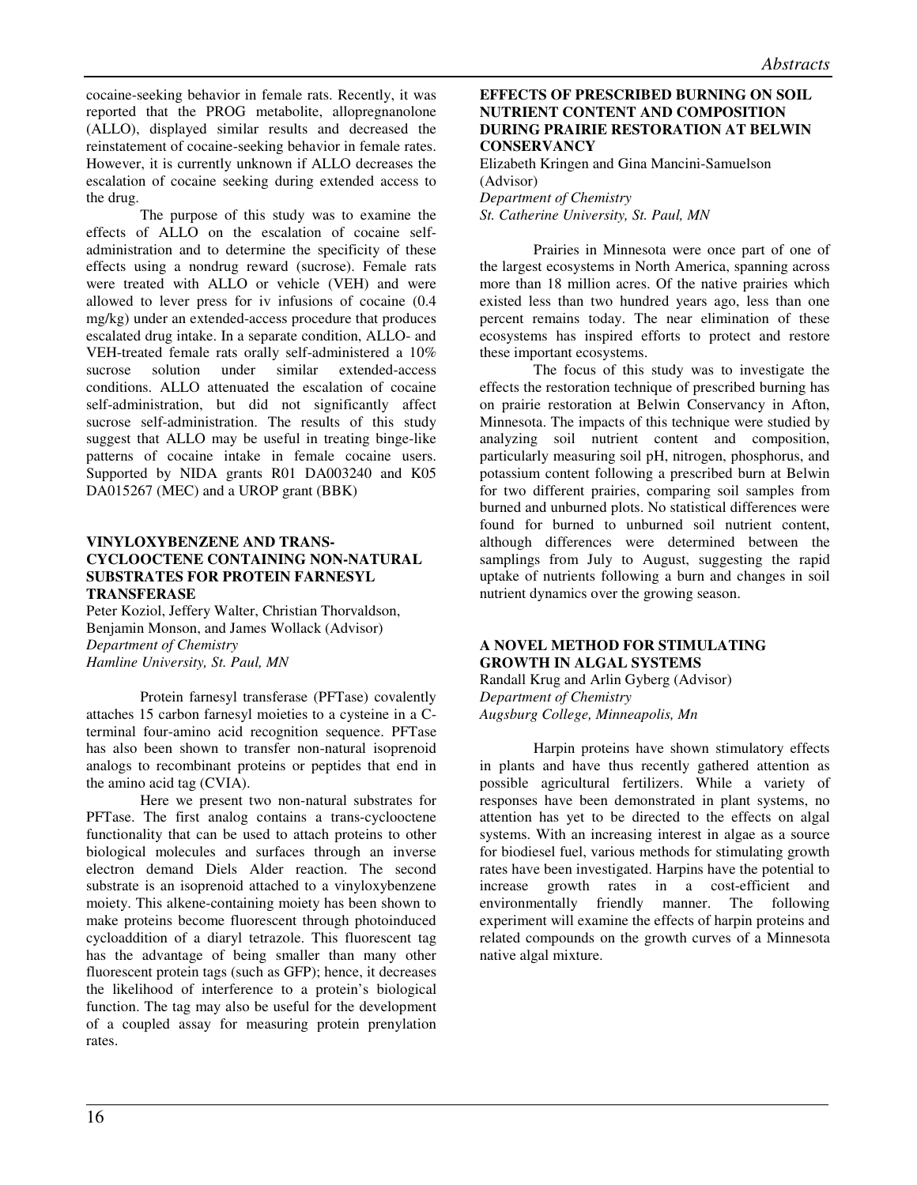cocaine-seeking behavior in female rats. Recently, it was reported that the PROG metabolite, allopregnanolone (ALLO), displayed similar results and decreased the reinstatement of cocaine-seeking behavior in female rates. However, it is currently unknown if ALLO decreases the escalation of cocaine seeking during extended access to the drug.

The purpose of this study was to examine the effects of ALLO on the escalation of cocaine self-administration and to determine the specificity of these effects using a nondrug reward (sucrose). Female rats were treated with ALLO or vehicle (VEH) and were allowed to lever press for iv infusions of cocaine (0.4 mg/kg) under an extended-access procedure that produces escalated drug intake. In a separate condition, ALLO- and VEH-treated female rats orally self-administered a 10% sucrose solution under similar extended-access conditions. ALLO attenuated the escalation of cocaine self-administration, but did not significantly affect sucrose self-administration. The results of this study suggest that ALLO may be useful in treating binge-like patterns of cocaine intake in female cocaine users. Supported by NIDA grants R01 DA003240 and K05 DA015267 (MEC) and a UROP grant (BBK)

### VINYLOXYBENZENE AND TRANS-CYCLOOCTENE CONTAINING NON-NATURAL SUBSTRATES FOR PROTEIN FARNESYL TRANSFERASE

Peter Koziol, Jeffery Walter, Christian Thorvaldson, Benjamin Monson, and James Wollack (Advisor)
*Department of Chemistry*
*Hamline University, St. Paul, MN*

Protein farnesyl transferase (PFTase) covalently attaches 15 carbon farnesyl moieties to a cysteine in a C-terminal four-amino acid recognition sequence. PFTase has also been shown to transfer non-natural isoprenoid analogs to recombinant proteins or peptides that end in the amino acid tag (CVIA).

Here we present two non-natural substrates for PFTase. The first analog contains a trans-cyclooctene functionality that can be used to attach proteins to other biological molecules and surfaces through an inverse electron demand Diels Alder reaction. The second substrate is an isoprenoid attached to a vinyloxybenzene moiety. This alkene-containing moiety has been shown to make proteins become fluorescent through photoinduced cycloaddition of a diaryl tetrazole. This fluorescent tag has the advantage of being smaller than many other fluorescent protein tags (such as GFP); hence, it decreases the likelihood of interference to a protein's biological function. The tag may also be useful for the development of a coupled assay for measuring protein prenylation rates.

### EFFECTS OF PRESCRIBED BURNING ON SOIL NUTRIENT CONTENT AND COMPOSITION DURING PRAIRIE RESTORATION AT BELWIN CONSERVANCY

Elizabeth Kringen and Gina Mancini-Samuelson (Advisor)
*Department of Chemistry*
*St. Catherine University, St. Paul, MN*

Prairies in Minnesota were once part of one of the largest ecosystems in North America, spanning across more than 18 million acres. Of the native prairies which existed less than two hundred years ago, less than one percent remains today. The near elimination of these ecosystems has inspired efforts to protect and restore these important ecosystems.

The focus of this study was to investigate the effects the restoration technique of prescribed burning has on prairie restoration at Belwin Conservancy in Afton, Minnesota. The impacts of this technique were studied by analyzing soil nutrient content and composition, particularly measuring soil pH, nitrogen, phosphorus, and potassium content following a prescribed burn at Belwin for two different prairies, comparing soil samples from burned and unburned plots. No statistical differences were found for burned to unburned soil nutrient content, although differences were determined between the samplings from July to August, suggesting the rapid uptake of nutrients following a burn and changes in soil nutrient dynamics over the growing season.

### A NOVEL METHOD FOR STIMULATING GROWTH IN ALGAL SYSTEMS

Randall Krug and Arlin Gyberg (Advisor)
*Department of Chemistry*
*Augsburg College, Minneapolis, Mn*

Harpin proteins have shown stimulatory effects in plants and have thus recently gathered attention as possible agricultural fertilizers. While a variety of responses have been demonstrated in plant systems, no attention has yet to be directed to the effects on algal systems. With an increasing interest in algae as a source for biodiesel fuel, various methods for stimulating growth rates have been investigated. Harpins have the potential to increase growth rates in a cost-efficient and environmentally friendly manner. The following experiment will examine the effects of harpin proteins and related compounds on the growth curves of a Minnesota native algal mixture.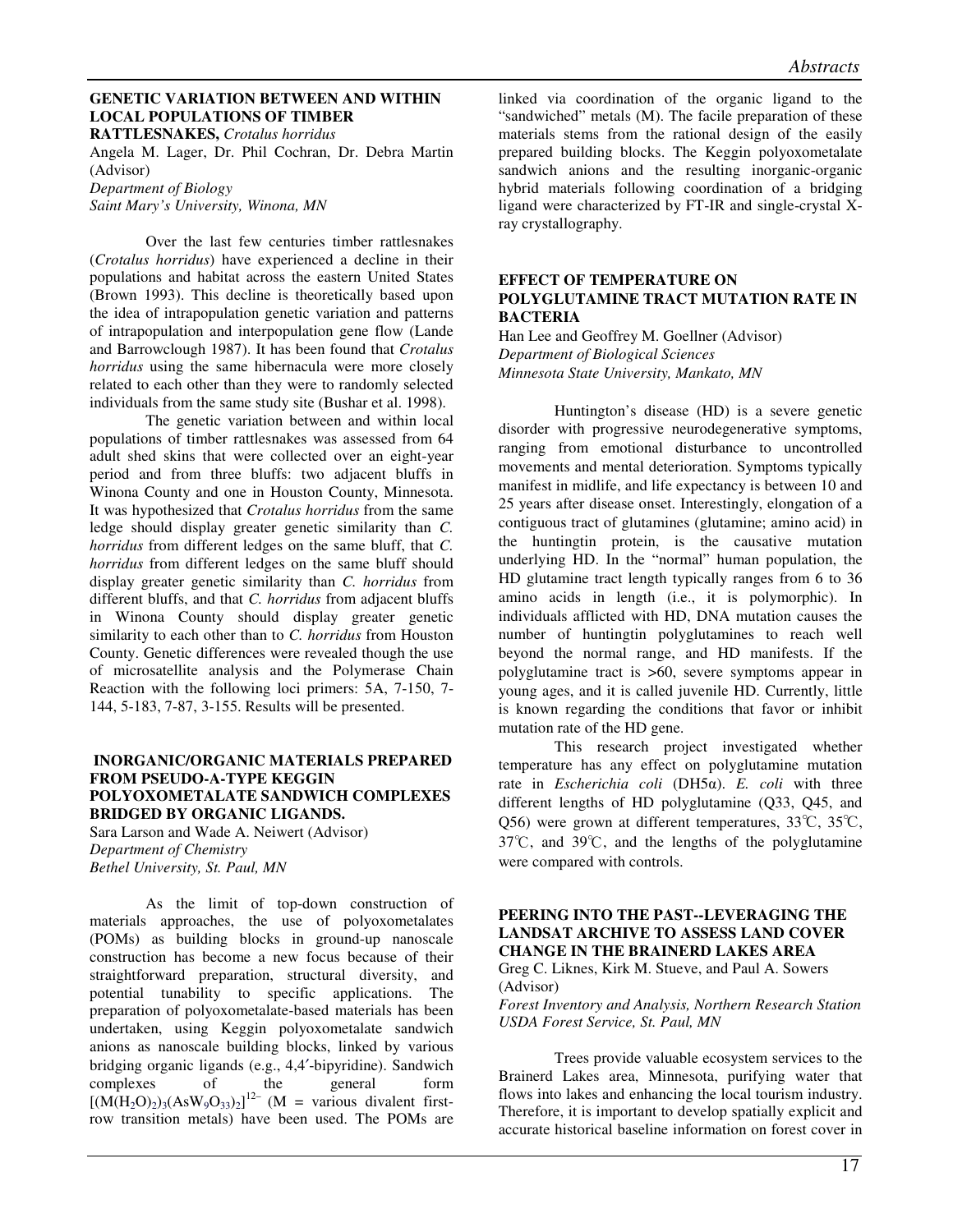## GENETIC VARIATION BETWEEN AND WITHIN LOCAL POPULATIONS OF TIMBER RATTLESNAKES, *Crotalus horridus*

Angela M. Lager, Dr. Phil Cochran, Dr. Debra Martin (Advisor)
*Department of Biology*
*Saint Mary's University, Winona, MN*

Over the last few centuries timber rattlesnakes (*Crotalus horridus*) have experienced a decline in their populations and habitat across the eastern United States (Brown 1993). This decline is theoretically based upon the idea of intrapopulation genetic variation and patterns of intrapopulation and interpopulation gene flow (Lande and Barrowclough 1987). It has been found that *Crotalus horridus* using the same hibernacula were more closely related to each other than they were to randomly selected individuals from the same study site (Bushar et al. 1998).

The genetic variation between and within local populations of timber rattlesnakes was assessed from 64 adult shed skins that were collected over an eight-year period and from three bluffs: two adjacent bluffs in Winona County and one in Houston County, Minnesota. It was hypothesized that *Crotalus horridus* from the same ledge should display greater genetic similarity than *C. horridus* from different ledges on the same bluff, that *C. horridus* from different ledges on the same bluff should display greater genetic similarity than *C. horridus* from different bluffs, and that *C. horridus* from adjacent bluffs in Winona County should display greater genetic similarity to each other than to *C. horridus* from Houston County. Genetic differences were revealed though the use of microsatellite analysis and the Polymerase Chain Reaction with the following loci primers: 5A, 7-150, 7-144, 5-183, 7-87, 3-155. Results will be presented.

## INORGANIC/ORGANIC MATERIALS PREPARED FROM PSEUDO-A-TYPE KEGGIN POLYOXOMETALATE SANDWICH COMPLEXES BRIDGED BY ORGANIC LIGANDS.

Sara Larson and Wade A. Neiwert (Advisor)
*Department of Chemistry*
*Bethel University, St. Paul, MN*

As the limit of top-down construction of materials approaches, the use of polyoxometalates (POMs) as building blocks in ground-up nanoscale construction has become a new focus because of their straightforward preparation, structural diversity, and potential tunability to specific applications. The preparation of polyoxometalate-based materials has been undertaken, using Keggin polyoxometalate sandwich anions as nanoscale building blocks, linked by various bridging organic ligands (e.g., 4,4′-bipyridine). Sandwich complexes of the general form $[(M(H_2O)_2)_3(AsW_9O_{33})_2]^{12-}$ (M = various divalent first-row transition metals) have been used. The POMs are linked via coordination of the organic ligand to the "sandwiched" metals (M). The facile preparation of these materials stems from the rational design of the easily prepared building blocks. The Keggin polyoxometalate sandwich anions and the resulting inorganic-organic hybrid materials following coordination of a bridging ligand were characterized by FT-IR and single-crystal X-ray crystallography.

## EFFECT OF TEMPERATURE ON POLYGLUTAMINE TRACT MUTATION RATE IN BACTERIA

Han Lee and Geoffrey M. Goellner (Advisor)
*Department of Biological Sciences*
*Minnesota State University, Mankato, MN*

Huntington's disease (HD) is a severe genetic disorder with progressive neurodegenerative symptoms, ranging from emotional disturbance to uncontrolled movements and mental deterioration. Symptoms typically manifest in midlife, and life expectancy is between 10 and 25 years after disease onset. Interestingly, elongation of a contiguous tract of glutamines (glutamine; amino acid) in the huntingtin protein, is the causative mutation underlying HD. In the "normal" human population, the HD glutamine tract length typically ranges from 6 to 36 amino acids in length (i.e., it is polymorphic). In individuals afflicted with HD, DNA mutation causes the number of huntingtin polyglutamines to reach well beyond the normal range, and HD manifests. If the polyglutamine tract is >60, severe symptoms appear in young ages, and it is called juvenile HD. Currently, little is known regarding the conditions that favor or inhibit mutation rate of the HD gene.

This research project investigated whether temperature has any effect on polyglutamine mutation rate in *Escherichia coli* (DH5α). *E. coli* with three different lengths of HD polyglutamine (Q33, Q45, and Q56) were grown at different temperatures, 33℃, 35℃, 37℃, and 39℃, and the lengths of the polyglutamine were compared with controls.

## PEERING INTO THE PAST--LEVERAGING THE LANDSAT ARCHIVE TO ASSESS LAND COVER CHANGE IN THE BRAINERD LAKES AREA

Greg C. Liknes, Kirk M. Stueve, and Paul A. Sowers (Advisor)
*Forest Inventory and Analysis, Northern Research Station*
*USDA Forest Service, St. Paul, MN*

Trees provide valuable ecosystem services to the Brainerd Lakes area, Minnesota, purifying water that flows into lakes and enhancing the local tourism industry. Therefore, it is important to develop spatially explicit and accurate historical baseline information on forest cover in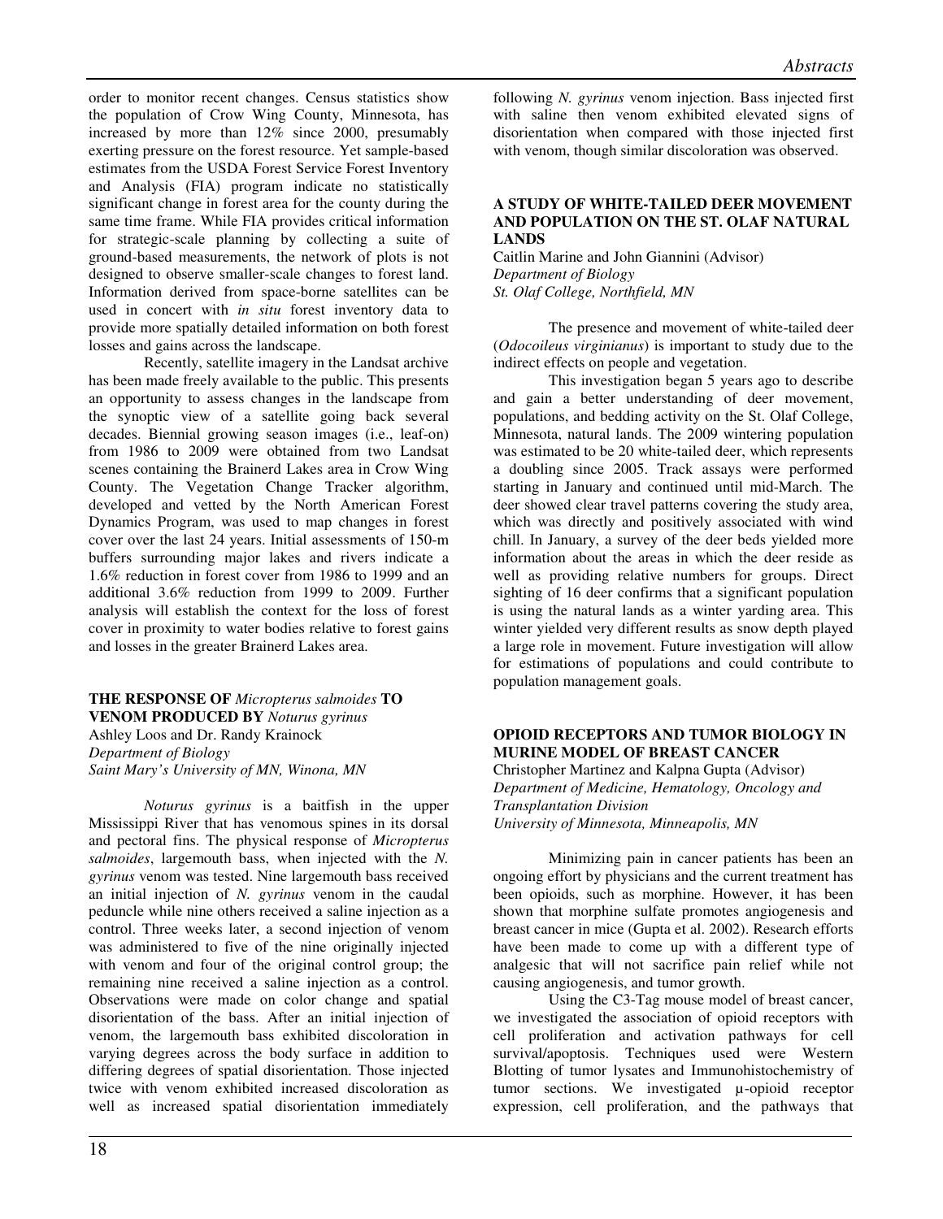order to monitor recent changes. Census statistics show the population of Crow Wing County, Minnesota, has increased by more than 12% since 2000, presumably exerting pressure on the forest resource. Yet sample-based estimates from the USDA Forest Service Forest Inventory and Analysis (FIA) program indicate no statistically significant change in forest area for the county during the same time frame. While FIA provides critical information for strategic-scale planning by collecting a suite of ground-based measurements, the network of plots is not designed to observe smaller-scale changes to forest land. Information derived from space-borne satellites can be used in concert with *in situ* forest inventory data to provide more spatially detailed information on both forest losses and gains across the landscape.

Recently, satellite imagery in the Landsat archive has been made freely available to the public. This presents an opportunity to assess changes in the landscape from the synoptic view of a satellite going back several decades. Biennial growing season images (i.e., leaf-on) from 1986 to 2009 were obtained from two Landsat scenes containing the Brainerd Lakes area in Crow Wing County. The Vegetation Change Tracker algorithm, developed and vetted by the North American Forest Dynamics Program, was used to map changes in forest cover over the last 24 years. Initial assessments of 150-m buffers surrounding major lakes and rivers indicate a 1.6% reduction in forest cover from 1986 to 1999 and an additional 3.6% reduction from 1999 to 2009. Further analysis will establish the context for the loss of forest cover in proximity to water bodies relative to forest gains and losses in the greater Brainerd Lakes area.

**THE RESPONSE OF *Micropterus salmoides* TO VENOM PRODUCED BY *Noturus gyrinus***
Ashley Loos and Dr. Randy Krainock
*Department of Biology*
*Saint Mary's University of MN, Winona, MN*

*Noturus gyrinus* is a baitfish in the upper Mississippi River that has venomous spines in its dorsal and pectoral fins. The physical response of *Micropterus salmoides*, largemouth bass, when injected with the *N. gyrinus* venom was tested. Nine largemouth bass received an initial injection of *N. gyrinus* venom in the caudal peduncle while nine others received a saline injection as a control. Three weeks later, a second injection of venom was administered to five of the nine originally injected with venom and four of the original control group; the remaining nine received a saline injection as a control. Observations were made on color change and spatial disorientation of the bass. After an initial injection of venom, the largemouth bass exhibited discoloration in varying degrees across the body surface in addition to differing degrees of spatial disorientation. Those injected twice with venom exhibited increased discoloration as well as increased spatial disorientation immediately following *N. gyrinus* venom injection. Bass injected first with saline then venom exhibited elevated signs of disorientation when compared with those injected first with venom, though similar discoloration was observed.

**A STUDY OF WHITE-TAILED DEER MOVEMENT AND POPULATION ON THE ST. OLAF NATURAL LANDS**
Caitlin Marine and John Giannini (Advisor)
*Department of Biology*
*St. Olaf College, Northfield, MN*

The presence and movement of white-tailed deer (*Odocoileus virginianus*) is important to study due to the indirect effects on people and vegetation.

This investigation began 5 years ago to describe and gain a better understanding of deer movement, populations, and bedding activity on the St. Olaf College, Minnesota, natural lands. The 2009 wintering population was estimated to be 20 white-tailed deer, which represents a doubling since 2005. Track assays were performed starting in January and continued until mid-March. The deer showed clear travel patterns covering the study area, which was directly and positively associated with wind chill. In January, a survey of the deer beds yielded more information about the areas in which the deer reside as well as providing relative numbers for groups. Direct sighting of 16 deer confirms that a significant population is using the natural lands as a winter yarding area. This winter yielded very different results as snow depth played a large role in movement. Future investigation will allow for estimations of populations and could contribute to population management goals.

**OPIOID RECEPTORS AND TUMOR BIOLOGY IN MURINE MODEL OF BREAST CANCER**
Christopher Martinez and Kalpna Gupta (Advisor)
*Department of Medicine, Hematology, Oncology and Transplantation Division*
*University of Minnesota, Minneapolis, MN*

Minimizing pain in cancer patients has been an ongoing effort by physicians and the current treatment has been opioids, such as morphine. However, it has been shown that morphine sulfate promotes angiogenesis and breast cancer in mice (Gupta et al. 2002). Research efforts have been made to come up with a different type of analgesic that will not sacrifice pain relief while not causing angiogenesis, and tumor growth.

Using the C3-Tag mouse model of breast cancer, we investigated the association of opioid receptors with cell proliferation and activation pathways for cell survival/apoptosis. Techniques used were Western Blotting of tumor lysates and Immunohistochemistry of tumor sections. We investigated μ-opioid receptor expression, cell proliferation, and the pathways that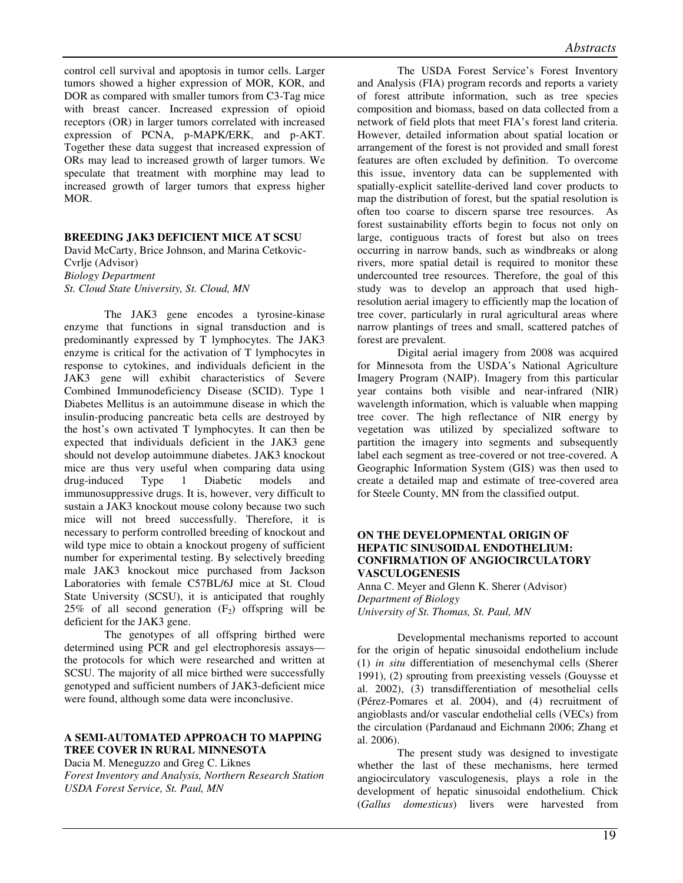control cell survival and apoptosis in tumor cells. Larger tumors showed a higher expression of MOR, KOR, and DOR as compared with smaller tumors from C3-Tag mice with breast cancer. Increased expression of opioid receptors (OR) in larger tumors correlated with increased expression of PCNA, p-MAPK/ERK, and p-AKT. Together these data suggest that increased expression of ORs may lead to increased growth of larger tumors. We speculate that treatment with morphine may lead to increased growth of larger tumors that express higher MOR.

### BREEDING JAK3 DEFICIENT MICE AT SCSU

David McCarty, Brice Johnson, and Marina Cetkovic-Cvrlje (Advisor)
*Biology Department*
*St. Cloud State University, St. Cloud, MN*

The JAK3 gene encodes a tyrosine-kinase enzyme that functions in signal transduction and is predominantly expressed by T lymphocytes. The JAK3 enzyme is critical for the activation of T lymphocytes in response to cytokines, and individuals deficient in the JAK3 gene will exhibit characteristics of Severe Combined Immunodeficiency Disease (SCID). Type 1 Diabetes Mellitus is an autoimmune disease in which the insulin-producing pancreatic beta cells are destroyed by the host's own activated T lymphocytes. It can then be expected that individuals deficient in the JAK3 gene should not develop autoimmune diabetes. JAK3 knockout mice are thus very useful when comparing data using drug-induced Type 1 Diabetic models and immunosuppressive drugs. It is, however, very difficult to sustain a JAK3 knockout mouse colony because two such mice will not breed successfully. Therefore, it is necessary to perform controlled breeding of knockout and wild type mice to obtain a knockout progeny of sufficient number for experimental testing. By selectively breeding male JAK3 knockout mice purchased from Jackson Laboratories with female C57BL/6J mice at St. Cloud State University (SCSU), it is anticipated that roughly 25% of all second generation ($F_2$) offspring will be deficient for the JAK3 gene.

The genotypes of all offspring birthed were determined using PCR and gel electrophoresis assays—the protocols for which were researched and written at SCSU. The majority of all mice birthed were successfully genotyped and sufficient numbers of JAK3-deficient mice were found, although some data were inconclusive.

### A SEMI-AUTOMATED APPROACH TO MAPPING TREE COVER IN RURAL MINNESOTA

Dacia M. Meneguzzo and Greg C. Liknes
*Forest Inventory and Analysis, Northern Research Station*
*USDA Forest Service, St. Paul, MN*

The USDA Forest Service's Forest Inventory and Analysis (FIA) program records and reports a variety of forest attribute information, such as tree species composition and biomass, based on data collected from a network of field plots that meet FIA's forest land criteria. However, detailed information about spatial location or arrangement of the forest is not provided and small forest features are often excluded by definition. To overcome this issue, inventory data can be supplemented with spatially-explicit satellite-derived land cover products to map the distribution of forest, but the spatial resolution is often too coarse to discern sparse tree resources. As forest sustainability efforts begin to focus not only on large, contiguous tracts of forest but also on trees occurring in narrow bands, such as windbreaks or along rivers, more spatial detail is required to monitor these undercounted tree resources. Therefore, the goal of this study was to develop an approach that used high-resolution aerial imagery to efficiently map the location of tree cover, particularly in rural agricultural areas where narrow plantings of trees and small, scattered patches of forest are prevalent.

Digital aerial imagery from 2008 was acquired for Minnesota from the USDA's National Agriculture Imagery Program (NAIP). Imagery from this particular year contains both visible and near-infrared (NIR) wavelength information, which is valuable when mapping tree cover. The high reflectance of NIR energy by vegetation was utilized by specialized software to partition the imagery into segments and subsequently label each segment as tree-covered or not tree-covered. A Geographic Information System (GIS) was then used to create a detailed map and estimate of tree-covered area for Steele County, MN from the classified output.

### ON THE DEVELOPMENTAL ORIGIN OF HEPATIC SINUSOIDAL ENDOTHELIUM: CONFIRMATION OF ANGIOCIRCULATORY VASCULOGENESIS

Anna C. Meyer and Glenn K. Sherer (Advisor)
*Department of Biology*
*University of St. Thomas, St. Paul, MN*

Developmental mechanisms reported to account for the origin of hepatic sinusoidal endothelium include (1) *in situ* differentiation of mesenchymal cells (Sherer 1991), (2) sprouting from preexisting vessels (Gouysse et al. 2002), (3) transdifferentiation of mesothelial cells (Pérez-Pomares et al. 2004), and (4) recruitment of angioblasts and/or vascular endothelial cells (VECs) from the circulation (Pardanaud and Eichmann 2006; Zhang et al. 2006).

The present study was designed to investigate whether the last of these mechanisms, here termed angiocirculatory vasculogenesis, plays a role in the development of hepatic sinusoidal endothelium. Chick (*Gallus domesticus*) livers were harvested from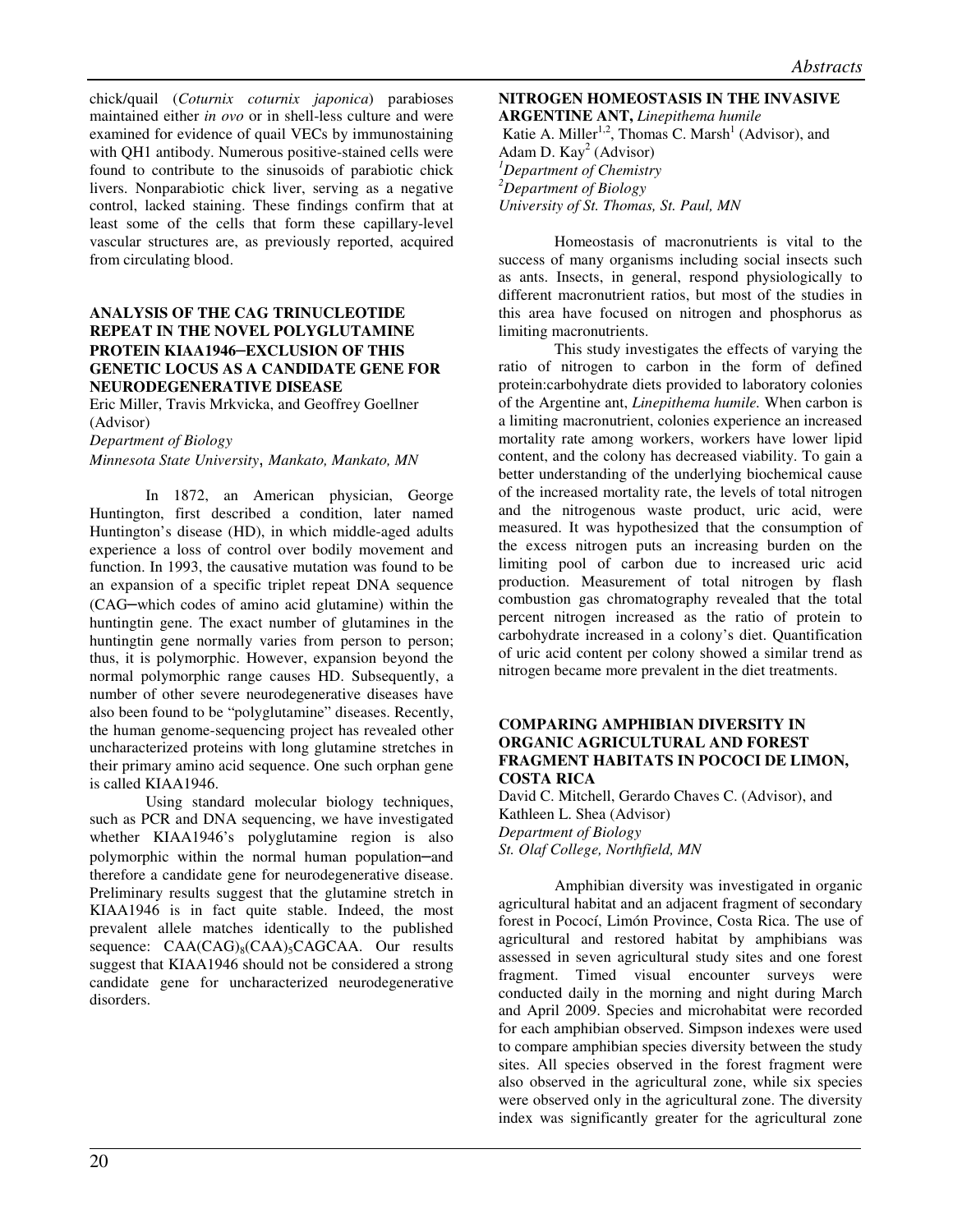chick/quail (*Coturnix coturnix japonica*) parabioses maintained either *in ovo* or in shell-less culture and were examined for evidence of quail VECs by immunostaining with QH1 antibody. Numerous positive-stained cells were found to contribute to the sinusoids of parabiotic chick livers. Nonparabiotic chick liver, serving as a negative control, lacked staining. These findings confirm that at least some of the cells that form these capillary-level vascular structures are, as previously reported, acquired from circulating blood.

### ANALYSIS OF THE CAG TRINUCLEOTIDE REPEAT IN THE NOVEL POLYGLUTAMINE PROTEIN KIAA1946–EXCLUSION OF THIS GENETIC LOCUS AS A CANDIDATE GENE FOR NEURODEGENERATIVE DISEASE

Eric Miller, Travis Mrkvicka, and Geoffrey Goellner (Advisor)
*Department of Biology*
*Minnesota State University, Mankato, Mankato, MN*

In 1872, an American physician, George Huntington, first described a condition, later named Huntington's disease (HD), in which middle-aged adults experience a loss of control over bodily movement and function. In 1993, the causative mutation was found to be an expansion of a specific triplet repeat DNA sequence (CAG–which codes of amino acid glutamine) within the huntingtin gene. The exact number of glutamines in the huntingtin gene normally varies from person to person; thus, it is polymorphic. However, expansion beyond the normal polymorphic range causes HD. Subsequently, a number of other severe neurodegenerative diseases have also been found to be "polyglutamine" diseases. Recently, the human genome-sequencing project has revealed other uncharacterized proteins with long glutamine stretches in their primary amino acid sequence. One such orphan gene is called KIAA1946.

Using standard molecular biology techniques, such as PCR and DNA sequencing, we have investigated whether KIAA1946's polyglutamine region is also polymorphic within the normal human population–and therefore a candidate gene for neurodegenerative disease. Preliminary results suggest that the glutamine stretch in KIAA1946 is in fact quite stable. Indeed, the most prevalent allele matches identically to the published sequence: $CAA(CAG)_8(CAA)_5CAGCAA$. Our results suggest that KIAA1946 should not be considered a strong candidate gene for uncharacterized neurodegenerative disorders.

### NITROGEN HOMEOSTASIS IN THE INVASIVE ARGENTINE ANT, *Linepithema humile*

Katie A. Miller[1,2], Thomas C. Marsh[1] (Advisor), and Adam D. Kay[2] (Advisor)
[1]*Department of Chemistry*
[2]*Department of Biology*
*University of St. Thomas, St. Paul, MN*

Homeostasis of macronutrients is vital to the success of many organisms including social insects such as ants. Insects, in general, respond physiologically to different macronutrient ratios, but most of the studies in this area have focused on nitrogen and phosphorus as limiting macronutrients.

This study investigates the effects of varying the ratio of nitrogen to carbon in the form of defined protein:carbohydrate diets provided to laboratory colonies of the Argentine ant, *Linepithema humile.* When carbon is a limiting macronutrient, colonies experience an increased mortality rate among workers, workers have lower lipid content, and the colony has decreased viability. To gain a better understanding of the underlying biochemical cause of the increased mortality rate, the levels of total nitrogen and the nitrogenous waste product, uric acid, were measured. It was hypothesized that the consumption of the excess nitrogen puts an increasing burden on the limiting pool of carbon due to increased uric acid production. Measurement of total nitrogen by flash combustion gas chromatography revealed that the total percent nitrogen increased as the ratio of protein to carbohydrate increased in a colony's diet. Quantification of uric acid content per colony showed a similar trend as nitrogen became more prevalent in the diet treatments.

### COMPARING AMPHIBIAN DIVERSITY IN ORGANIC AGRICULTURAL AND FOREST FRAGMENT HABITATS IN POCOCI DE LIMON, COSTA RICA

David C. Mitchell, Gerardo Chaves C. (Advisor), and Kathleen L. Shea (Advisor)
*Department of Biology*
*St. Olaf College, Northfield, MN*

Amphibian diversity was investigated in organic agricultural habitat and an adjacent fragment of secondary forest in Pococí, Limón Province, Costa Rica. The use of agricultural and restored habitat by amphibians was assessed in seven agricultural study sites and one forest fragment. Timed visual encounter surveys were conducted daily in the morning and night during March and April 2009. Species and microhabitat were recorded for each amphibian observed. Simpson indexes were used to compare amphibian species diversity between the study sites. All species observed in the forest fragment were also observed in the agricultural zone, while six species were observed only in the agricultural zone. The diversity index was significantly greater for the agricultural zone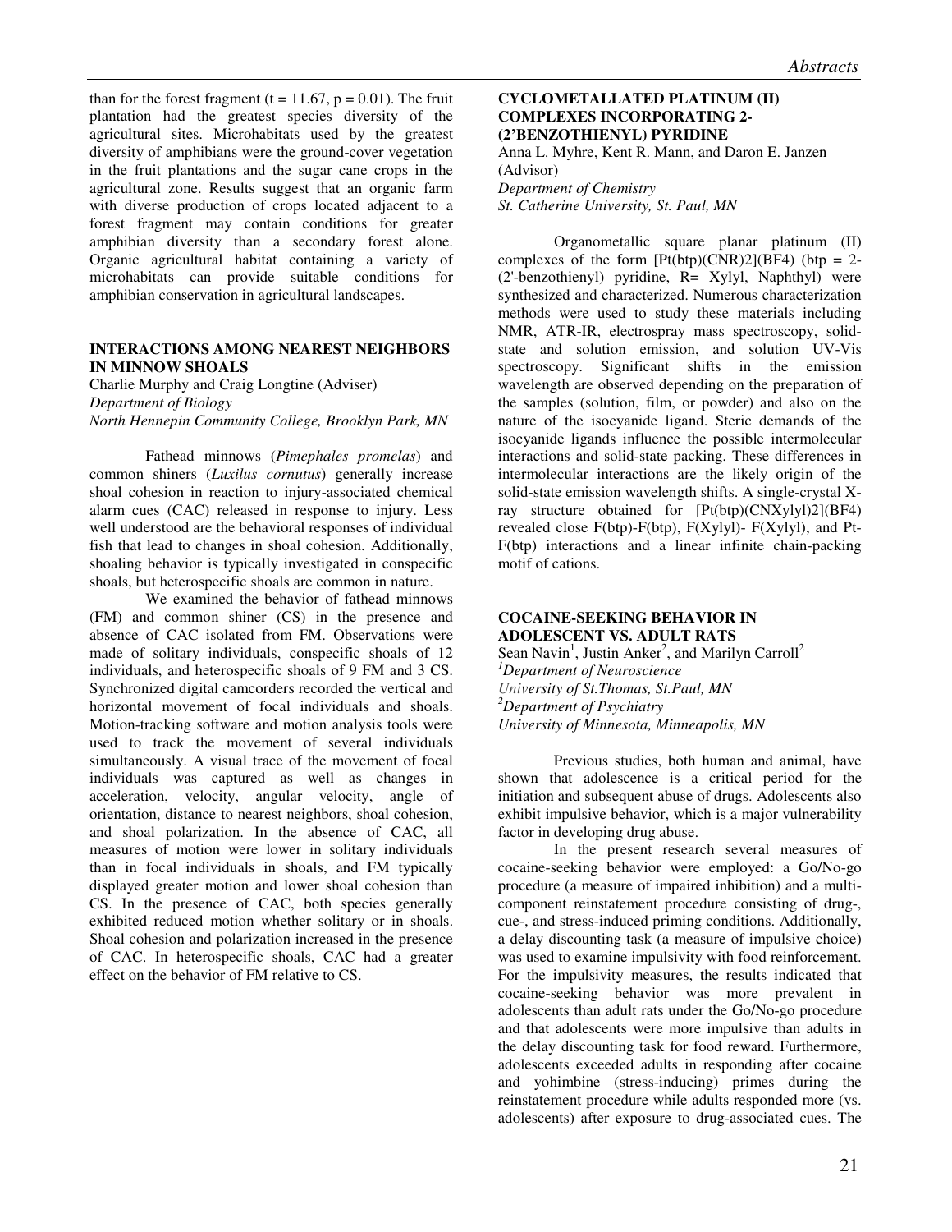than for the forest fragment ($t = 11.67$, $p = 0.01$). The fruit plantation had the greatest species diversity of the agricultural sites. Microhabitats used by the greatest diversity of amphibians were the ground-cover vegetation in the fruit plantations and the sugar cane crops in the agricultural zone. Results suggest that an organic farm with diverse production of crops located adjacent to a forest fragment may contain conditions for greater amphibian diversity than a secondary forest alone. Organic agricultural habitat containing a variety of microhabitats can provide suitable conditions for amphibian conservation in agricultural landscapes.

## INTERACTIONS AMONG NEAREST NEIGHBORS IN MINNOW SHOALS

Charlie Murphy and Craig Longtine (Adviser)
*Department of Biology*
*North Hennepin Community College, Brooklyn Park, MN*

Fathead minnows (*Pimephales promelas*) and common shiners (*Luxilus cornutus*) generally increase shoal cohesion in reaction to injury-associated chemical alarm cues (CAC) released in response to injury. Less well understood are the behavioral responses of individual fish that lead to changes in shoal cohesion. Additionally, shoaling behavior is typically investigated in conspecific shoals, but heterospecific shoals are common in nature.

We examined the behavior of fathead minnows (FM) and common shiner (CS) in the presence and absence of CAC isolated from FM. Observations were made of solitary individuals, conspecific shoals of 12 individuals, and heterospecific shoals of 9 FM and 3 CS. Synchronized digital camcorders recorded the vertical and horizontal movement of focal individuals and shoals. Motion-tracking software and motion analysis tools were used to track the movement of several individuals simultaneously. A visual trace of the movement of focal individuals was captured as well as changes in acceleration, velocity, angular velocity, angle of orientation, distance to nearest neighbors, shoal cohesion, and shoal polarization. In the absence of CAC, all measures of motion were lower in solitary individuals than in focal individuals in shoals, and FM typically displayed greater motion and lower shoal cohesion than CS. In the presence of CAC, both species generally exhibited reduced motion whether solitary or in shoals. Shoal cohesion and polarization increased in the presence of CAC. In heterospecific shoals, CAC had a greater effect on the behavior of FM relative to CS.

## CYCLOMETALLATED PLATINUM (II) COMPLEXES INCORPORATING 2-(2'BENZOTHIENYL) PYRIDINE

Anna L. Myhre, Kent R. Mann, and Daron E. Janzen (Advisor)
*Department of Chemistry*
*St. Catherine University, St. Paul, MN*

Organometallic square planar platinum (II) complexes of the form [Pt(btp)(CNR)2](BF4) (btp = 2-(2'-benzothienyl) pyridine, R= Xylyl, Naphthyl) were synthesized and characterized. Numerous characterization methods were used to study these materials including NMR, ATR-IR, electrospray mass spectroscopy, solid-state and solution emission, and solution UV-Vis spectroscopy. Significant shifts in the emission wavelength are observed depending on the preparation of the samples (solution, film, or powder) and also on the nature of the isocyanide ligand. Steric demands of the isocyanide ligands influence the possible intermolecular interactions and solid-state packing. These differences in intermolecular interactions are the likely origin of the solid-state emission wavelength shifts. A single-crystal X-ray structure obtained for [Pt(btp)(CNXylyl)2](BF4) revealed close F(btp)-F(btp), F(Xylyl)- F(Xylyl), and Pt-F(btp) interactions and a linear infinite chain-packing motif of cations.

## COCAINE-SEEKING BEHAVIOR IN ADOLESCENT VS. ADULT RATS

Sean Navin[1], Justin Anker[2], and Marilyn Carroll[2]
[1]*Department of Neuroscience*
*University of St.Thomas, St.Paul, MN*
[2]*Department of Psychiatry*
*University of Minnesota, Minneapolis, MN*

Previous studies, both human and animal, have shown that adolescence is a critical period for the initiation and subsequent abuse of drugs. Adolescents also exhibit impulsive behavior, which is a major vulnerability factor in developing drug abuse.

In the present research several measures of cocaine-seeking behavior were employed: a Go/No-go procedure (a measure of impaired inhibition) and a multi-component reinstatement procedure consisting of drug-, cue-, and stress-induced priming conditions. Additionally, a delay discounting task (a measure of impulsive choice) was used to examine impulsivity with food reinforcement. For the impulsivity measures, the results indicated that cocaine-seeking behavior was more prevalent in adolescents than adult rats under the Go/No-go procedure and that adolescents were more impulsive than adults in the delay discounting task for food reward. Furthermore, adolescents exceeded adults in responding after cocaine and yohimbine (stress-inducing) primes during the reinstatement procedure while adults responded more (vs. adolescents) after exposure to drug-associated cues. The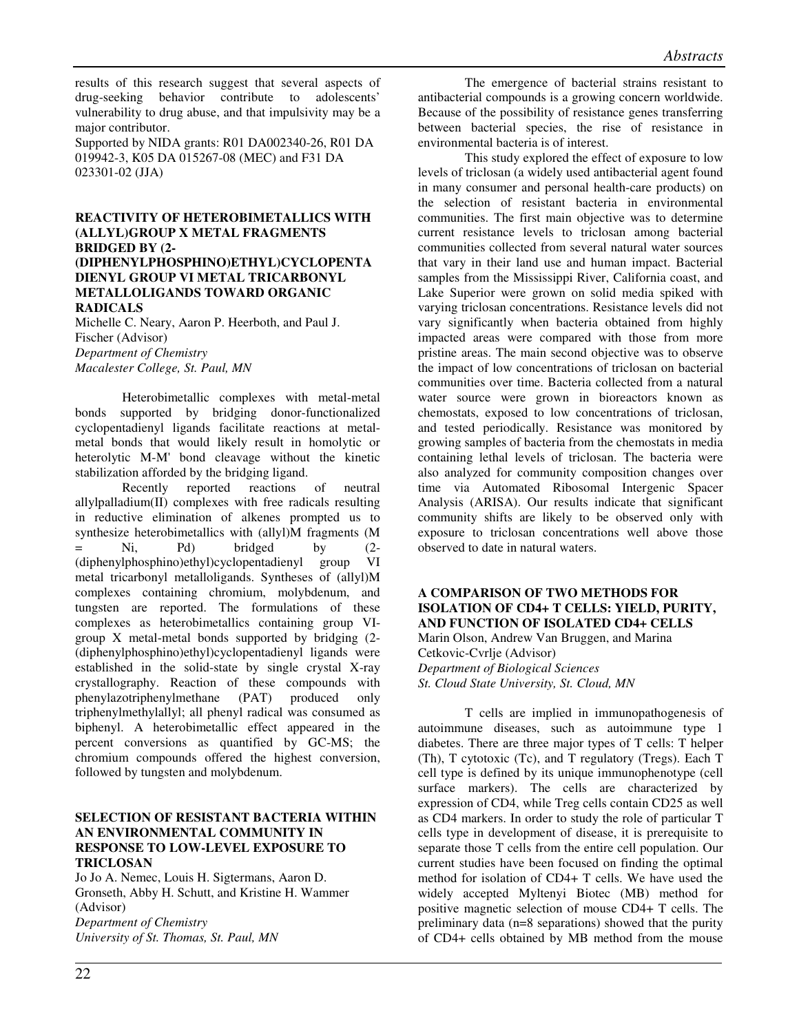results of this research suggest that several aspects of drug-seeking behavior contribute to adolescents' vulnerability to drug abuse, and that impulsivity may be a major contributor.

Supported by NIDA grants: R01 DA002340-26, R01 DA 019942-3, K05 DA 015267-08 (MEC) and F31 DA 023301-02 (JJA)

### REACTIVITY OF HETEROBIMETALLICS WITH (ALLYL)GROUP X METAL FRAGMENTS BRIDGED BY (2-(DIPHENYLPHOSPHINO)ETHYL)CYCLOPENTADIENYL GROUP VI METAL TRICARBONYL METALLOLIGANDS TOWARD ORGANIC RADICALS

Michelle C. Neary, Aaron P. Heerboth, and Paul J. Fischer (Advisor)
*Department of Chemistry*
*Macalester College, St. Paul, MN*

Heterobimetallic complexes with metal-metal bonds supported by bridging donor-functionalized cyclopentadienyl ligands facilitate reactions at metal-metal bonds that would likely result in homolytic or heterolytic M-M' bond cleavage without the kinetic stabilization afforded by the bridging ligand.

Recently reported reactions of neutral allylpalladium(II) complexes with free radicals resulting in reductive elimination of alkenes prompted us to synthesize heterobimetallics with (allyl)M fragments (M = Ni, Pd) bridged by (2-(diphenylphosphino)ethyl)cyclopentadienyl group VI metal tricarbonyl metalloligands. Syntheses of (allyl)M complexes containing chromium, molybdenum, and tungsten are reported. The formulations of these complexes as heterobimetallics containing group VI-group X metal-metal bonds supported by bridging (2-(diphenylphosphino)ethyl)cyclopentadienyl ligands were established in the solid-state by single crystal X-ray crystallography. Reaction of these compounds with phenylazotriphenylmethane (PAT) produced only triphenylmethylallyl; all phenyl radical was consumed as biphenyl. A heterobimetallic effect appeared in the percent conversions as quantified by GC-MS; the chromium compounds offered the highest conversion, followed by tungsten and molybdenum.

### SELECTION OF RESISTANT BACTERIA WITHIN AN ENVIRONMENTAL COMMUNITY IN RESPONSE TO LOW-LEVEL EXPOSURE TO TRICLOSAN

Jo Jo A. Nemec, Louis H. Sigtermans, Aaron D. Gronseth, Abby H. Schutt, and Kristine H. Wammer (Advisor)
*Department of Chemistry*
*University of St. Thomas, St. Paul, MN*

The emergence of bacterial strains resistant to antibacterial compounds is a growing concern worldwide. Because of the possibility of resistance genes transferring between bacterial species, the rise of resistance in environmental bacteria is of interest.

This study explored the effect of exposure to low levels of triclosan (a widely used antibacterial agent found in many consumer and personal health-care products) on the selection of resistant bacteria in environmental communities. The first main objective was to determine current resistance levels to triclosan among bacterial communities collected from several natural water sources that vary in their land use and human impact. Bacterial samples from the Mississippi River, California coast, and Lake Superior were grown on solid media spiked with varying triclosan concentrations. Resistance levels did not vary significantly when bacteria obtained from highly impacted areas were compared with those from more pristine areas. The main second objective was to observe the impact of low concentrations of triclosan on bacterial communities over time. Bacteria collected from a natural water source were grown in bioreactors known as chemostats, exposed to low concentrations of triclosan, and tested periodically. Resistance was monitored by growing samples of bacteria from the chemostats in media containing lethal levels of triclosan. The bacteria were also analyzed for community composition changes over time via Automated Ribosomal Intergenic Spacer Analysis (ARISA). Our results indicate that significant community shifts are likely to be observed only with exposure to triclosan concentrations well above those observed to date in natural waters.

### A COMPARISON OF TWO METHODS FOR ISOLATION OF CD4+ T CELLS: YIELD, PURITY, AND FUNCTION OF ISOLATED CD4+ CELLS

Marin Olson, Andrew Van Bruggen, and Marina Cetkovic-Cvrlje (Advisor)
*Department of Biological Sciences*
*St. Cloud State University, St. Cloud, MN*

T cells are implied in immunopathogenesis of autoimmune diseases, such as autoimmune type 1 diabetes. There are three major types of T cells: T helper (Th), T cytotoxic (Tc), and T regulatory (Tregs). Each T cell type is defined by its unique immunophenotype (cell surface markers). The cells are characterized by expression of CD4, while Treg cells contain CD25 as well as CD4 markers. In order to study the role of particular T cells type in development of disease, it is prerequisite to separate those T cells from the entire cell population. Our current studies have been focused on finding the optimal method for isolation of CD4+ T cells. We have used the widely accepted Myltenyi Biotec (MB) method for positive magnetic selection of mouse CD4+ T cells. The preliminary data (n=8 separations) showed that the purity of CD4+ cells obtained by MB method from the mouse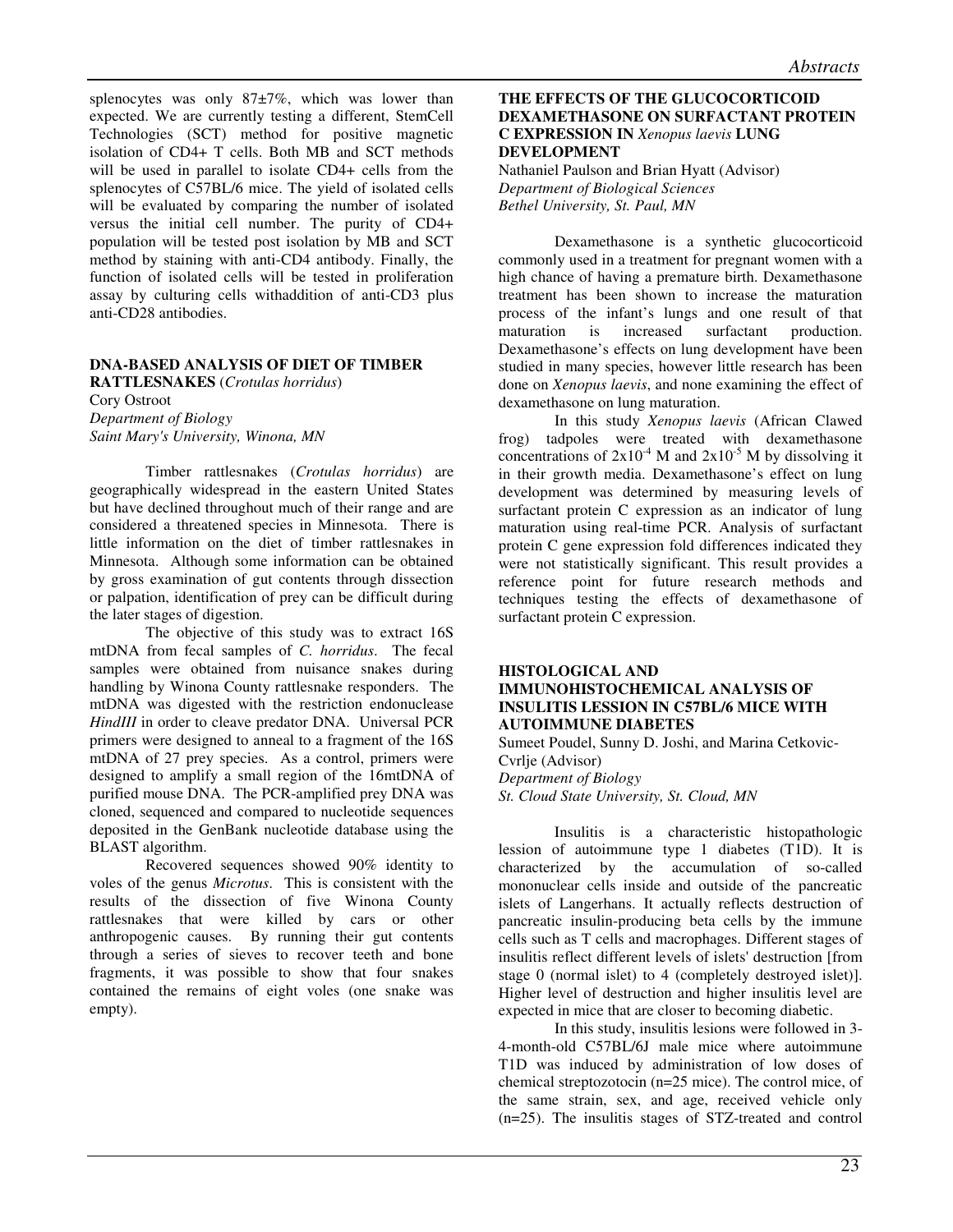splenocytes was only 87±7%, which was lower than expected. We are currently testing a different, StemCell Technologies (SCT) method for positive magnetic isolation of CD4+ T cells. Both MB and SCT methods will be used in parallel to isolate CD4+ cells from the splenocytes of C57BL/6 mice. The yield of isolated cells will be evaluated by comparing the number of isolated versus the initial cell number. The purity of CD4+ population will be tested post isolation by MB and SCT method by staining with anti-CD4 antibody. Finally, the function of isolated cells will be tested in proliferation assay by culturing cells withaddition of anti-CD3 plus anti-CD28 antibodies.

### DNA-BASED ANALYSIS OF DIET OF TIMBER RATTLESNAKES (*Crotulas horridus*)

Cory Ostroot
*Department of Biology*
*Saint Mary's University, Winona, MN*

Timber rattlesnakes (*Crotulas horridus*) are geographically widespread in the eastern United States but have declined throughout much of their range and are considered a threatened species in Minnesota. There is little information on the diet of timber rattlesnakes in Minnesota. Although some information can be obtained by gross examination of gut contents through dissection or palpation, identification of prey can be difficult during the later stages of digestion.

The objective of this study was to extract 16S mtDNA from fecal samples of *C. horridus*. The fecal samples were obtained from nuisance snakes during handling by Winona County rattlesnake responders. The mtDNA was digested with the restriction endonuclease *HindIII* in order to cleave predator DNA. Universal PCR primers were designed to anneal to a fragment of the 16S mtDNA of 27 prey species. As a control, primers were designed to amplify a small region of the 16mtDNA of purified mouse DNA. The PCR-amplified prey DNA was cloned, sequenced and compared to nucleotide sequences deposited in the GenBank nucleotide database using the BLAST algorithm.

Recovered sequences showed 90% identity to voles of the genus *Microtus*. This is consistent with the results of the dissection of five Winona County rattlesnakes that were killed by cars or other anthropogenic causes. By running their gut contents through a series of sieves to recover teeth and bone fragments, it was possible to show that four snakes contained the remains of eight voles (one snake was empty).

### THE EFFECTS OF THE GLUCOCORTICOID DEXAMETHASONE ON SURFACTANT PROTEIN C EXPRESSION IN *Xenopus laevis* LUNG DEVELOPMENT

Nathaniel Paulson and Brian Hyatt (Advisor)
*Department of Biological Sciences*
*Bethel University, St. Paul, MN*

Dexamethasone is a synthetic glucocorticoid commonly used in a treatment for pregnant women with a high chance of having a premature birth. Dexamethasone treatment has been shown to increase the maturation process of the infant's lungs and one result of that maturation is increased surfactant production. Dexamethasone's effects on lung development have been studied in many species, however little research has been done on *Xenopus laevis*, and none examining the effect of dexamethasone on lung maturation.

In this study *Xenopus laevis* (African Clawed frog) tadpoles were treated with dexamethasone concentrations of $2x10^{-4}$ M and $2x10^{-5}$ M by dissolving it in their growth media. Dexamethasone's effect on lung development was determined by measuring levels of surfactant protein C expression as an indicator of lung maturation using real-time PCR. Analysis of surfactant protein C gene expression fold differences indicated they were not statistically significant. This result provides a reference point for future research methods and techniques testing the effects of dexamethasone of surfactant protein C expression.

### HISTOLOGICAL AND IMMUNOHISTOCHEMICAL ANALYSIS OF INSULITIS LESSION IN C57BL/6 MICE WITH AUTOIMMUNE DIABETES

Sumeet Poudel, Sunny D. Joshi, and Marina Cetkovic-Cvrlje (Advisor)
*Department of Biology*
*St. Cloud State University, St. Cloud, MN*

Insulitis is a characteristic histopathologic lesion of autoimmune type 1 diabetes (T1D). It is characterized by the accumulation of so-called mononuclear cells inside and outside of the pancreatic islets of Langerhans. It actually reflects destruction of pancreatic insulin-producing beta cells by the immune cells such as T cells and macrophages. Different stages of insulitis reflect different levels of islets' destruction [from stage 0 (normal islet) to 4 (completely destroyed islet)]. Higher level of destruction and higher insulitis level are expected in mice that are closer to becoming diabetic.

In this study, insulitis lesions were followed in 3-4-month-old C57BL/6J male mice where autoimmune T1D was induced by administration of low doses of chemical streptozotocin (n=25 mice). The control mice, of the same strain, sex, and age, received vehicle only (n=25). The insulitis stages of STZ-treated and control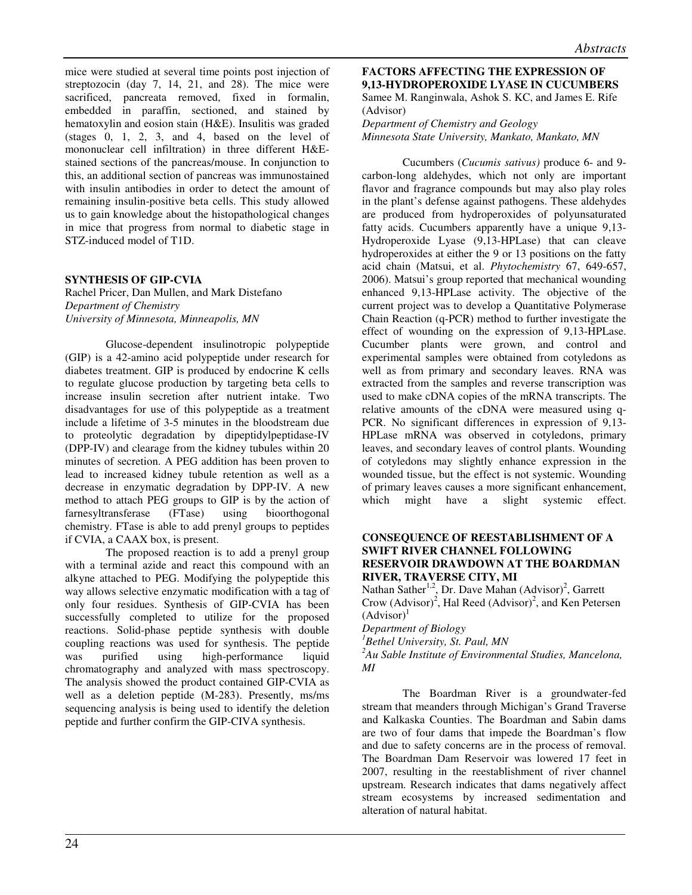mice were studied at several time points post injection of streptozocin (day 7, 14, 21, and 28). The mice were sacrificed, pancreata removed, fixed in formalin, embedded in paraffin, sectioned, and stained by hematoxylin and eosion stain (H&E). Insulitis was graded (stages 0, 1, 2, 3, and 4, based on the level of mononuclear cell infiltration) in three different H&E-stained sections of the pancreas/mouse. In conjunction to this, an additional section of pancreas was immunostained with insulin antibodies in order to detect the amount of remaining insulin-positive beta cells. This study allowed us to gain knowledge about the histopathological changes in mice that progress from normal to diabetic stage in STZ-induced model of T1D.

**SYNTHESIS OF GIP-CVIA**

Rachel Pricer, Dan Mullen, and Mark Distefano

*Department of Chemistry*

*University of Minnesota, Minneapolis, MN*

Glucose-dependent insulinotropic polypeptide (GIP) is a 42-amino acid polypeptide under research for diabetes treatment. GIP is produced by endocrine K cells to regulate glucose production by targeting beta cells to increase insulin secretion after nutrient intake. Two disadvantages for use of this polypeptide as a treatment include a lifetime of 3-5 minutes in the bloodstream due to proteolytic degradation by dipeptidylpeptidase-IV (DPP-IV) and clearage from the kidney tubules within 20 minutes of secretion. A PEG addition has been proven to lead to increased kidney tubule retention as well as a decrease in enzymatic degradation by DPP-IV. A new method to attach PEG groups to GIP is by the action of farnesyltransferase (FTase) using bioorthogonal chemistry. FTase is able to add prenyl groups to peptides if CVIA, a CAAX box, is present.

The proposed reaction is to add a prenyl group with a terminal azide and react this compound with an alkyne attached to PEG. Modifying the polypeptide this way allows selective enzymatic modification with a tag of only four residues. Synthesis of GIP-CVIA has been successfully completed to utilize for the proposed reactions. Solid-phase peptide synthesis with double coupling reactions was used for synthesis. The peptide was purified using high-performance liquid chromatography and analyzed with mass spectroscopy. The analysis showed the product contained GIP-CVIA as well as a deletion peptide (M-283). Presently, ms/ms sequencing analysis is being used to identify the deletion peptide and further confirm the GIP-CIVA synthesis.

**FACTORS AFFECTING THE EXPRESSION OF 9,13-HYDROPEROXIDE LYASE IN CUCUMBERS**

Samee M. Ranginwala, Ashok S. KC, and James E. Rife (Advisor)

*Department of Chemistry and Geology*

*Minnesota State University, Mankato, Mankato, MN*

Cucumbers (*Cucumis sativus)* produce 6- and 9-carbon-long aldehydes, which not only are important flavor and fragrance compounds but may also play roles in the plant's defense against pathogens. These aldehydes are produced from hydroperoxides of polyunsaturated fatty acids. Cucumbers apparently have a unique 9,13-Hydroperoxide Lyase (9,13-HPLase) that can cleave hydroperoxides at either the 9 or 13 positions on the fatty acid chain (Matsui, et al. *Phytochemistry* 67, 649-657, 2006). Matsui's group reported that mechanical wounding enhanced 9,13-HPLase activity. The objective of the current project was to develop a Quantitative Polymerase Chain Reaction (q-PCR) method to further investigate the effect of wounding on the expression of 9,13-HPLase. Cucumber plants were grown, and control and experimental samples were obtained from cotyledons as well as from primary and secondary leaves. RNA was extracted from the samples and reverse transcription was used to make cDNA copies of the mRNA transcripts. The relative amounts of the cDNA were measured using q-PCR. No significant differences in expression of 9,13-HPLase mRNA was observed in cotyledons, primary leaves, and secondary leaves of control plants. Wounding of cotyledons may slightly enhance expression in the wounded tissue, but the effect is not systemic. Wounding of primary leaves causes a more significant enhancement, which might have a slight systemic effect.

**CONSEQUENCE OF REESTABLISHMENT OF A SWIFT RIVER CHANNEL FOLLOWING RESERVOIR DRAWDOWN AT THE BOARDMAN RIVER, TRAVERSE CITY, MI**

Nathan Sather[1,2], Dr. Dave Mahan (Advisor)[2], Garrett Crow (Advisor)[2], Hal Reed (Advisor)[2], and Ken Petersen (Advisor)[1]

*Department of Biology*

[1]*Bethel University, St. Paul, MN*

[2]*Au Sable Institute of Environmental Studies, Mancelona, MI*

The Boardman River is a groundwater-fed stream that meanders through Michigan's Grand Traverse and Kalkaska Counties. The Boardman and Sabin dams are two of four dams that impede the Boardman's flow and due to safety concerns are in the process of removal. The Boardman Dam Reservoir was lowered 17 feet in 2007, resulting in the reestablishment of river channel upstream. Research indicates that dams negatively affect stream ecosystems by increased sedimentation and alteration of natural habitat.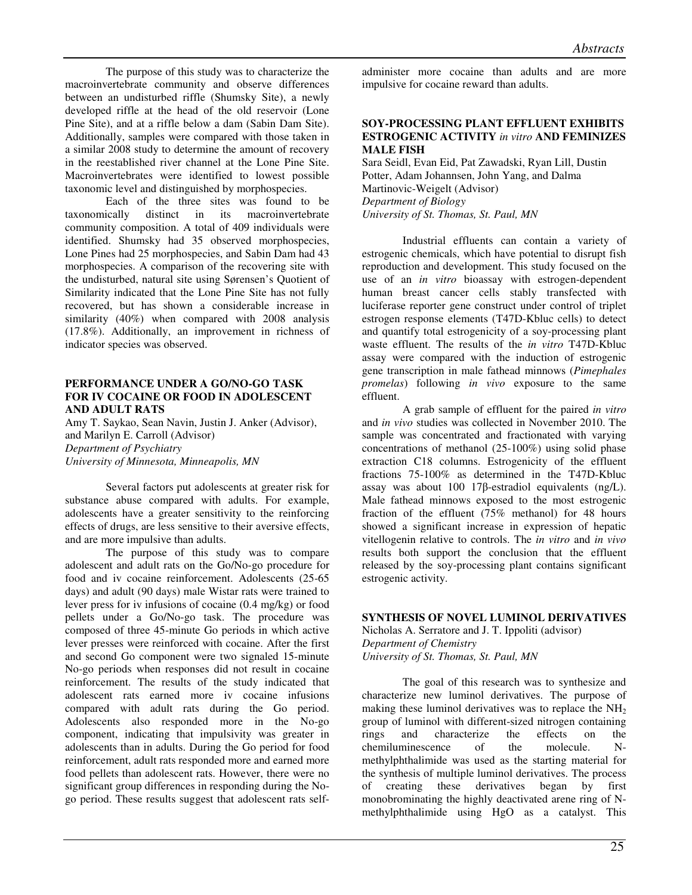The purpose of this study was to characterize the macroinvertebrate community and observe differences between an undisturbed riffle (Shumsky Site), a newly developed riffle at the head of the old reservoir (Lone Pine Site), and at a riffle below a dam (Sabin Dam Site). Additionally, samples were compared with those taken in a similar 2008 study to determine the amount of recovery in the reestablished river channel at the Lone Pine Site. Macroinvertebrates were identified to lowest possible taxonomic level and distinguished by morphospecies.

Each of the three sites was found to be taxonomically distinct in its macroinvertebrate community composition. A total of 409 individuals were identified. Shumsky had 35 observed morphospecies, Lone Pines had 25 morphospecies, and Sabin Dam had 43 morphospecies. A comparison of the recovering site with the undisturbed, natural site using Sørensen's Quotient of Similarity indicated that the Lone Pine Site has not fully recovered, but has shown a considerable increase in similarity (40%) when compared with 2008 analysis (17.8%). Additionally, an improvement in richness of indicator species was observed.

### PERFORMANCE UNDER A GO/NO-GO TASK FOR IV COCAINE OR FOOD IN ADOLESCENT AND ADULT RATS

Amy T. Saykao, Sean Navin, Justin J. Anker (Advisor), and Marilyn E. Carroll (Advisor)
*Department of Psychiatry*
*University of Minnesota, Minneapolis, MN*

Several factors put adolescents at greater risk for substance abuse compared with adults. For example, adolescents have a greater sensitivity to the reinforcing effects of drugs, are less sensitive to their aversive effects, and are more impulsive than adults.

The purpose of this study was to compare adolescent and adult rats on the Go/No-go procedure for food and iv cocaine reinforcement. Adolescents (25-65 days) and adult (90 days) male Wistar rats were trained to lever press for iv infusions of cocaine (0.4 mg/kg) or food pellets under a Go/No-go task. The procedure was composed of three 45-minute Go periods in which active lever presses were reinforced with cocaine. After the first and second Go component were two signaled 15-minute No-go periods when responses did not result in cocaine reinforcement. The results of the study indicated that adolescent rats earned more iv cocaine infusions compared with adult rats during the Go period. Adolescents also responded more in the No-go component, indicating that impulsivity was greater in adolescents than in adults. During the Go period for food reinforcement, adult rats responded more and earned more food pellets than adolescent rats. However, there were no significant group differences in responding during the No-go period. These results suggest that adolescent rats self-administer more cocaine than adults and are more impulsive for cocaine reward than adults.

### SOY-PROCESSING PLANT EFFLUENT EXHIBITS ESTROGENIC ACTIVITY *in vitro* AND FEMINIZES MALE FISH

Sara Seidl, Evan Eid, Pat Zawadski, Ryan Lill, Dustin Potter, Adam Johannsen, John Yang, and Dalma Martinovic-Weigelt (Advisor)
*Department of Biology*
*University of St. Thomas, St. Paul, MN*

Industrial effluents can contain a variety of estrogenic chemicals, which have potential to disrupt fish reproduction and development. This study focused on the use of an *in vitro* bioassay with estrogen-dependent human breast cancer cells stably transfected with luciferase reporter gene construct under control of triplet estrogen response elements (T47D-Kbluc cells) to detect and quantify total estrogenicity of a soy-processing plant waste effluent. The results of the *in vitro* T47D-Kbluc assay were compared with the induction of estrogenic gene transcription in male fathead minnows (*Pimephales promelas*) following *in vivo* exposure to the same effluent.

A grab sample of effluent for the paired *in vitro* and *in vivo* studies was collected in November 2010. The sample was concentrated and fractionated with varying concentrations of methanol (25-100%) using solid phase extraction C18 columns. Estrogenicity of the effluent fractions 75-100% as determined in the T47D-Kbluc assay was about 100 17β-estradiol equivalents (ng/L). Male fathead minnows exposed to the most estrogenic fraction of the effluent (75% methanol) for 48 hours showed a significant increase in expression of hepatic vitellogenin relative to controls. The *in vitro* and *in vivo* results both support the conclusion that the effluent released by the soy-processing plant contains significant estrogenic activity.

### SYNTHESIS OF NOVEL LUMINOL DERIVATIVES

Nicholas A. Serratore and J. T. Ippoliti (advisor)
*Department of Chemistry*
*University of St. Thomas, St. Paul, MN*

The goal of this research was to synthesize and characterize new luminol derivatives. The purpose of making these luminol derivatives was to replace the $NH_2$ group of luminol with different-sized nitrogen containing rings and characterize the effects on the chemiluminescence of the molecule. N-methylphthalimide was used as the starting material for the synthesis of multiple luminol derivatives. The process of creating these derivatives began by first monobrominating the highly deactivated arene ring of N-methylphthalimide using HgO as a catalyst. This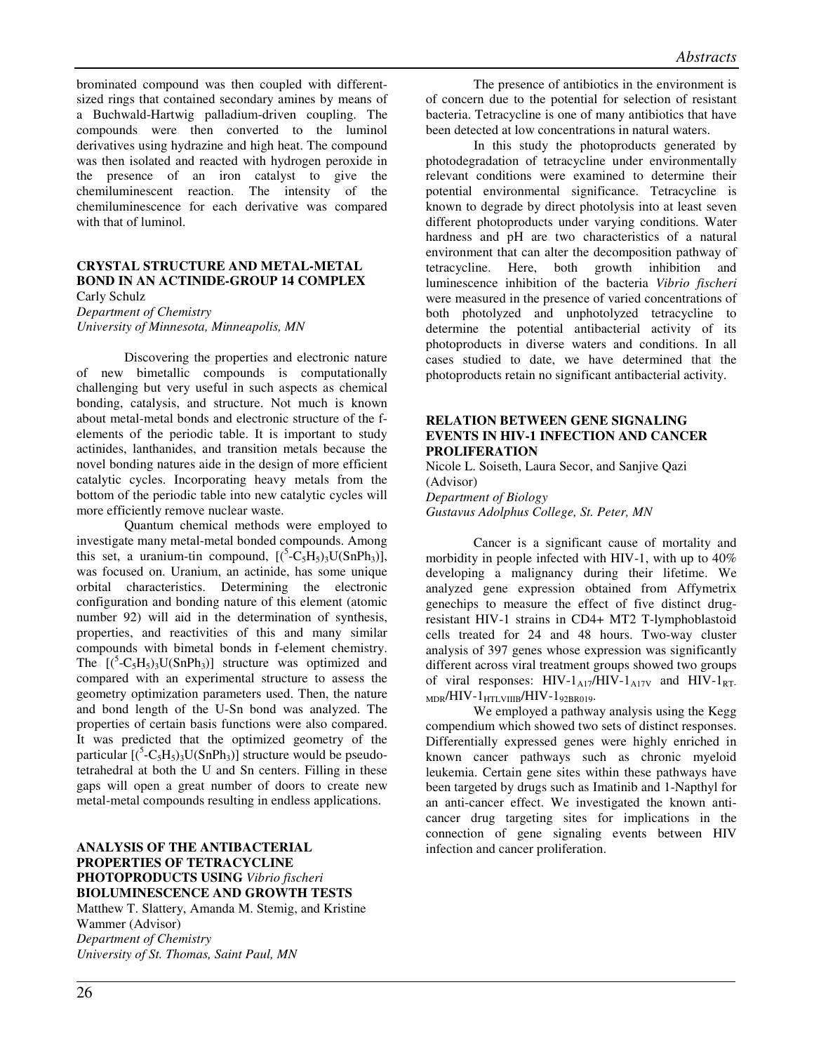brominated compound was then coupled with different-sized rings that contained secondary amines by means of a Buchwald-Hartwig palladium-driven coupling. The compounds were then converted to the luminol derivatives using hydrazine and high heat. The compound was then isolated and reacted with hydrogen peroxide in the presence of an iron catalyst to give the chemiluminescent reaction. The intensity of the chemiluminescence for each derivative was compared with that of luminol.

## CRYSTAL STRUCTURE AND METAL-METAL BOND IN AN ACTINIDE-GROUP 14 COMPLEX

Carly Schulz
*Department of Chemistry*
*University of Minnesota, Minneapolis, MN*

Discovering the properties and electronic nature of new bimetallic compounds is computationally challenging but very useful in such aspects as chemical bonding, catalysis, and structure. Not much is known about metal-metal bonds and electronic structure of the f-elements of the periodic table. It is important to study actinides, lanthanides, and transition metals because the novel bonding natures aide in the design of more efficient catalytic cycles. Incorporating heavy metals from the bottom of the periodic table into new catalytic cycles will more efficiently remove nuclear waste.

Quantum chemical methods were employed to investigate many metal-metal bonded compounds. Among this set, a uranium-tin compound, $[(^5\text{-}C_5H_5)_3U(SnPh_3)]$, was focused on. Uranium, an actinide, has some unique orbital characteristics. Determining the electronic configuration and bonding nature of this element (atomic number 92) will aid in the determination of synthesis, properties, and reactivities of this and many similar compounds with bimetal bonds in f-element chemistry. The $[(^5\text{-}C_5H_5)_3U(SnPh_3)]$ structure was optimized and compared with an experimental structure to assess the geometry optimization parameters used. Then, the nature and bond length of the U-Sn bond was analyzed. The properties of certain basis functions were also compared. It was predicted that the optimized geometry of the particular $[(^5\text{-}C_5H_5)_3U(SnPh_3)]$ structure would be pseudo-tetrahedral at both the U and Sn centers. Filling in these gaps will open a great number of doors to create new metal-metal compounds resulting in endless applications.

## ANALYSIS OF THE ANTIBACTERIAL PROPERTIES OF TETRACYCLINE PHOTOPRODUCTS USING *Vibrio fischeri* BIOLUMINESCENCE AND GROWTH TESTS

Matthew T. Slattery, Amanda M. Stemig, and Kristine Wammer (Advisor)
*Department of Chemistry*
*University of St. Thomas, Saint Paul, MN*

The presence of antibiotics in the environment is of concern due to the potential for selection of resistant bacteria. Tetracycline is one of many antibiotics that have been detected at low concentrations in natural waters.

In this study the photoproducts generated by photodegradation of tetracycline under environmentally relevant conditions were examined to determine their potential environmental significance. Tetracycline is known to degrade by direct photolysis into at least seven different photoproducts under varying conditions. Water hardness and pH are two characteristics of a natural environment that can alter the decomposition pathway of tetracycline. Here, both growth inhibition and luminescence inhibition of the bacteria *Vibrio fischeri* were measured in the presence of varied concentrations of both photolyzed and unphotolyzed tetracycline to determine the potential antibacterial activity of its photoproducts in diverse waters and conditions. In all cases studied to date, we have determined that the photoproducts retain no significant antibacterial activity.

## RELATION BETWEEN GENE SIGNALING EVENTS IN HIV-1 INFECTION AND CANCER PROLIFERATION

Nicole L. Soiseth, Laura Secor, and Sanjive Qazi (Advisor)
*Department of Biology*
*Gustavus Adolphus College, St. Peter, MN*

Cancer is a significant cause of mortality and morbidity in people infected with HIV-1, with up to 40% developing a malignancy during their lifetime. We analyzed gene expression obtained from Affymetrix genechips to measure the effect of five distinct drug-resistant HIV-1 strains in CD4+ MT2 T-lymphoblastoid cells treated for 24 and 48 hours. Two-way cluster analysis of 397 genes whose expression was significantly different across viral treatment groups showed two groups of viral responses: $\text{HIV-1}_{A17}/\text{HIV-1}_{A17V}$ and $\text{HIV-1}_{RT\text{-}MDR}/\text{HIV-1}_{HTLVIIIB}/\text{HIV-1}_{92BR019}$.

We employed a pathway analysis using the Kegg compendium which showed two sets of distinct responses. Differentially expressed genes were highly enriched in known cancer pathways such as chronic myeloid leukemia. Certain gene sites within these pathways have been targeted by drugs such as Imatinib and 1-Napthyl for an anti-cancer effect. We investigated the known anti-cancer drug targeting sites for implications in the connection of gene signaling events between HIV infection and cancer proliferation.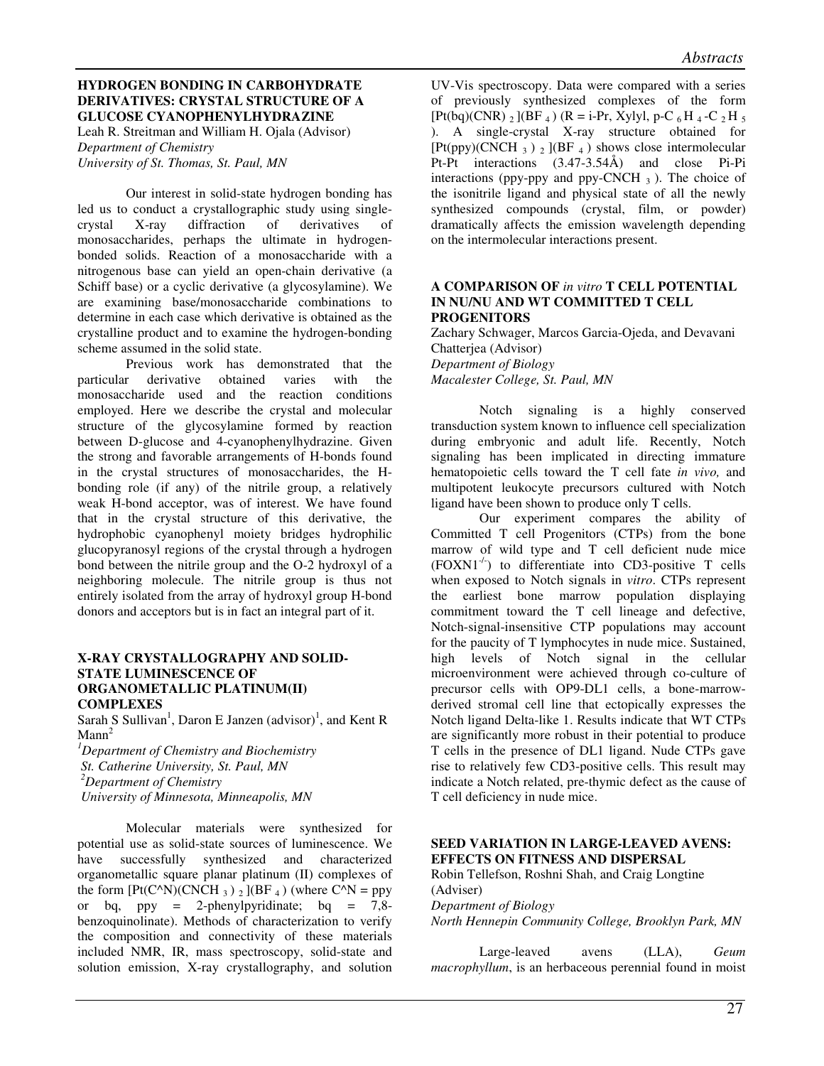### HYDROGEN BONDING IN CARBOHYDRATE DERIVATIVES: CRYSTAL STRUCTURE OF A GLUCOSE CYANOPHENYLHYDRAZINE

Leah R. Streitman and William H. Ojala (Advisor)
*Department of Chemistry*
*University of St. Thomas, St. Paul, MN*

Our interest in solid-state hydrogen bonding has led us to conduct a crystallographic study using single-crystal X-ray diffraction of derivatives of monosaccharides, perhaps the ultimate in hydrogen-bonded solids. Reaction of a monosaccharide with a nitrogenous base can yield an open-chain derivative (a Schiff base) or a cyclic derivative (a glycosylamine). We are examining base/monosaccharide combinations to determine in each case which derivative is obtained as the crystalline product and to examine the hydrogen-bonding scheme assumed in the solid state.

Previous work has demonstrated that the particular derivative obtained varies with the monosaccharide used and the reaction conditions employed. Here we describe the crystal and molecular structure of the glycosylamine formed by reaction between D-glucose and 4-cyanophenylhydrazine. Given the strong and favorable arrangements of H-bonds found in the crystal structures of monosaccharides, the H-bonding role (if any) of the nitrile group, a relatively weak H-bond acceptor, was of interest. We have found that in the crystal structure of this derivative, the hydrophobic cyanophenyl moiety bridges hydrophilic glucopyranosyl regions of the crystal through a hydrogen bond between the nitrile group and the O-2 hydroxyl of a neighboring molecule. The nitrile group is thus not entirely isolated from the array of hydroxyl group H-bond donors and acceptors but is in fact an integral part of it.

### X-RAY CRYSTALLOGRAPHY AND SOLID-STATE LUMINESCENCE OF ORGANOMETALLIC PLATINUM(II) COMPLEXES

Sarah S Sullivan[1], Daron E Janzen (advisor)[1], and Kent R Mann[2]
[1]*Department of Chemistry and Biochemistry*
*St. Catherine University, St. Paul, MN*
[2]*Department of Chemistry*
*University of Minnesota, Minneapolis, MN*

Molecular materials were synthesized for potential use as solid-state sources of luminescence. We have successfully synthesized and characterized organometallic square planar platinum (II) complexes of the form $[Pt(C^\wedge N)(CNCH_3)_2](BF_4)$ (where C^N = ppy or bq, ppy = 2-phenylpyridinate; bq = 7,8-benzoquinolinate). Methods of characterization to verify the composition and connectivity of these materials included NMR, IR, mass spectroscopy, solid-state and solution emission, X-ray crystallography, and solution UV-Vis spectroscopy. Data were compared with a series of previously synthesized complexes of the form $[Pt(bq)(CNR)_2](BF_4)$ (R = i-Pr, Xylyl, p-$C_6H_4$-$C_2H_5$). A single-crystal X-ray structure obtained for $[Pt(ppy)(CNCH_3)_2](BF_4)$ shows close intermolecular Pt-Pt interactions (3.47-3.54Å) and close Pi-Pi interactions (ppy-ppy and ppy-$CNCH_3$). The choice of the isonitrile ligand and physical state of all the newly synthesized compounds (crystal, film, or powder) dramatically affects the emission wavelength depending on the intermolecular interactions present.

### A COMPARISON OF *in vitro* T CELL POTENTIAL IN NU/NU AND WT COMMITTED T CELL PROGENITORS

Zachary Schwager, Marcos Garcia-Ojeda, and Devavani Chatterjea (Advisor)
*Department of Biology*
*Macalester College, St. Paul, MN*

Notch signaling is a highly conserved transduction system known to influence cell specialization during embryonic and adult life. Recently, Notch signaling has been implicated in directing immature hematopoietic cells toward the T cell fate *in vivo,* and multipotent leukocyte precursors cultured with Notch ligand have been shown to produce only T cells.

Our experiment compares the ability of Committed T cell Progenitors (CTPs) from the bone marrow of wild type and T cell deficient nude mice ($FOXN1^{-/-}$) to differentiate into CD3-positive T cells when exposed to Notch signals in *vitro*. CTPs represent the earliest bone marrow population displaying commitment toward the T cell lineage and defective, Notch-signal-insensitive CTP populations may account for the paucity of T lymphocytes in nude mice. Sustained, high levels of Notch signal in the cellular microenvironment were achieved through co-culture of precursor cells with OP9-DL1 cells, a bone-marrow-derived stromal cell line that ectopically expresses the Notch ligand Delta-like 1. Results indicate that WT CTPs are significantly more robust in their potential to produce T cells in the presence of DL1 ligand. Nude CTPs gave rise to relatively few CD3-positive cells. This result may indicate a Notch related, pre-thymic defect as the cause of T cell deficiency in nude mice.

### SEED VARIATION IN LARGE-LEAVED AVENS: EFFECTS ON FITNESS AND DISPERSAL

Robin Tellefson, Roshni Shah, and Craig Longtine (Adviser)
*Department of Biology*
*North Hennepin Community College, Brooklyn Park, MN*

Large-leaved avens (LLA), *Geum macrophyllum*, is an herbaceous perennial found in moist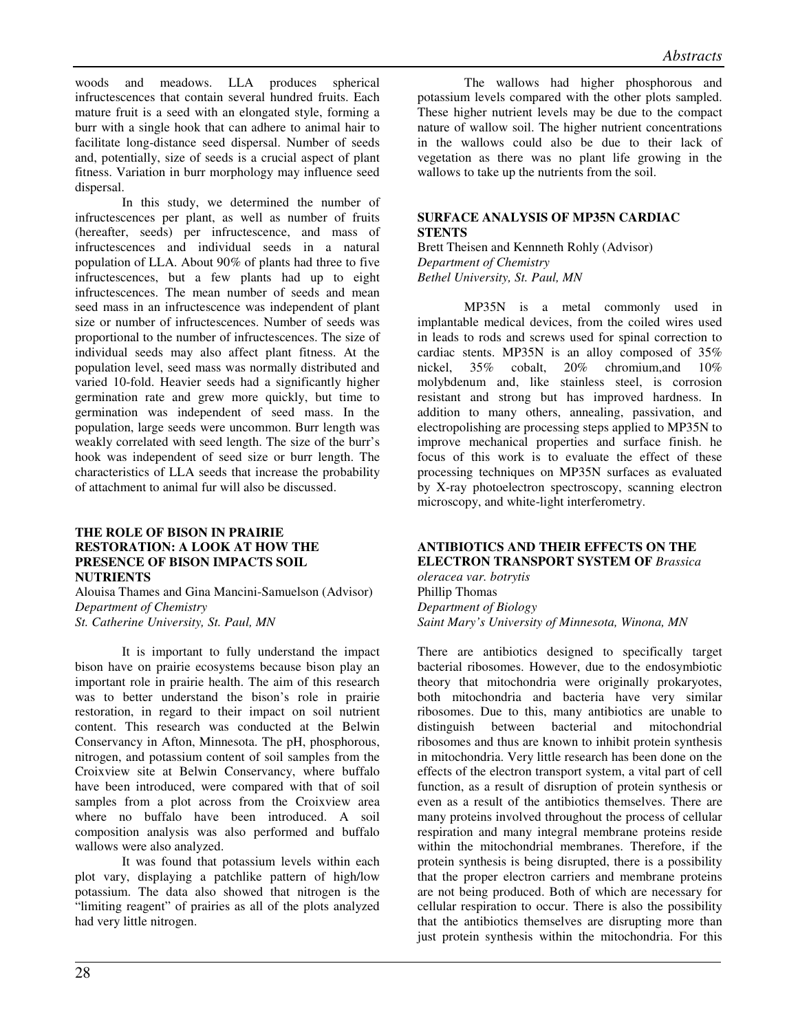woods and meadows. LLA produces spherical infructescences that contain several hundred fruits. Each mature fruit is a seed with an elongated style, forming a burr with a single hook that can adhere to animal hair to facilitate long-distance seed dispersal. Number of seeds and, potentially, size of seeds is a crucial aspect of plant fitness. Variation in burr morphology may influence seed dispersal.

In this study, we determined the number of infructescences per plant, as well as number of fruits (hereafter, seeds) per infructescence, and mass of infructescences and individual seeds in a natural population of LLA. About 90% of plants had three to five infructescences, but a few plants had up to eight infructescences. The mean number of seeds and mean seed mass in an infructescence was independent of plant size or number of infructescences. Number of seeds was proportional to the number of infructescences. The size of individual seeds may also affect plant fitness. At the population level, seed mass was normally distributed and varied 10-fold. Heavier seeds had a significantly higher germination rate and grew more quickly, but time to germination was independent of seed mass. In the population, large seeds were uncommon. Burr length was weakly correlated with seed length. The size of the burr's hook was independent of seed size or burr length. The characteristics of LLA seeds that increase the probability of attachment to animal fur will also be discussed.

**THE ROLE OF BISON IN PRAIRIE RESTORATION: A LOOK AT HOW THE PRESENCE OF BISON IMPACTS SOIL NUTRIENTS**

Alouisa Thames and Gina Mancini-Samuelson (Advisor)
*Department of Chemistry*
*St. Catherine University, St. Paul, MN*

It is important to fully understand the impact bison have on prairie ecosystems because bison play an important role in prairie health. The aim of this research was to better understand the bison's role in prairie restoration, in regard to their impact on soil nutrient content. This research was conducted at the Belwin Conservancy in Afton, Minnesota. The pH, phosphorous, nitrogen, and potassium content of soil samples from the Croixview site at Belwin Conservancy, where buffalo have been introduced, were compared with that of soil samples from a plot across from the Croixview area where no buffalo have been introduced. A soil composition analysis was also performed and buffalo wallows were also analyzed.

It was found that potassium levels within each plot vary, displaying a patchlike pattern of high/low potassium. The data also showed that nitrogen is the "limiting reagent" of prairies as all of the plots analyzed had very little nitrogen.

The wallows had higher phosphorous and potassium levels compared with the other plots sampled. These higher nutrient levels may be due to the compact nature of wallow soil. The higher nutrient concentrations in the wallows could also be due to their lack of vegetation as there was no plant life growing in the wallows to take up the nutrients from the soil.

**SURFACE ANALYSIS OF MP35N CARDIAC STENTS**

Brett Theisen and Kennneth Rohly (Advisor)
*Department of Chemistry*
*Bethel University, St. Paul, MN*

MP35N is a metal commonly used in implantable medical devices, from the coiled wires used in leads to rods and screws used for spinal correction to cardiac stents. MP35N is an alloy composed of 35% nickel, 35% cobalt, 20% chromium,and 10% molybdenum and, like stainless steel, is corrosion resistant and strong but has improved hardness. In addition to many others, annealing, passivation, and electropolishing are processing steps applied to MP35N to improve mechanical properties and surface finish. he focus of this work is to evaluate the effect of these processing techniques on MP35N surfaces as evaluated by X-ray photoelectron spectroscopy, scanning electron microscopy, and white-light interferometry.

**ANTIBIOTICS AND THEIR EFFECTS ON THE ELECTRON TRANSPORT SYSTEM OF *Brassica oleracea var. botrytis***

Phillip Thomas
*Department of Biology*
*Saint Mary's University of Minnesota, Winona, MN*

There are antibiotics designed to specifically target bacterial ribosomes. However, due to the endosymbiotic theory that mitochondria were originally prokaryotes, both mitochondria and bacteria have very similar ribosomes. Due to this, many antibiotics are unable to distinguish between bacterial and mitochondrial ribosomes and thus are known to inhibit protein synthesis in mitochondria. Very little research has been done on the effects of the electron transport system, a vital part of cell function, as a result of disruption of protein synthesis or even as a result of the antibiotics themselves. There are many proteins involved throughout the process of cellular respiration and many integral membrane proteins reside within the mitochondrial membranes. Therefore, if the protein synthesis is being disrupted, there is a possibility that the proper electron carriers and membrane proteins are not being produced. Both of which are necessary for cellular respiration to occur. There is also the possibility that the antibiotics themselves are disrupting more than just protein synthesis within the mitochondria. For this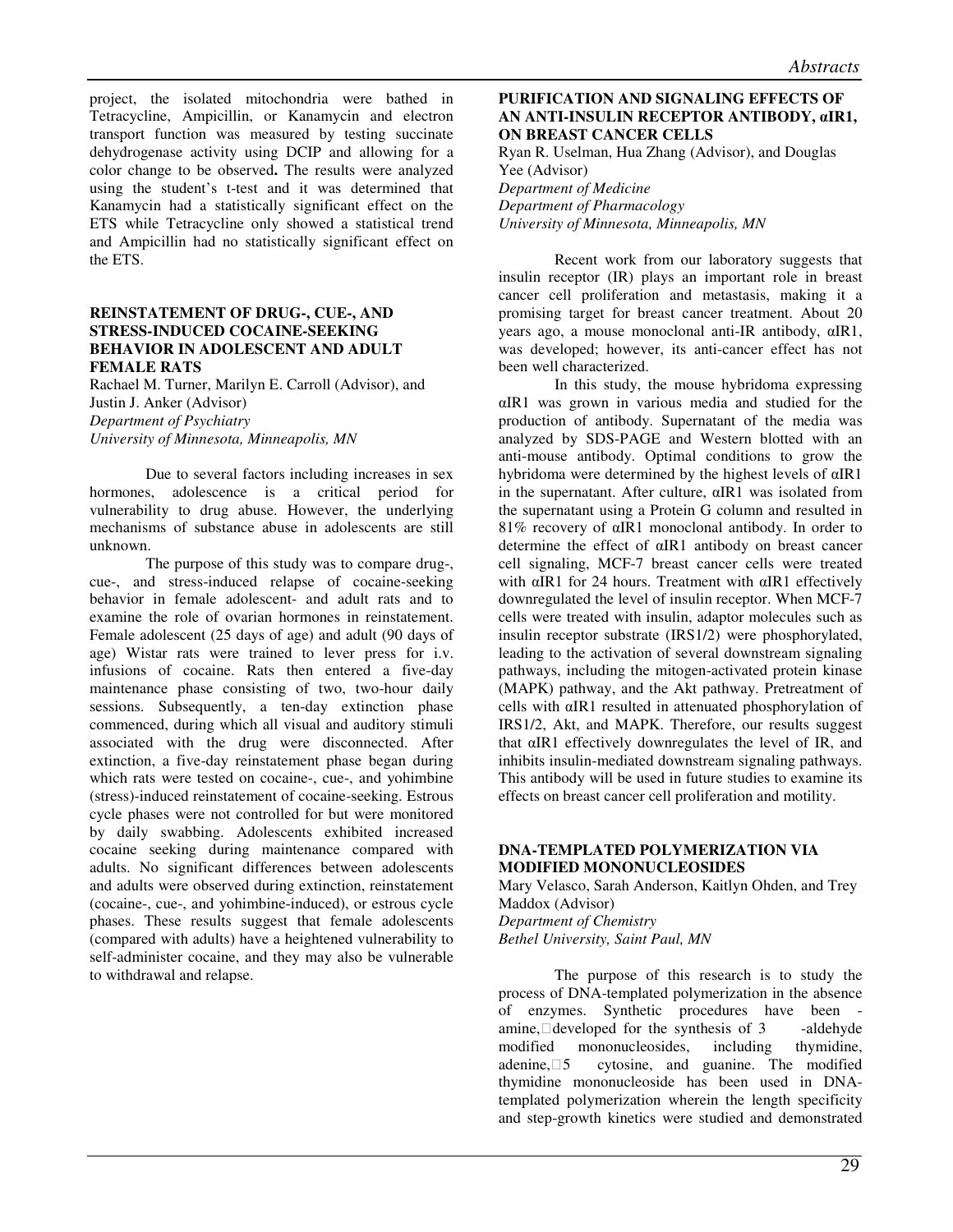project, the isolated mitochondria were bathed in Tetracycline, Ampicillin, or Kanamycin and electron transport function was measured by testing succinate dehydrogenase activity using DCIP and allowing for a color change to be observed**.** The results were analyzed using the student's t-test and it was determined that Kanamycin had a statistically significant effect on the ETS while Tetracycline only showed a statistical trend and Ampicillin had no statistically significant effect on the ETS.

### REINSTATEMENT OF DRUG-, CUE-, AND STRESS-INDUCED COCAINE-SEEKING BEHAVIOR IN ADOLESCENT AND ADULT FEMALE RATS

Rachael M. Turner, Marilyn E. Carroll (Advisor), and Justin J. Anker (Advisor)
*Department of Psychiatry*
*University of Minnesota, Minneapolis, MN*

Due to several factors including increases in sex hormones, adolescence is a critical period for vulnerability to drug abuse. However, the underlying mechanisms of substance abuse in adolescents are still unknown.

The purpose of this study was to compare drug-, cue-, and stress-induced relapse of cocaine-seeking behavior in female adolescent- and adult rats and to examine the role of ovarian hormones in reinstatement. Female adolescent (25 days of age) and adult (90 days of age) Wistar rats were trained to lever press for i.v. infusions of cocaine. Rats then entered a five-day maintenance phase consisting of two, two-hour daily sessions. Subsequently, a ten-day extinction phase commenced, during which all visual and auditory stimuli associated with the drug were disconnected. After extinction, a five-day reinstatement phase began during which rats were tested on cocaine-, cue-, and yohimbine (stress)-induced reinstatement of cocaine-seeking. Estrous cycle phases were not controlled for but were monitored by daily swabbing. Adolescents exhibited increased cocaine seeking during maintenance compared with adults. No significant differences between adolescents and adults were observed during extinction, reinstatement (cocaine-, cue-, and yohimbine-induced), or estrous cycle phases. These results suggest that female adolescents (compared with adults) have a heightened vulnerability to self-administer cocaine, and they may also be vulnerable to withdrawal and relapse.

### PURIFICATION AND SIGNALING EFFECTS OF AN ANTI-INSULIN RECEPTOR ANTIBODY, αIR1, ON BREAST CANCER CELLS

Ryan R. Uselman, Hua Zhang (Advisor), and Douglas Yee (Advisor)
*Department of Medicine*
*Department of Pharmacology*
*University of Minnesota, Minneapolis, MN*

Recent work from our laboratory suggests that insulin receptor (IR) plays an important role in breast cancer cell proliferation and metastasis, making it a promising target for breast cancer treatment. About 20 years ago, a mouse monoclonal anti-IR antibody, αIR1, was developed; however, its anti-cancer effect has not been well characterized.

In this study, the mouse hybridoma expressing αIR1 was grown in various media and studied for the production of antibody. Supernatant of the media was analyzed by SDS-PAGE and Western blotted with an anti-mouse antibody. Optimal conditions to grow the hybridoma were determined by the highest levels of αIR1 in the supernatant. After culture, αIR1 was isolated from the supernatant using a Protein G column and resulted in 81% recovery of αIR1 monoclonal antibody. In order to determine the effect of αIR1 antibody on breast cancer cell signaling, MCF-7 breast cancer cells were treated with αIR1 for 24 hours. Treatment with αIR1 effectively downregulated the level of insulin receptor. When MCF-7 cells were treated with insulin, adaptor molecules such as insulin receptor substrate (IRS1/2) were phosphorylated, leading to the activation of several downstream signaling pathways, including the mitogen-activated protein kinase (MAPK) pathway, and the Akt pathway. Pretreatment of cells with αIR1 resulted in attenuated phosphorylation of IRS1/2, Akt, and MAPK. Therefore, our results suggest that αIR1 effectively downregulates the level of IR, and inhibits insulin-mediated downstream signaling pathways. This antibody will be used in future studies to examine its effects on breast cancer cell proliferation and motility.

### DNA-TEMPLATED POLYMERIZATION VIA MODIFIED MONONUCLEOSIDES

Mary Velasco, Sarah Anderson, Kaitlyn Ohden, and Trey Maddox (Advisor)
*Department of Chemistry*
*Bethel University, Saint Paul, MN*

The purpose of this research is to study the process of DNA-templated polymerization in the absence of enzymes. Synthetic procedures have been - amine,□developed for the synthesis of 3 -aldehyde modified mononucleosides, including thymidine, adenine,□5 cytosine, and guanine. The modified thymidine mononucleoside has been used in DNA-templated polymerization wherein the length specificity and step-growth kinetics were studied and demonstrated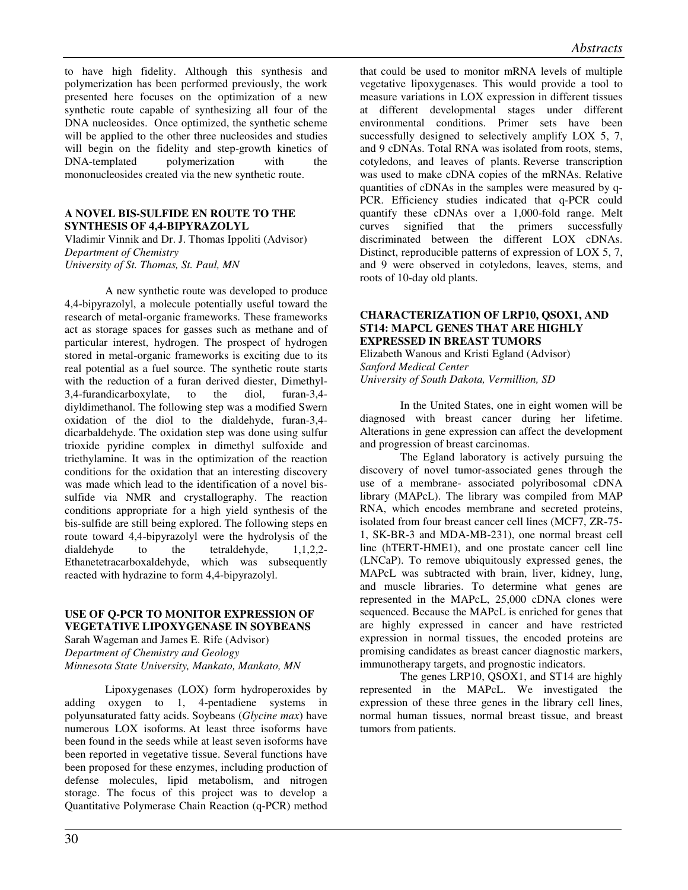to have high fidelity. Although this synthesis and polymerization has been performed previously, the work presented here focuses on the optimization of a new synthetic route capable of synthesizing all four of the DNA nucleosides. Once optimized, the synthetic scheme will be applied to the other three nucleosides and studies will begin on the fidelity and step-growth kinetics of DNA-templated polymerization with the mononucleosides created via the new synthetic route.

### A NOVEL BIS-SULFIDE EN ROUTE TO THE SYNTHESIS OF 4,4-BIPYRAZOLYL

Vladimir Vinnik and Dr. J. Thomas Ippoliti (Advisor)
*Department of Chemistry*
*University of St. Thomas, St. Paul, MN*

A new synthetic route was developed to produce 4,4-bipyrazolyl, a molecule potentially useful toward the research of metal-organic frameworks. These frameworks act as storage spaces for gasses such as methane and of particular interest, hydrogen. The prospect of hydrogen stored in metal-organic frameworks is exciting due to its real potential as a fuel source. The synthetic route starts with the reduction of a furan derived diester, Dimethyl-3,4-furandicarboxylate, to the diol, furan-3,4-diyldimethanol. The following step was a modified Swern oxidation of the diol to the dialdehyde, furan-3,4-dicarbaldehyde. The oxidation step was done using sulfur trioxide pyridine complex in dimethyl sulfoxide and triethylamine. It was in the optimization of the reaction conditions for the oxidation that an interesting discovery was made which lead to the identification of a novel bis-sulfide via NMR and crystallography. The reaction conditions appropriate for a high yield synthesis of the bis-sulfide are still being explored. The following steps en route toward 4,4-bipyrazolyl were the hydrolysis of the dialdehyde to the tetraldehyde, 1,1,2,2-Ethanetetracarboxaldehyde, which was subsequently reacted with hydrazine to form 4,4-bipyrazolyl.

### USE OF Q-PCR TO MONITOR EXPRESSION OF VEGETATIVE LIPOXYGENASE IN SOYBEANS

Sarah Wageman and James E. Rife (Advisor)
*Department of Chemistry and Geology*
*Minnesota State University, Mankato, Mankato, MN*

Lipoxygenases (LOX) form hydroperoxides by adding oxygen to 1, 4-pentadiene systems in polyunsaturated fatty acids. Soybeans (*Glycine max*) have numerous LOX isoforms. At least three isoforms have been found in the seeds while at least seven isoforms have been reported in vegetative tissue. Several functions have been proposed for these enzymes, including production of defense molecules, lipid metabolism, and nitrogen storage. The focus of this project was to develop a Quantitative Polymerase Chain Reaction (q-PCR) method that could be used to monitor mRNA levels of multiple vegetative lipoxygenases. This would provide a tool to measure variations in LOX expression in different tissues at different developmental stages under different environmental conditions. Primer sets have been successfully designed to selectively amplify LOX 5, 7, and 9 cDNAs. Total RNA was isolated from roots, stems, cotyledons, and leaves of plants. Reverse transcription was used to make cDNA copies of the mRNAs. Relative quantities of cDNAs in the samples were measured by q-PCR. Efficiency studies indicated that q-PCR could quantify these cDNAs over a 1,000-fold range. Melt curves signified that the primers successfully discriminated between the different LOX cDNAs. Distinct, reproducible patterns of expression of LOX 5, 7, and 9 were observed in cotyledons, leaves, stems, and roots of 10-day old plants.

### CHARACTERIZATION OF LRP10, QSOX1, AND ST14: MAPCL GENES THAT ARE HIGHLY EXPRESSED IN BREAST TUMORS

Elizabeth Wanous and Kristi Egland (Advisor)
*Sanford Medical Center*
*University of South Dakota, Vermillion, SD*

In the United States, one in eight women will be diagnosed with breast cancer during her lifetime. Alterations in gene expression can affect the development and progression of breast carcinomas.

The Egland laboratory is actively pursuing the discovery of novel tumor-associated genes through the use of a membrane- associated polyribosomal cDNA library (MAPcL). The library was compiled from MAP RNA, which encodes membrane and secreted proteins, isolated from four breast cancer cell lines (MCF7, ZR-75-1, SK-BR-3 and MDA-MB-231), one normal breast cell line (hTERT-HME1), and one prostate cancer cell line (LNCaP). To remove ubiquitously expressed genes, the MAPcL was subtracted with brain, liver, kidney, lung, and muscle libraries. To determine what genes are represented in the MAPcL, 25,000 cDNA clones were sequenced. Because the MAPcL is enriched for genes that are highly expressed in cancer and have restricted expression in normal tissues, the encoded proteins are promising candidates as breast cancer diagnostic markers, immunotherapy targets, and prognostic indicators.

The genes LRP10, QSOX1, and ST14 are highly represented in the MAPcL. We investigated the expression of these three genes in the library cell lines, normal human tissues, normal breast tissue, and breast tumors from patients.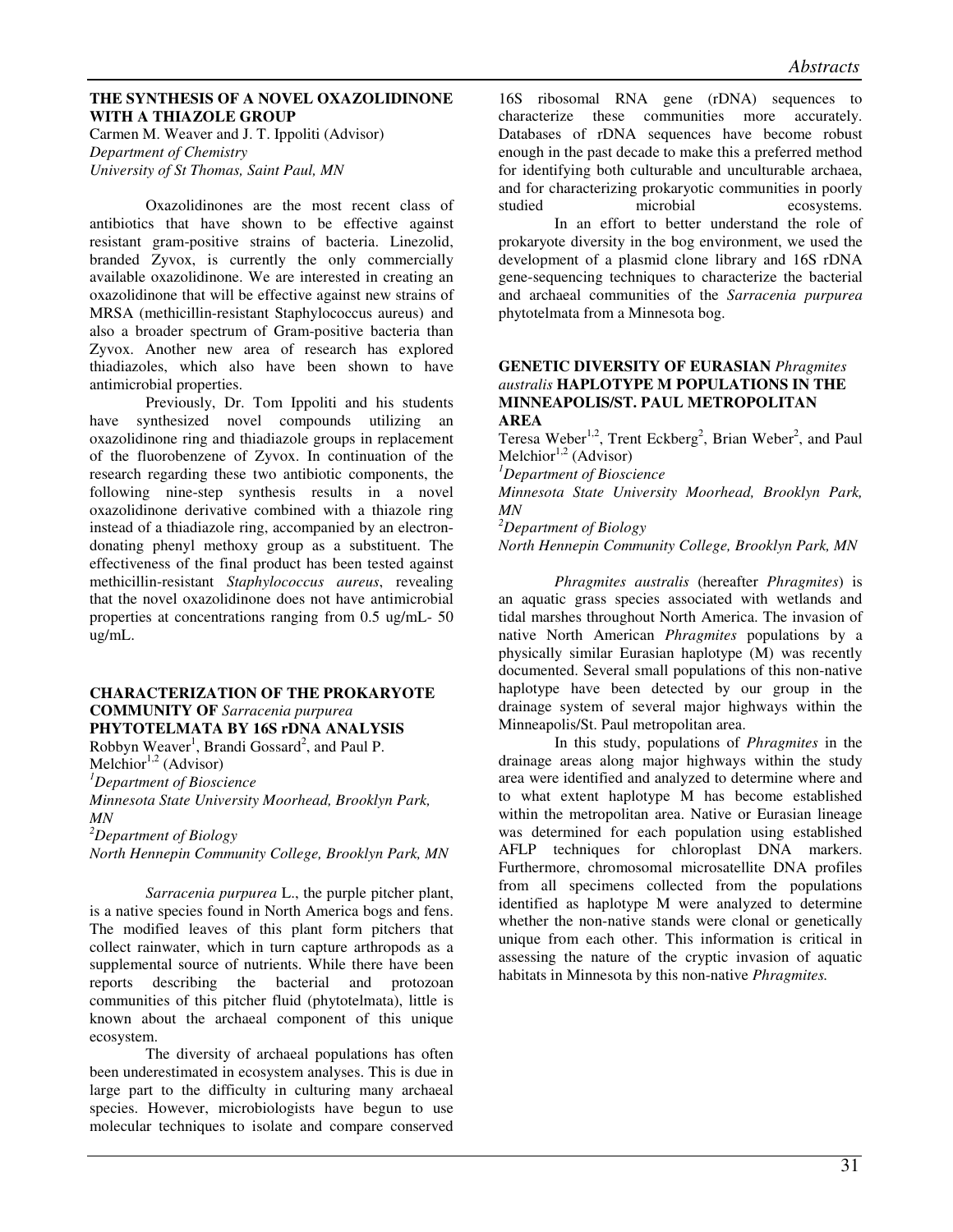### THE SYNTHESIS OF A NOVEL OXAZOLIDINONE WITH A THIAZOLE GROUP

Carmen M. Weaver and J. T. Ippoliti (Advisor)
*Department of Chemistry*
*University of St Thomas, Saint Paul, MN*

Oxazolidinones are the most recent class of antibiotics that have shown to be effective against resistant gram-positive strains of bacteria. Linezolid, branded Zyvox, is currently the only commercially available oxazolidinone. We are interested in creating an oxazolidinone that will be effective against new strains of MRSA (methicillin-resistant Staphylococcus aureus) and also a broader spectrum of Gram-positive bacteria than Zyvox. Another new area of research has explored thiadiazoles, which also have been shown to have antimicrobial properties.

Previously, Dr. Tom Ippoliti and his students have synthesized novel compounds utilizing an oxazolidinone ring and thiadiazole groups in replacement of the fluorobenzene of Zyvox. In continuation of the research regarding these two antibiotic components, the following nine-step synthesis results in a novel oxazolidinone derivative combined with a thiazole ring instead of a thiadiazole ring, accompanied by an electron-donating phenyl methoxy group as a substituent. The effectiveness of the final product has been tested against methicillin-resistant *Staphylococcus aureus*, revealing that the novel oxazolidinone does not have antimicrobial properties at concentrations ranging from 0.5 ug/mL- 50 ug/mL.

### CHARACTERIZATION OF THE PROKARYOTE COMMUNITY OF *Sarracenia purpurea* PHYTOTELMATA BY 16S rDNA ANALYSIS

Robbyn Weaver[1], Brandi Gossard[2], and Paul P. Melchior[1,2] (Advisor)
[1]*Department of Bioscience*
*Minnesota State University Moorhead, Brooklyn Park, MN*
[2]*Department of Biology*
*North Hennepin Community College, Brooklyn Park, MN*

*Sarracenia purpurea* L., the purple pitcher plant, is a native species found in North America bogs and fens. The modified leaves of this plant form pitchers that collect rainwater, which in turn capture arthropods as a supplemental source of nutrients. While there have been reports describing the bacterial and protozoan communities of this pitcher fluid (phytotelmata), little is known about the archaeal component of this unique ecosystem.

The diversity of archaeal populations has often been underestimated in ecosystem analyses. This is due in large part to the difficulty in culturing many archaeal species. However, microbiologists have begun to use molecular techniques to isolate and compare conserved 16S ribosomal RNA gene (rDNA) sequences to characterize these communities more accurately. Databases of rDNA sequences have become robust enough in the past decade to make this a preferred method for identifying both culturable and unculturable archaea, and for characterizing prokaryotic communities in poorly studied microbial ecosystems.

In an effort to better understand the role of prokaryote diversity in the bog environment, we used the development of a plasmid clone library and 16S rDNA gene-sequencing techniques to characterize the bacterial and archaeal communities of the *Sarracenia purpurea* phytotelmata from a Minnesota bog.

### GENETIC DIVERSITY OF EURASIAN *Phragmites australis* HAPLOTYPE M POPULATIONS IN THE MINNEAPOLIS/ST. PAUL METROPOLITAN AREA

Teresa Weber[1,2], Trent Eckberg[2], Brian Weber[2], and Paul Melchior[1,2] (Advisor)
[1]*Department of Bioscience*
*Minnesota State University Moorhead, Brooklyn Park, MN*
[2]*Department of Biology*
*North Hennepin Community College, Brooklyn Park, MN*

*Phragmites australis* (hereafter *Phragmites*) is an aquatic grass species associated with wetlands and tidal marshes throughout North America. The invasion of native North American *Phragmites* populations by a physically similar Eurasian haplotype (M) was recently documented. Several small populations of this non-native haplotype have been detected by our group in the drainage system of several major highways within the Minneapolis/St. Paul metropolitan area.

In this study, populations of *Phragmites* in the drainage areas along major highways within the study area were identified and analyzed to determine where and to what extent haplotype M has become established within the metropolitan area. Native or Eurasian lineage was determined for each population using established AFLP techniques for chloroplast DNA markers. Furthermore, chromosomal microsatellite DNA profiles from all specimens collected from the populations identified as haplotype M were analyzed to determine whether the non-native stands were clonal or genetically unique from each other. This information is critical in assessing the nature of the cryptic invasion of aquatic habitats in Minnesota by this non-native *Phragmites.*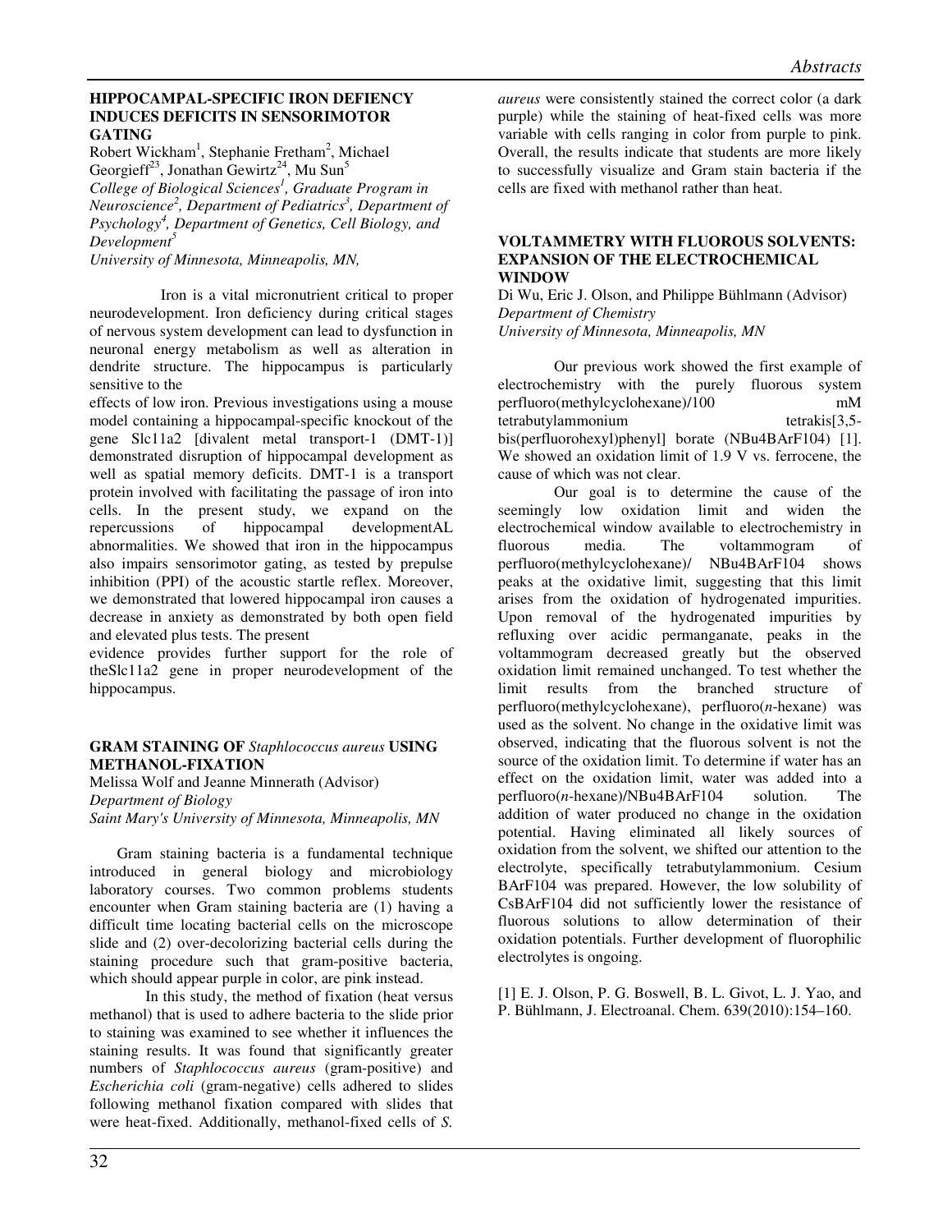### HIPPOCAMPAL-SPECIFIC IRON DEFIENCY INDUCES DEFICITS IN SENSORIMOTOR GATING

Robert Wickham[1], Stephanie Fretham[2], Michael Georgieff[23], Jonathan Gewirtz[24], Mu Sun[5]

*College of Biological Sciences[1], Graduate Program in Neuroscience[2], Department of Pediatrics[3], Department of Psychology[4], Department of Genetics, Cell Biology, and Development[5]*

*University of Minnesota, Minneapolis, MN,*

Iron is a vital micronutrient critical to proper neurodevelopment. Iron deficiency during critical stages of nervous system development can lead to dysfunction in neuronal energy metabolism as well as alteration in dendrite structure. The hippocampus is particularly sensitive to the

effects of low iron. Previous investigations using a mouse model containing a hippocampal-specific knockout of the gene Slc11a2 [divalent metal transport-1 (DMT-1)] demonstrated disruption of hippocampal development as well as spatial memory deficits. DMT-1 is a transport protein involved with facilitating the passage of iron into cells. In the present study, we expand on the repercussions of hippocampal developmentAL abnormalities. We showed that iron in the hippocampus also impairs sensorimotor gating, as tested by prepulse inhibition (PPI) of the acoustic startle reflex. Moreover, we demonstrated that lowered hippocampal iron causes a decrease in anxiety as demonstrated by both open field and elevated plus tests. The present

evidence provides further support for the role of theSlc11a2 gene in proper neurodevelopment of the hippocampus.

### GRAM STAINING OF *Staphlococcus aureus* USING METHANOL-FIXATION

Melissa Wolf and Jeanne Minnerath (Advisor)

*Department of Biology*

*Saint Mary's University of Minnesota, Minneapolis, MN*

Gram staining bacteria is a fundamental technique introduced in general biology and microbiology laboratory courses. Two common problems students encounter when Gram staining bacteria are (1) having a difficult time locating bacterial cells on the microscope slide and (2) over-decolorizing bacterial cells during the staining procedure such that gram-positive bacteria, which should appear purple in color, are pink instead.

In this study, the method of fixation (heat versus methanol) that is used to adhere bacteria to the slide prior to staining was examined to see whether it influences the staining results. It was found that significantly greater numbers of *Staphlococcus aureus* (gram-positive) and *Escherichia coli* (gram-negative) cells adhered to slides following methanol fixation compared with slides that were heat-fixed. Additionally, methanol-fixed cells of *S. aureus* were consistently stained the correct color (a dark purple) while the staining of heat-fixed cells was more variable with cells ranging in color from purple to pink. Overall, the results indicate that students are more likely to successfully visualize and Gram stain bacteria if the cells are fixed with methanol rather than heat.

### VOLTAMMETRY WITH FLUOROUS SOLVENTS: EXPANSION OF THE ELECTROCHEMICAL WINDOW

Di Wu, Eric J. Olson, and Philippe Bühlmann (Advisor)

*Department of Chemistry*

*University of Minnesota, Minneapolis, MN*

Our previous work showed the first example of electrochemistry with the purely fluorous system perfluoro(methylcyclohexane)/100 mM tetrabutylammonium tetrakis[3,5-bis(perfluorohexyl)phenyl] borate (NBu4BArF104) [1]. We showed an oxidation limit of 1.9 V vs. ferrocene, the cause of which was not clear.

Our goal is to determine the cause of the seemingly low oxidation limit and widen the electrochemical window available to electrochemistry in fluorous media. The voltammogram of perfluoro(methylcyclohexane)/ NBu4BArF104 shows peaks at the oxidative limit, suggesting that this limit arises from the oxidation of hydrogenated impurities. Upon removal of the hydrogenated impurities by refluxing over acidic permanganate, peaks in the voltammogram decreased greatly but the observed oxidation limit remained unchanged. To test whether the limit results from the branched structure of perfluoro(methylcyclohexane), perfluoro(*n*-hexane) was used as the solvent. No change in the oxidative limit was observed, indicating that the fluorous solvent is not the source of the oxidation limit. To determine if water has an effect on the oxidation limit, water was added into a perfluoro(*n*-hexane)/NBu4BArF104 solution. The addition of water produced no change in the oxidation potential. Having eliminated all likely sources of oxidation from the solvent, we shifted our attention to the electrolyte, specifically tetrabutylammonium. Cesium BArF104 was prepared. However, the low solubility of CsBArF104 did not sufficiently lower the resistance of fluorous solutions to allow determination of their oxidation potentials. Further development of fluorophilic electrolytes is ongoing.

[1] E. J. Olson, P. G. Boswell, B. L. Givot, L. J. Yao, and P. Bühlmann, J. Electroanal. Chem. 639(2010):154–160.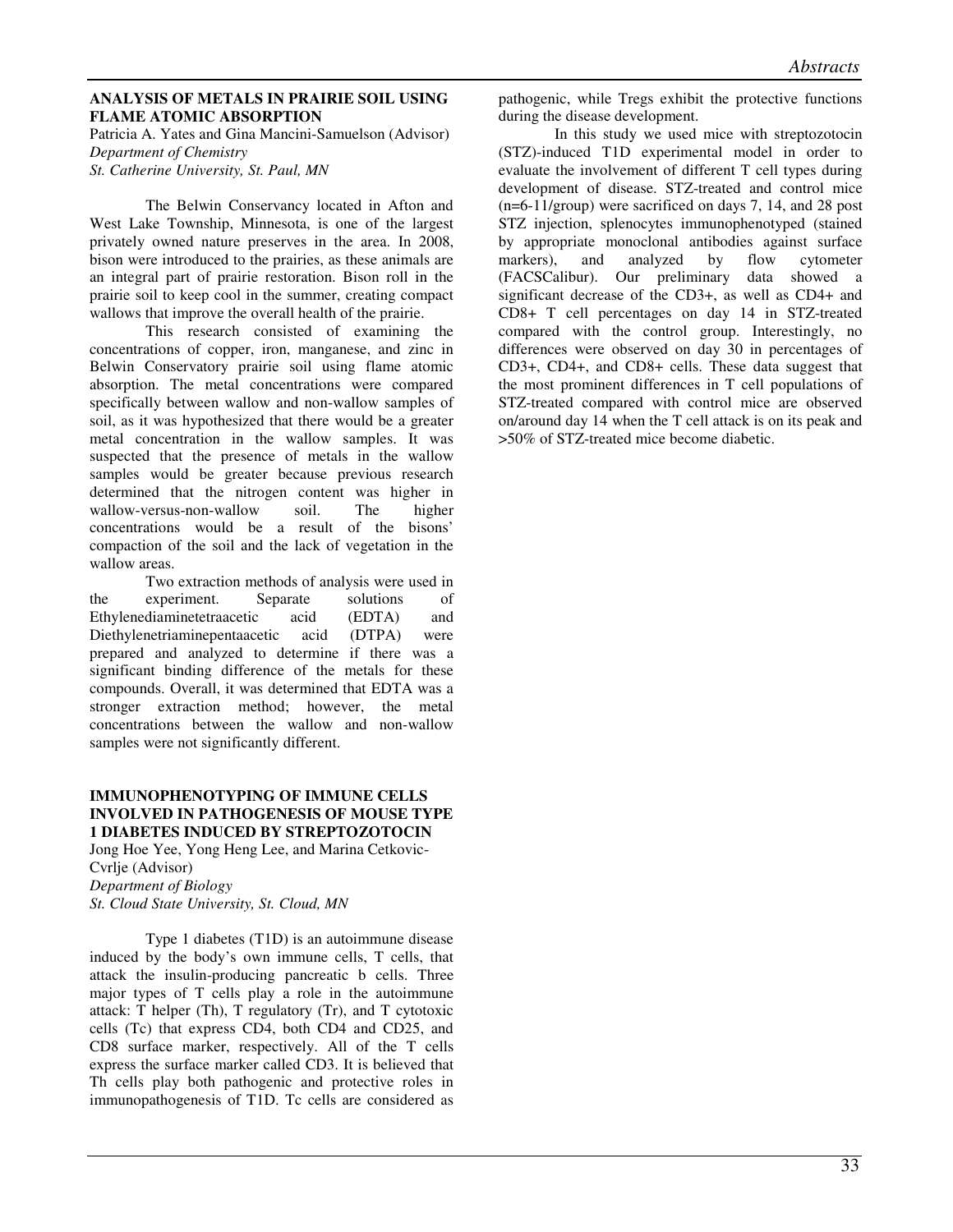## ANALYSIS OF METALS IN PRAIRIE SOIL USING FLAME ATOMIC ABSORPTION

Patricia A. Yates and Gina Mancini-Samuelson (Advisor)
*Department of Chemistry*
*St. Catherine University, St. Paul, MN*

The Belwin Conservancy located in Afton and West Lake Township, Minnesota, is one of the largest privately owned nature preserves in the area. In 2008, bison were introduced to the prairies, as these animals are an integral part of prairie restoration. Bison roll in the prairie soil to keep cool in the summer, creating compact wallows that improve the overall health of the prairie.

This research consisted of examining the concentrations of copper, iron, manganese, and zinc in Belwin Conservatory prairie soil using flame atomic absorption. The metal concentrations were compared specifically between wallow and non-wallow samples of soil, as it was hypothesized that there would be a greater metal concentration in the wallow samples. It was suspected that the presence of metals in the wallow samples would be greater because previous research determined that the nitrogen content was higher in wallow-versus-non-wallow soil. The higher concentrations would be a result of the bisons' compaction of the soil and the lack of vegetation in the wallow areas.

Two extraction methods of analysis were used in the experiment. Separate solutions of Ethylenediaminetetraacetic acid (EDTA) and Diethylenetriaminepentaacetic acid (DTPA) were prepared and analyzed to determine if there was a significant binding difference of the metals for these compounds. Overall, it was determined that EDTA was a stronger extraction method; however, the metal concentrations between the wallow and non-wallow samples were not significantly different.

## IMMUNOPHENOTYPING OF IMMUNE CELLS INVOLVED IN PATHOGENESIS OF MOUSE TYPE 1 DIABETES INDUCED BY STREPTOZOTOCIN

Jong Hoe Yee, Yong Heng Lee, and Marina Cetkovic-Cvrlje (Advisor)
*Department of Biology*
*St. Cloud State University, St. Cloud, MN*

Type 1 diabetes (T1D) is an autoimmune disease induced by the body's own immune cells, T cells, that attack the insulin-producing pancreatic b cells. Three major types of T cells play a role in the autoimmune attack: T helper (Th), T regulatory (Tr), and T cytotoxic cells (Tc) that express CD4, both CD4 and CD25, and CD8 surface marker, respectively. All of the T cells express the surface marker called CD3. It is believed that Th cells play both pathogenic and protective roles in immunopathogenesis of T1D. Tc cells are considered as pathogenic, while Tregs exhibit the protective functions during the disease development.

In this study we used mice with streptozotocin (STZ)-induced T1D experimental model in order to evaluate the involvement of different T cell types during development of disease. STZ-treated and control mice (n=6-11/group) were sacrificed on days 7, 14, and 28 post STZ injection, splenocytes immunophenotyped (stained by appropriate monoclonal antibodies against surface markers), and analyzed by flow cytometer (FACSCalibur). Our preliminary data showed a significant decrease of the CD3+, as well as CD4+ and CD8+ T cell percentages on day 14 in STZ-treated compared with the control group. Interestingly, no differences were observed on day 30 in percentages of CD3+, CD4+, and CD8+ cells. These data suggest that the most prominent differences in T cell populations of STZ-treated compared with control mice are observed on/around day 14 when the T cell attack is on its peak and >50% of STZ-treated mice become diabetic.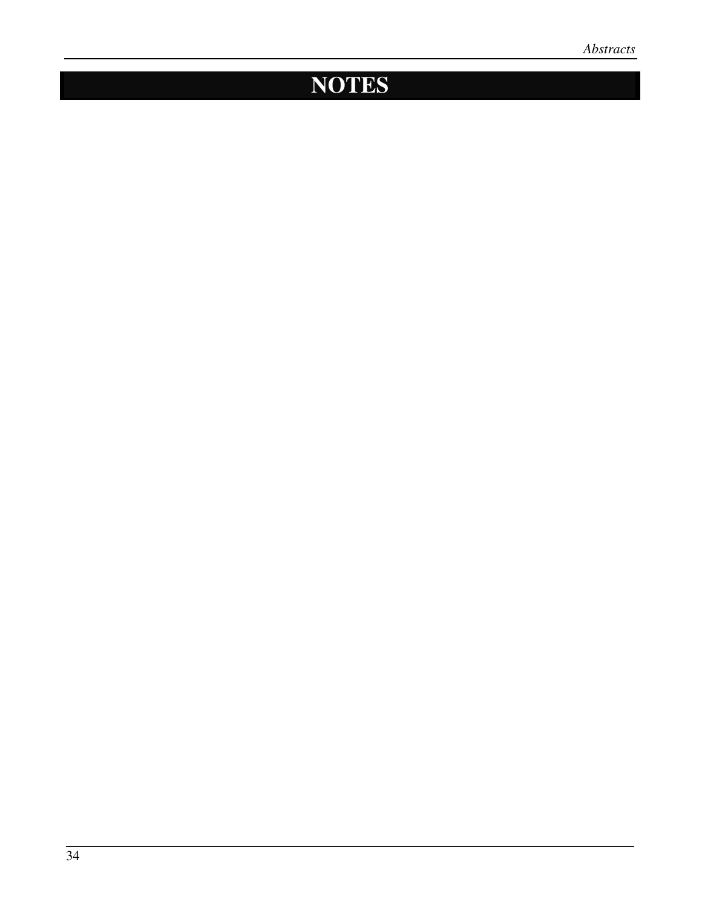# NOTES